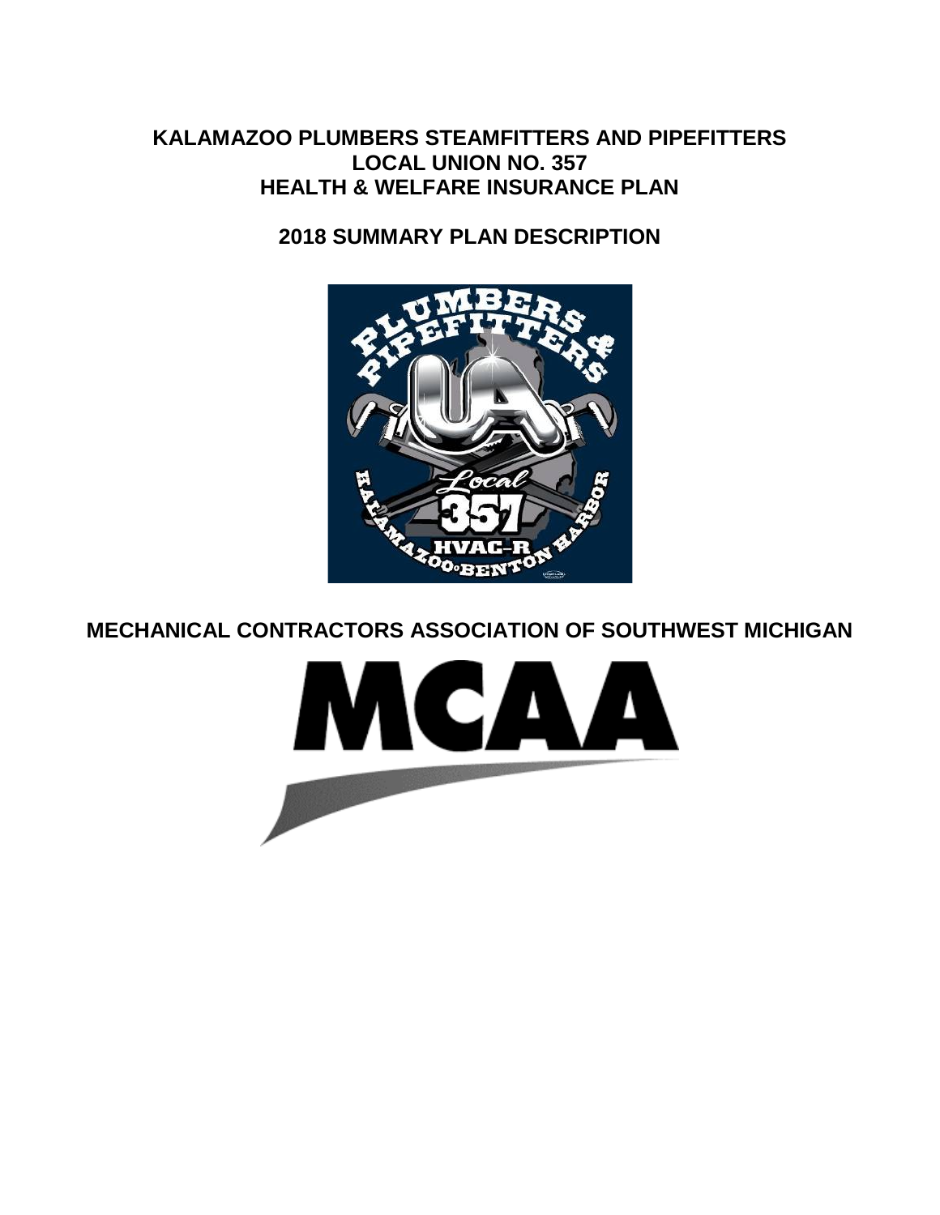# KALAMAZOO PLUMBERS STEAMFITTERS AND PIPEFITTERS LOCAL UNION NO. 357 HEALTH & WELFARE INSURANCE PLAN

## 2018 SUMMARY PLAN DESCRIPTION

## MECHANICAL CONTRACTORS ASSOCIATION OF SOUTHWEST MICHIGAN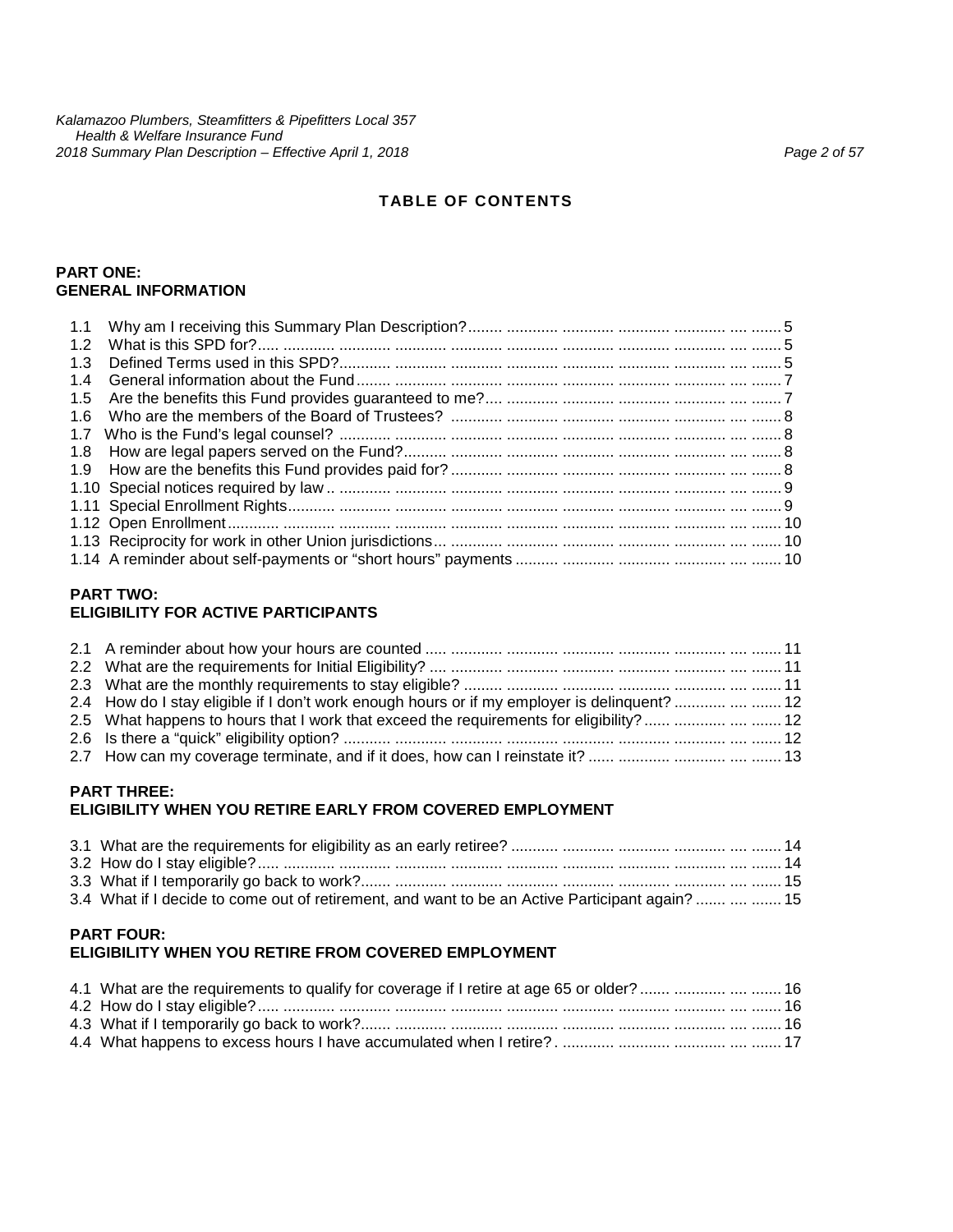# TABLE OF CONTENTS

**PART ONE:**
**GENERAL INFORMATION**

| | | |
|---|---|---|
| 1.1 | Why am I receiving this Summary Plan Description? | 5 |
| 1.2 | What is this SPD for? | 5 |
| 1.3 | Defined Terms used in this SPD? | 5 |
| 1.4 | General information about the Fund | 7 |
| 1.5 | Are the benefits this Fund provides guaranteed to me? | 7 |
| 1.6 | Who are the members of the Board of Trustees? | 8 |
| 1.7 | Who is the Fund's legal counsel? | 8 |
| 1.8 | How are legal papers served on the Fund? | 8 |
| 1.9 | How are the benefits this Fund provides paid for? | 8 |
| 1.10 | Special notices required by law | 9 |
| 1.11 | Special Enrollment Rights | 9 |
| 1.12 | Open Enrollment | 10 |
| 1.13 | Reciprocity for work in other Union jurisdictions | 10 |
| 1.14 | A reminder about self-payments or "short hours" payments | 10 |

**PART TWO:**
**ELIGIBILITY FOR ACTIVE PARTICIPANTS**

| | | |
|---|---|---|
| 2.1 | A reminder about how your hours are counted | 11 |
| 2.2 | What are the requirements for Initial Eligibility? | 11 |
| 2.3 | What are the monthly requirements to stay eligible? | 11 |
| 2.4 | How do I stay eligible if I don't work enough hours or if my employer is delinquent? | 12 |
| 2.5 | What happens to hours that I work that exceed the requirements for eligibility? | 12 |
| 2.6 | Is there a "quick" eligibility option? | 12 |
| 2.7 | How can my coverage terminate, and if it does, how can I reinstate it? | 13 |

**PART THREE:**
**ELIGIBILITY WHEN YOU RETIRE EARLY FROM COVERED EMPLOYMENT**

| | | |
|---|---|---|
| 3.1 | What are the requirements for eligibility as an early retiree? | 14 |
| 3.2 | How do I stay eligible? | 14 |
| 3.3 | What if I temporarily go back to work? | 15 |
| 3.4 | What if I decide to come out of retirement, and want to be an Active Participant again? | 15 |

**PART FOUR:**
**ELIGIBILITY WHEN YOU RETIRE FROM COVERED EMPLOYMENT**

| | | |
|---|---|---|
| 4.1 | What are the requirements to qualify for coverage if I retire at age 65 or older? | 16 |
| 4.2 | How do I stay eligible? | 16 |
| 4.3 | What if I temporarily go back to work? | 16 |
| 4.4 | What happens to excess hours I have accumulated when I retire? | 17 |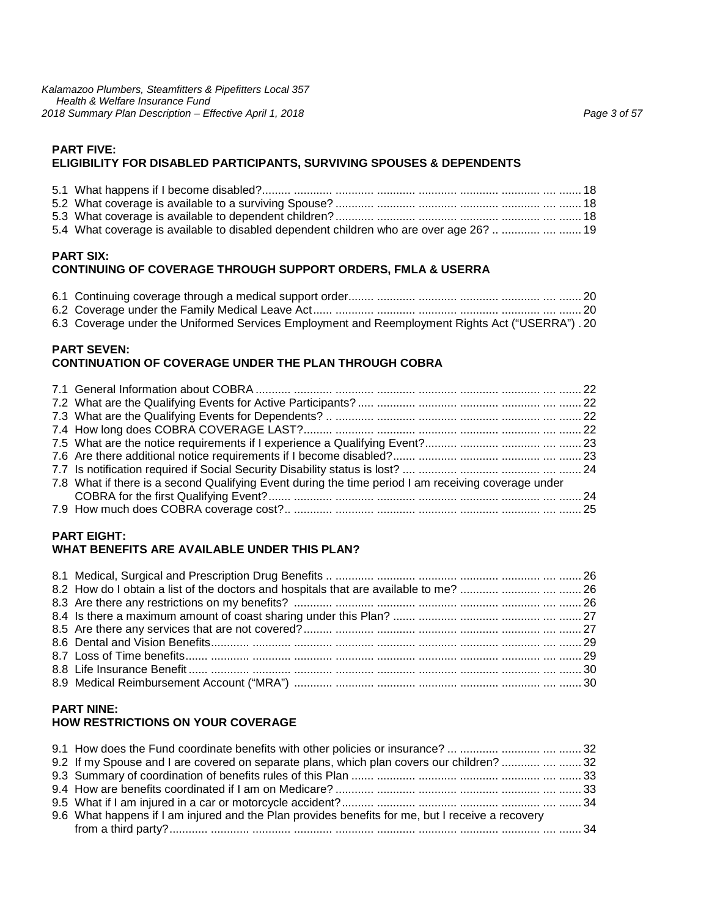**PART FIVE:**
**ELIGIBILITY FOR DISABLED PARTICIPANTS, SURVIVING SPOUSES & DEPENDENTS**

5.1 What happens if I become disabled? ........ 18
5.2 What coverage is available to a surviving Spouse? ........ 18
5.3 What coverage is available to dependent children? ........ 18
5.4 What coverage is available to disabled dependent children who are over age 26? ........ 19

**PART SIX:**
**CONTINUING OF COVERAGE THROUGH SUPPORT ORDERS, FMLA & USERRA**

6.1 Continuing coverage through a medical support order ........ 20
6.2 Coverage under the Family Medical Leave Act ........ 20
6.3 Coverage under the Uniformed Services Employment and Reemployment Rights Act ("USERRA") . 20

**PART SEVEN:**
**CONTINUATION OF COVERAGE UNDER THE PLAN THROUGH COBRA**

7.1 General Information about COBRA ........ 22
7.2 What are the Qualifying Events for Active Participants? ........ 22
7.3 What are the Qualifying Events for Dependents? ........ 22
7.4 How long does COBRA COVERAGE LAST? ........ 22
7.5 What are the notice requirements if I experience a Qualifying Event? ........ 23
7.6 Are there additional notice requirements if I become disabled? ........ 23
7.7 Is notification required if Social Security Disability status is lost? ........ 24
7.8 What if there is a second Qualifying Event during the time period I am receiving coverage under COBRA for the first Qualifying Event? ........ 24
7.9 How much does COBRA coverage cost? ........ 25

**PART EIGHT:**
**WHAT BENEFITS ARE AVAILABLE UNDER THIS PLAN?**

8.1 Medical, Surgical and Prescription Drug Benefits ........ 26
8.2 How do I obtain a list of the doctors and hospitals that are available to me? ........ 26
8.3 Are there any restrictions on my benefits? ........ 26
8.4 Is there a maximum amount of coast sharing under this Plan? ........ 27
8.5 Are there any services that are not covered? ........ 27
8.6 Dental and Vision Benefits ........ 29
8.7 Loss of Time benefits ........ 29
8.8 Life Insurance Benefit ........ 30
8.9 Medical Reimbursement Account ("MRA") ........ 30

**PART NINE:**
**HOW RESTRICTIONS ON YOUR COVERAGE**

9.1 How does the Fund coordinate benefits with other policies or insurance? ........ 32
9.2 If my Spouse and I are covered on separate plans, which plan covers our children? ........ 32
9.3 Summary of coordination of benefits rules of this Plan ........ 33
9.4 How are benefits coordinated if I am on Medicare? ........ 33
9.5 What if I am injured in a car or motorcycle accident? ........ 34
9.6 What happens if I am injured and the Plan provides benefits for me, but I receive a recovery from a third party? ........ 34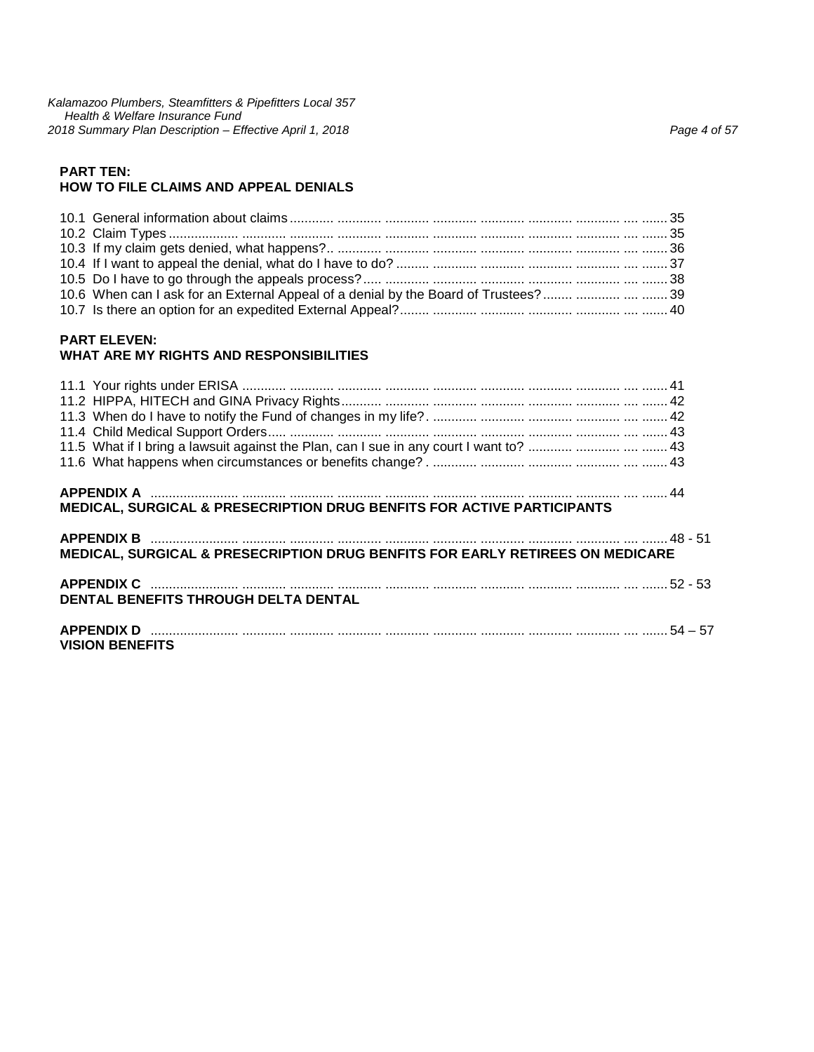**PART TEN:**
**HOW TO FILE CLAIMS AND APPEAL DENIALS**

10.1 General information about claims .......... 35
10.2 Claim Types .......... 35
10.3 If my claim gets denied, what happens? .......... 36
10.4 If I want to appeal the denial, what do I have to do? .......... 37
10.5 Do I have to go through the appeals process? .......... 38
10.6 When can I ask for an External Appeal of a denial by the Board of Trustees? .......... 39
10.7 Is there an option for an expedited External Appeal? .......... 40

**PART ELEVEN:**
**WHAT ARE MY RIGHTS AND RESPONSIBILITIES**

11.1 Your rights under ERISA .......... 41
11.2 HIPPA, HITECH and GINA Privacy Rights .......... 42
11.3 When do I have to notify the Fund of changes in my life? .......... 42
11.4 Child Medical Support Orders .......... 43
11.5 What if I bring a lawsuit against the Plan, can I sue in any court I want to? .......... 43
11.6 What happens when circumstances or benefits change? .......... 43

**APPENDIX A** .......... 44
**MEDICAL, SURGICAL & PRESECRIPTION DRUG BENFITS FOR ACTIVE PARTICIPANTS**

**APPENDIX B** .......... 48 - 51
**MEDICAL, SURGICAL & PRESECRIPTION DRUG BENFITS FOR EARLY RETIREES ON MEDICARE**

**APPENDIX C** .......... 52 - 53
**DENTAL BENEFITS THROUGH DELTA DENTAL**

**APPENDIX D** .......... 54 – 57
**VISION BENEFITS**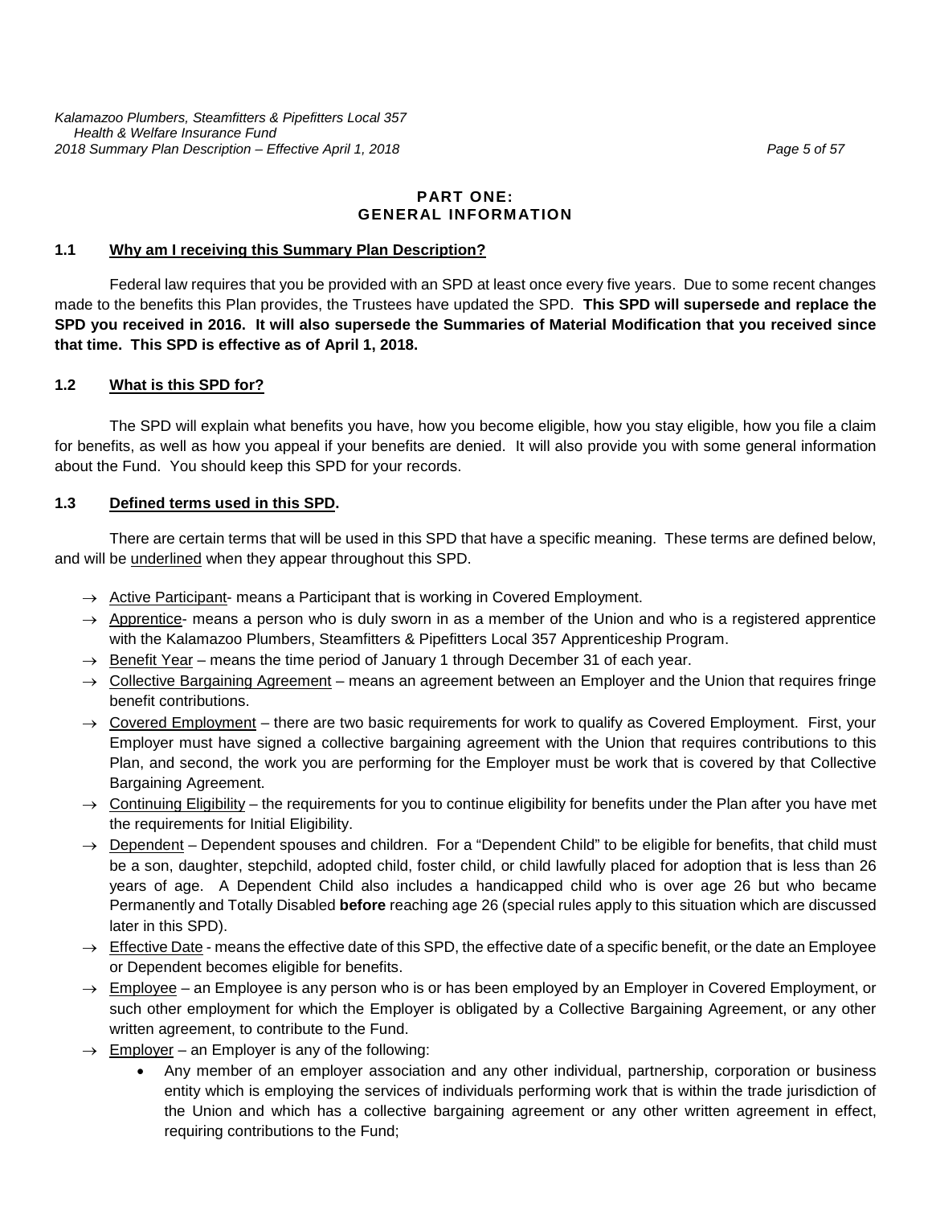## PART ONE: GENERAL INFORMATION

### 1.1 Why am I receiving this Summary Plan Description?

Federal law requires that you be provided with an SPD at least once every five years. Due to some recent changes made to the benefits this Plan provides, the Trustees have updated the SPD. **This SPD will supersede and replace the SPD you received in 2016. It will also supersede the Summaries of Material Modification that you received since that time. This SPD is effective as of April 1, 2018.**

### 1.2 What is this SPD for?

The SPD will explain what benefits you have, how you become eligible, how you stay eligible, how you file a claim for benefits, as well as how you appeal if your benefits are denied. It will also provide you with some general information about the Fund. You should keep this SPD for your records.

### 1.3 Defined terms used in this SPD.

There are certain terms that will be used in this SPD that have a specific meaning. These terms are defined below, and will be underlined when they appear throughout this SPD.

- → Active Participant- means a Participant that is working in Covered Employment.
- → Apprentice- means a person who is duly sworn in as a member of the Union and who is a registered apprentice with the Kalamazoo Plumbers, Steamfitters & Pipefitters Local 357 Apprenticeship Program.
- → Benefit Year – means the time period of January 1 through December 31 of each year.
- → Collective Bargaining Agreement – means an agreement between an Employer and the Union that requires fringe benefit contributions.
- → Covered Employment – there are two basic requirements for work to qualify as Covered Employment. First, your Employer must have signed a collective bargaining agreement with the Union that requires contributions to this Plan, and second, the work you are performing for the Employer must be work that is covered by that Collective Bargaining Agreement.
- → Continuing Eligibility – the requirements for you to continue eligibility for benefits under the Plan after you have met the requirements for Initial Eligibility.
- → Dependent – Dependent spouses and children. For a "Dependent Child" to be eligible for benefits, that child must be a son, daughter, stepchild, adopted child, foster child, or child lawfully placed for adoption that is less than 26 years of age. A Dependent Child also includes a handicapped child who is over age 26 but who became Permanently and Totally Disabled **before** reaching age 26 (special rules apply to this situation which are discussed later in this SPD).
- → Effective Date - means the effective date of this SPD, the effective date of a specific benefit, or the date an Employee or Dependent becomes eligible for benefits.
- → Employee – an Employee is any person who is or has been employed by an Employer in Covered Employment, or such other employment for which the Employer is obligated by a Collective Bargaining Agreement, or any other written agreement, to contribute to the Fund.
- → Employer – an Employer is any of the following:
  - Any member of an employer association and any other individual, partnership, corporation or business entity which is employing the services of individuals performing work that is within the trade jurisdiction of the Union and which has a collective bargaining agreement or any other written agreement in effect, requiring contributions to the Fund;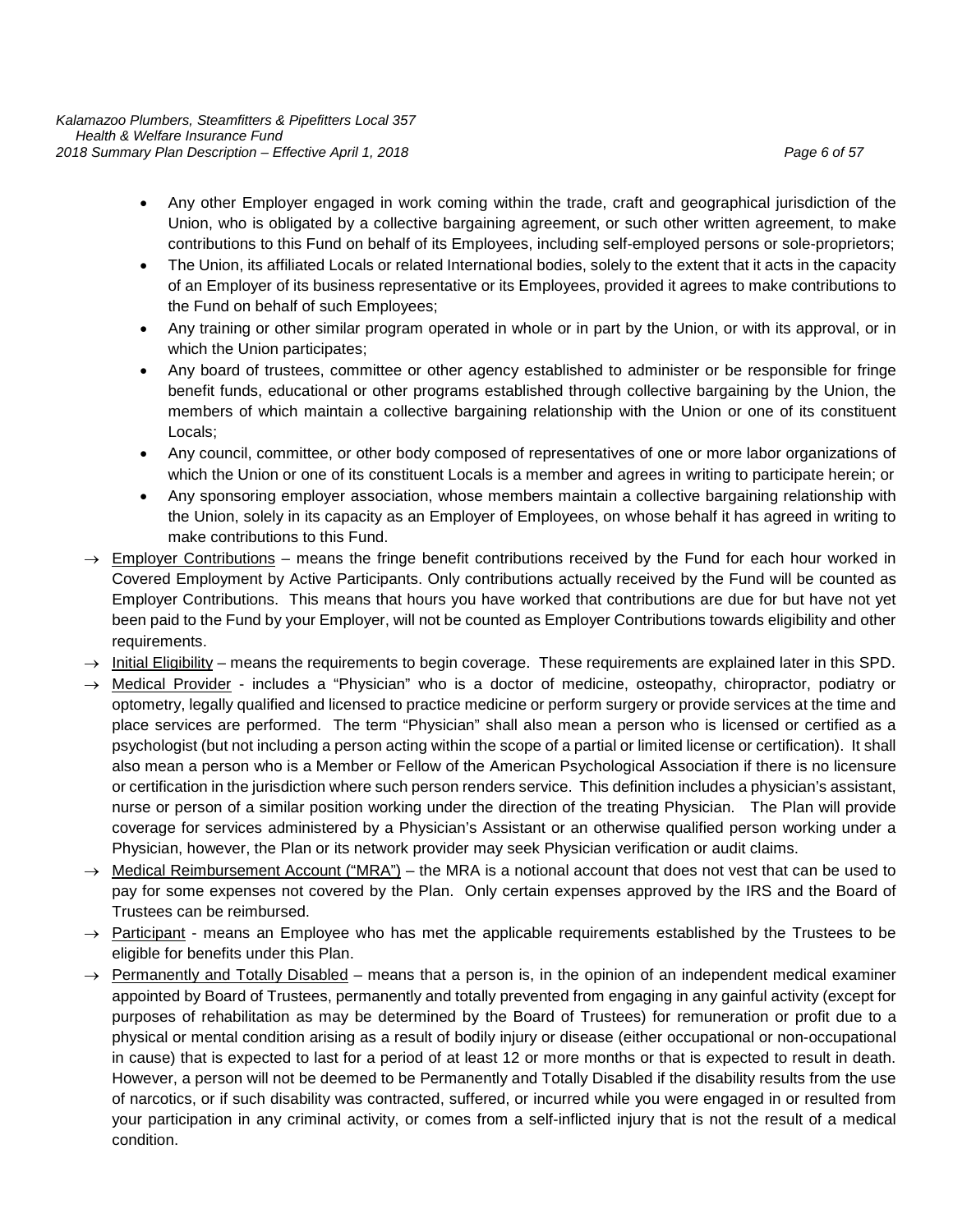- Any other Employer engaged in work coming within the trade, craft and geographical jurisdiction of the Union, who is obligated by a collective bargaining agreement, or such other written agreement, to make contributions to this Fund on behalf of its Employees, including self-employed persons or sole-proprietors;
- The Union, its affiliated Locals or related International bodies, solely to the extent that it acts in the capacity of an Employer of its business representative or its Employees, provided it agrees to make contributions to the Fund on behalf of such Employees;
- Any training or other similar program operated in whole or in part by the Union, or with its approval, or in which the Union participates;
- Any board of trustees, committee or other agency established to administer or be responsible for fringe benefit funds, educational or other programs established through collective bargaining by the Union, the members of which maintain a collective bargaining relationship with the Union or one of its constituent Locals;
- Any council, committee, or other body composed of representatives of one or more labor organizations of which the Union or one of its constituent Locals is a member and agrees in writing to participate herein; or
- Any sponsoring employer association, whose members maintain a collective bargaining relationship with the Union, solely in its capacity as an Employer of Employees, on whose behalf it has agreed in writing to make contributions to this Fund.

→ Employer Contributions – means the fringe benefit contributions received by the Fund for each hour worked in Covered Employment by Active Participants. Only contributions actually received by the Fund will be counted as Employer Contributions. This means that hours you have worked that contributions are due for but have not yet been paid to the Fund by your Employer, will not be counted as Employer Contributions towards eligibility and other requirements.

→ Initial Eligibility – means the requirements to begin coverage. These requirements are explained later in this SPD.

→ Medical Provider - includes a "Physician" who is a doctor of medicine, osteopathy, chiropractor, podiatry or optometry, legally qualified and licensed to practice medicine or perform surgery or provide services at the time and place services are performed. The term "Physician" shall also mean a person who is licensed or certified as a psychologist (but not including a person acting within the scope of a partial or limited license or certification). It shall also mean a person who is a Member or Fellow of the American Psychological Association if there is no licensure or certification in the jurisdiction where such person renders service. This definition includes a physician's assistant, nurse or person of a similar position working under the direction of the treating Physician. The Plan will provide coverage for services administered by a Physician's Assistant or an otherwise qualified person working under a Physician, however, the Plan or its network provider may seek Physician verification or audit claims.

→ Medical Reimbursement Account ("MRA") – the MRA is a notional account that does not vest that can be used to pay for some expenses not covered by the Plan. Only certain expenses approved by the IRS and the Board of Trustees can be reimbursed.

→ Participant - means an Employee who has met the applicable requirements established by the Trustees to be eligible for benefits under this Plan.

→ Permanently and Totally Disabled – means that a person is, in the opinion of an independent medical examiner appointed by Board of Trustees, permanently and totally prevented from engaging in any gainful activity (except for purposes of rehabilitation as may be determined by the Board of Trustees) for remuneration or profit due to a physical or mental condition arising as a result of bodily injury or disease (either occupational or non-occupational in cause) that is expected to last for a period of at least 12 or more months or that is expected to result in death. However, a person will not be deemed to be Permanently and Totally Disabled if the disability results from the use of narcotics, or if such disability was contracted, suffered, or incurred while you were engaged in or resulted from your participation in any criminal activity, or comes from a self-inflicted injury that is not the result of a medical condition.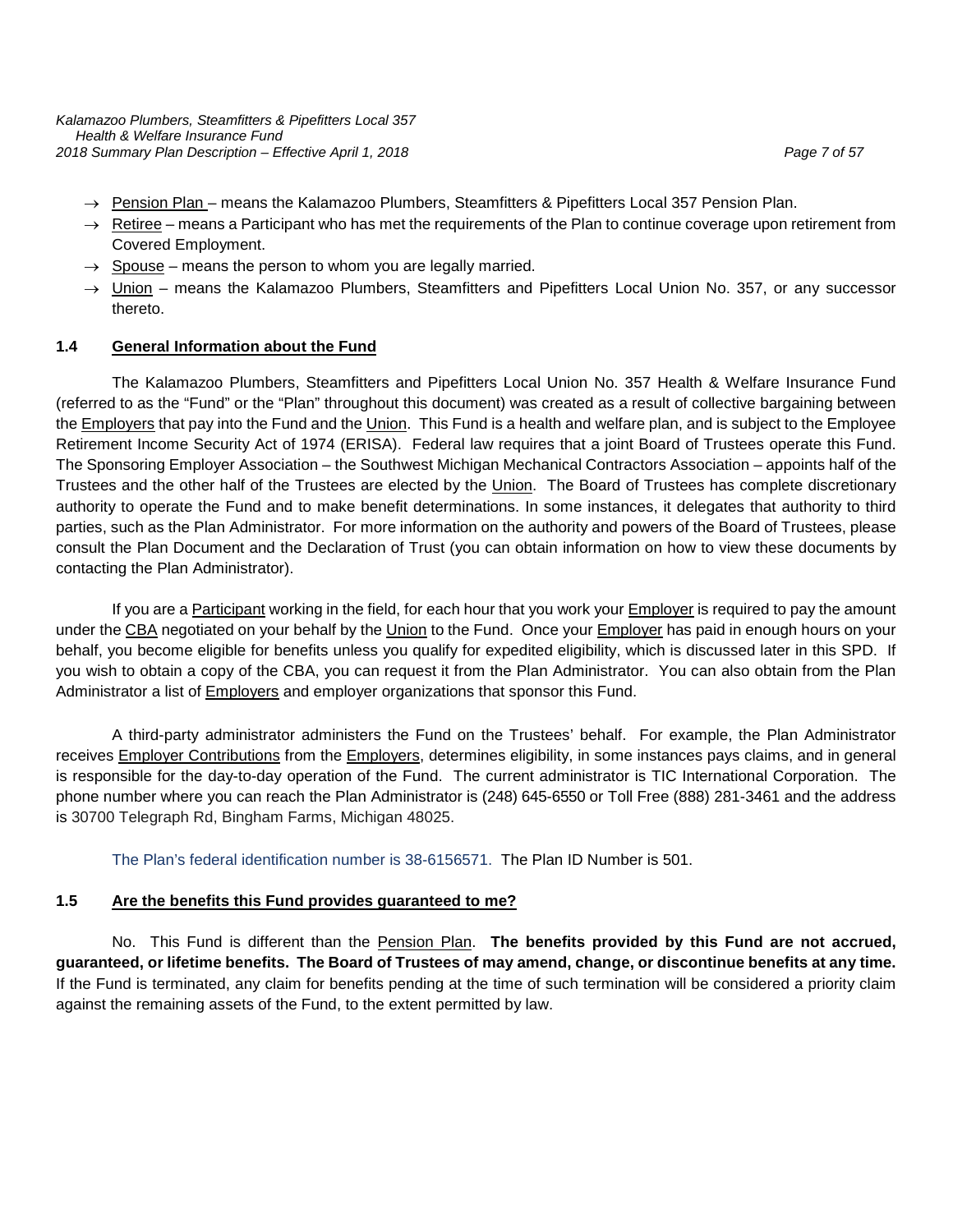- → Pension Plan – means the Kalamazoo Plumbers, Steamfitters & Pipefitters Local 357 Pension Plan.
- → Retiree – means a Participant who has met the requirements of the Plan to continue coverage upon retirement from Covered Employment.
- → Spouse – means the person to whom you are legally married.
- → Union – means the Kalamazoo Plumbers, Steamfitters and Pipefitters Local Union No. 357, or any successor thereto.

## 1.4 General Information about the Fund

The Kalamazoo Plumbers, Steamfitters and Pipefitters Local Union No. 357 Health & Welfare Insurance Fund (referred to as the "Fund" or the "Plan" throughout this document) was created as a result of collective bargaining between the Employers that pay into the Fund and the Union. This Fund is a health and welfare plan, and is subject to the Employee Retirement Income Security Act of 1974 (ERISA). Federal law requires that a joint Board of Trustees operate this Fund. The Sponsoring Employer Association – the Southwest Michigan Mechanical Contractors Association – appoints half of the Trustees and the other half of the Trustees are elected by the Union. The Board of Trustees has complete discretionary authority to operate the Fund and to make benefit determinations. In some instances, it delegates that authority to third parties, such as the Plan Administrator. For more information on the authority and powers of the Board of Trustees, please consult the Plan Document and the Declaration of Trust (you can obtain information on how to view these documents by contacting the Plan Administrator).

If you are a Participant working in the field, for each hour that you work your Employer is required to pay the amount under the CBA negotiated on your behalf by the Union to the Fund. Once your Employer has paid in enough hours on your behalf, you become eligible for benefits unless you qualify for expedited eligibility, which is discussed later in this SPD. If you wish to obtain a copy of the CBA, you can request it from the Plan Administrator. You can also obtain from the Plan Administrator a list of Employers and employer organizations that sponsor this Fund.

A third-party administrator administers the Fund on the Trustees' behalf. For example, the Plan Administrator receives Employer Contributions from the Employers, determines eligibility, in some instances pays claims, and in general is responsible for the day-to-day operation of the Fund. The current administrator is TIC International Corporation. The phone number where you can reach the Plan Administrator is (248) 645-6550 or Toll Free (888) 281-3461 and the address is 30700 Telegraph Rd, Bingham Farms, Michigan 48025.

The Plan's federal identification number is 38-6156571. The Plan ID Number is 501.

## 1.5 Are the benefits this Fund provides guaranteed to me?

No. This Fund is different than the Pension Plan. **The benefits provided by this Fund are not accrued, guaranteed, or lifetime benefits. The Board of Trustees of may amend, change, or discontinue benefits at any time.** If the Fund is terminated, any claim for benefits pending at the time of such termination will be considered a priority claim against the remaining assets of the Fund, to the extent permitted by law.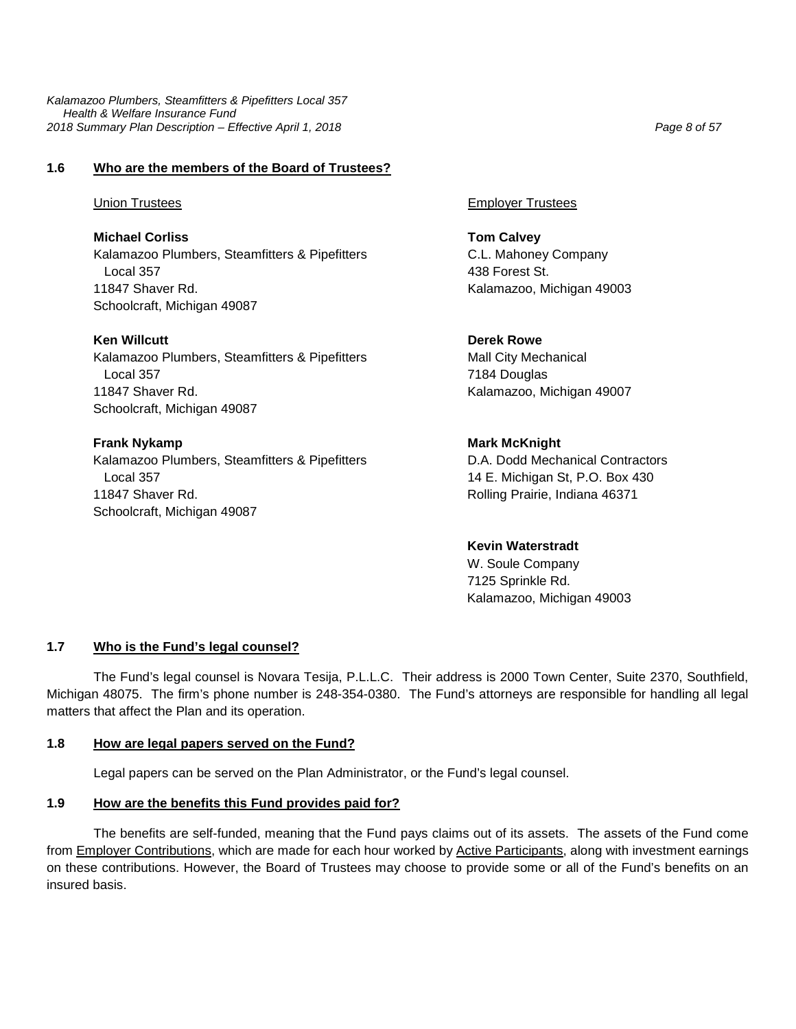### 1.6 Who are the members of the Board of Trustees?

Union Trustees

**Michael Corliss**
Kalamazoo Plumbers, Steamfitters & Pipefitters
Local 357
11847 Shaver Rd.
Schoolcraft, Michigan 49087

**Ken Willcutt**
Kalamazoo Plumbers, Steamfitters & Pipefitters
Local 357
11847 Shaver Rd.
Schoolcraft, Michigan 49087

**Frank Nykamp**
Kalamazoo Plumbers, Steamfitters & Pipefitters
Local 357
11847 Shaver Rd.
Schoolcraft, Michigan 49087

Employer Trustees

**Tom Calvey**
C.L. Mahoney Company
438 Forest St.
Kalamazoo, Michigan 49003

**Derek Rowe**
Mall City Mechanical
7184 Douglas
Kalamazoo, Michigan 49007

**Mark McKnight**
D.A. Dodd Mechanical Contractors
14 E. Michigan St, P.O. Box 430
Rolling Prairie, Indiana 46371

**Kevin Waterstradt**
W. Soule Company
7125 Sprinkle Rd.
Kalamazoo, Michigan 49003

### 1.7 Who is the Fund's legal counsel?

The Fund's legal counsel is Novara Tesija, P.L.L.C. Their address is 2000 Town Center, Suite 2370, Southfield, Michigan 48075. The firm's phone number is 248-354-0380. The Fund's attorneys are responsible for handling all legal matters that affect the Plan and its operation.

### 1.8 How are legal papers served on the Fund?

Legal papers can be served on the Plan Administrator, or the Fund's legal counsel.

### 1.9 How are the benefits this Fund provides paid for?

The benefits are self-funded, meaning that the Fund pays claims out of its assets. The assets of the Fund come from Employer Contributions, which are made for each hour worked by Active Participants, along with investment earnings on these contributions. However, the Board of Trustees may choose to provide some or all of the Fund's benefits on an insured basis.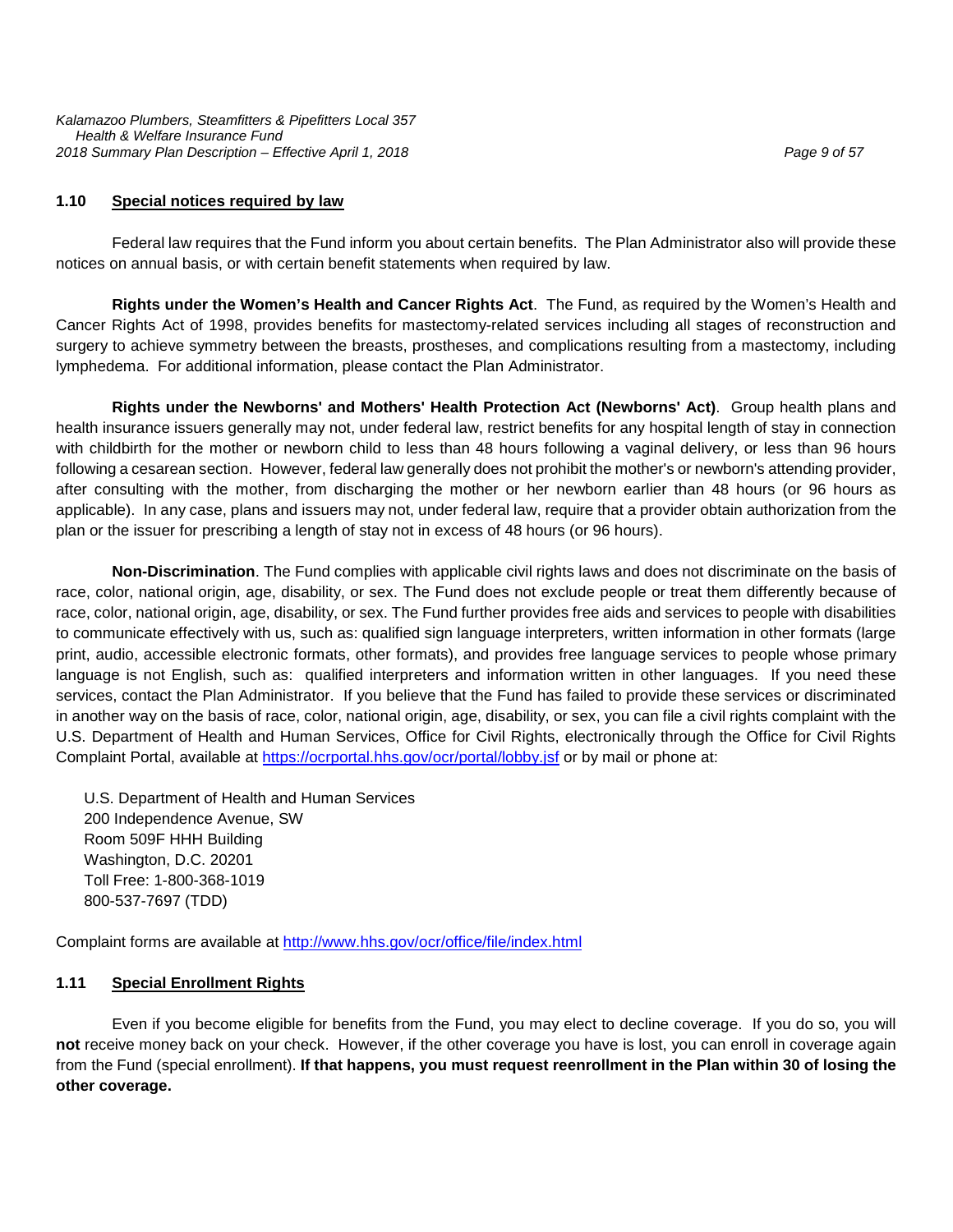## 1.10 Special notices required by law

Federal law requires that the Fund inform you about certain benefits. The Plan Administrator also will provide these notices on annual basis, or with certain benefit statements when required by law.

**Rights under the Women's Health and Cancer Rights Act**. The Fund, as required by the Women's Health and Cancer Rights Act of 1998, provides benefits for mastectomy-related services including all stages of reconstruction and surgery to achieve symmetry between the breasts, prostheses, and complications resulting from a mastectomy, including lymphedema. For additional information, please contact the Plan Administrator.

**Rights under the Newborns' and Mothers' Health Protection Act (Newborns' Act)**. Group health plans and health insurance issuers generally may not, under federal law, restrict benefits for any hospital length of stay in connection with childbirth for the mother or newborn child to less than 48 hours following a vaginal delivery, or less than 96 hours following a cesarean section. However, federal law generally does not prohibit the mother's or newborn's attending provider, after consulting with the mother, from discharging the mother or her newborn earlier than 48 hours (or 96 hours as applicable). In any case, plans and issuers may not, under federal law, require that a provider obtain authorization from the plan or the issuer for prescribing a length of stay not in excess of 48 hours (or 96 hours).

**Non-Discrimination**. The Fund complies with applicable civil rights laws and does not discriminate on the basis of race, color, national origin, age, disability, or sex. The Fund does not exclude people or treat them differently because of race, color, national origin, age, disability, or sex. The Fund further provides free aids and services to people with disabilities to communicate effectively with us, such as: qualified sign language interpreters, written information in other formats (large print, audio, accessible electronic formats, other formats), and provides free language services to people whose primary language is not English, such as: qualified interpreters and information written in other languages. If you need these services, contact the Plan Administrator. If you believe that the Fund has failed to provide these services or discriminated in another way on the basis of race, color, national origin, age, disability, or sex, you can file a civil rights complaint with the U.S. Department of Health and Human Services, Office for Civil Rights, electronically through the Office for Civil Rights Complaint Portal, available at https://ocrportal.hhs.gov/ocr/portal/lobby.jsf or by mail or phone at:

U.S. Department of Health and Human Services
200 Independence Avenue, SW
Room 509F HHH Building
Washington, D.C. 20201
Toll Free: 1-800-368-1019
800-537-7697 (TDD)

Complaint forms are available at http://www.hhs.gov/ocr/office/file/index.html

## 1.11 Special Enrollment Rights

Even if you become eligible for benefits from the Fund, you may elect to decline coverage. If you do so, you will **not** receive money back on your check. However, if the other coverage you have is lost, you can enroll in coverage again from the Fund (special enrollment). **If that happens, you must request reenrollment in the Plan within 30 of losing the other coverage.**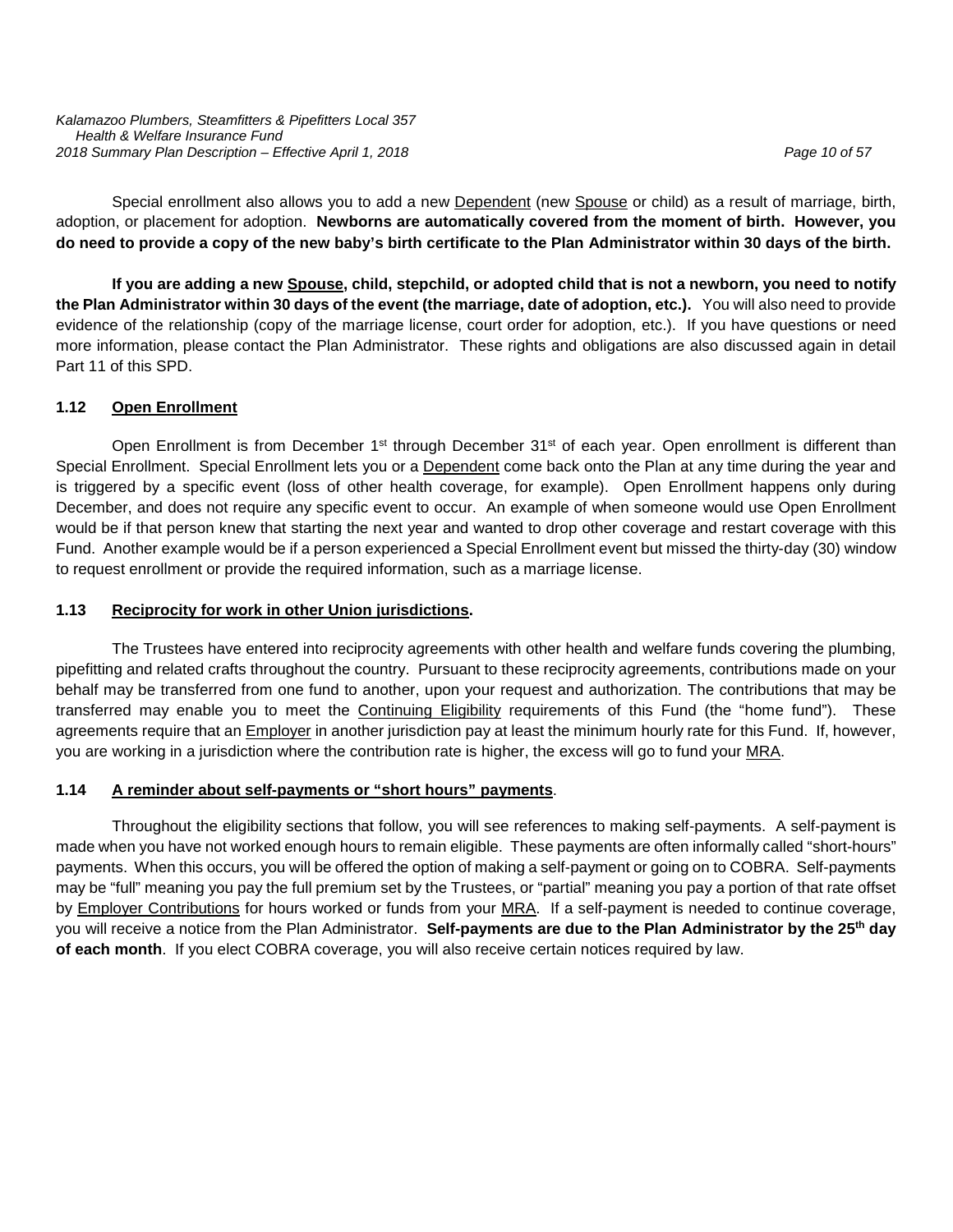Special enrollment also allows you to add a new Dependent (new Spouse or child) as a result of marriage, birth, adoption, or placement for adoption. **Newborns are automatically covered from the moment of birth. However, you do need to provide a copy of the new baby's birth certificate to the Plan Administrator within 30 days of the birth.**

**If you are adding a new Spouse, child, stepchild, or adopted child that is not a newborn, you need to notify the Plan Administrator within 30 days of the event (the marriage, date of adoption, etc.).** You will also need to provide evidence of the relationship (copy of the marriage license, court order for adoption, etc.). If you have questions or need more information, please contact the Plan Administrator. These rights and obligations are also discussed again in detail Part 11 of this SPD.

### 1.12 Open Enrollment

Open Enrollment is from December 1st through December 31st of each year. Open enrollment is different than Special Enrollment. Special Enrollment lets you or a Dependent come back onto the Plan at any time during the year and is triggered by a specific event (loss of other health coverage, for example). Open Enrollment happens only during December, and does not require any specific event to occur. An example of when someone would use Open Enrollment would be if that person knew that starting the next year and wanted to drop other coverage and restart coverage with this Fund. Another example would be if a person experienced a Special Enrollment event but missed the thirty-day (30) window to request enrollment or provide the required information, such as a marriage license.

### 1.13 Reciprocity for work in other Union jurisdictions.

The Trustees have entered into reciprocity agreements with other health and welfare funds covering the plumbing, pipefitting and related crafts throughout the country. Pursuant to these reciprocity agreements, contributions made on your behalf may be transferred from one fund to another, upon your request and authorization. The contributions that may be transferred may enable you to meet the Continuing Eligibility requirements of this Fund (the "home fund"). These agreements require that an Employer in another jurisdiction pay at least the minimum hourly rate for this Fund. If, however, you are working in a jurisdiction where the contribution rate is higher, the excess will go to fund your MRA.

### 1.14 A reminder about self-payments or "short hours" payments.

Throughout the eligibility sections that follow, you will see references to making self-payments. A self-payment is made when you have not worked enough hours to remain eligible. These payments are often informally called "short-hours" payments. When this occurs, you will be offered the option of making a self-payment or going on to COBRA. Self-payments may be "full" meaning you pay the full premium set by the Trustees, or "partial" meaning you pay a portion of that rate offset by Employer Contributions for hours worked or funds from your MRA. If a self-payment is needed to continue coverage, you will receive a notice from the Plan Administrator. **Self-payments are due to the Plan Administrator by the 25th day of each month**. If you elect COBRA coverage, you will also receive certain notices required by law.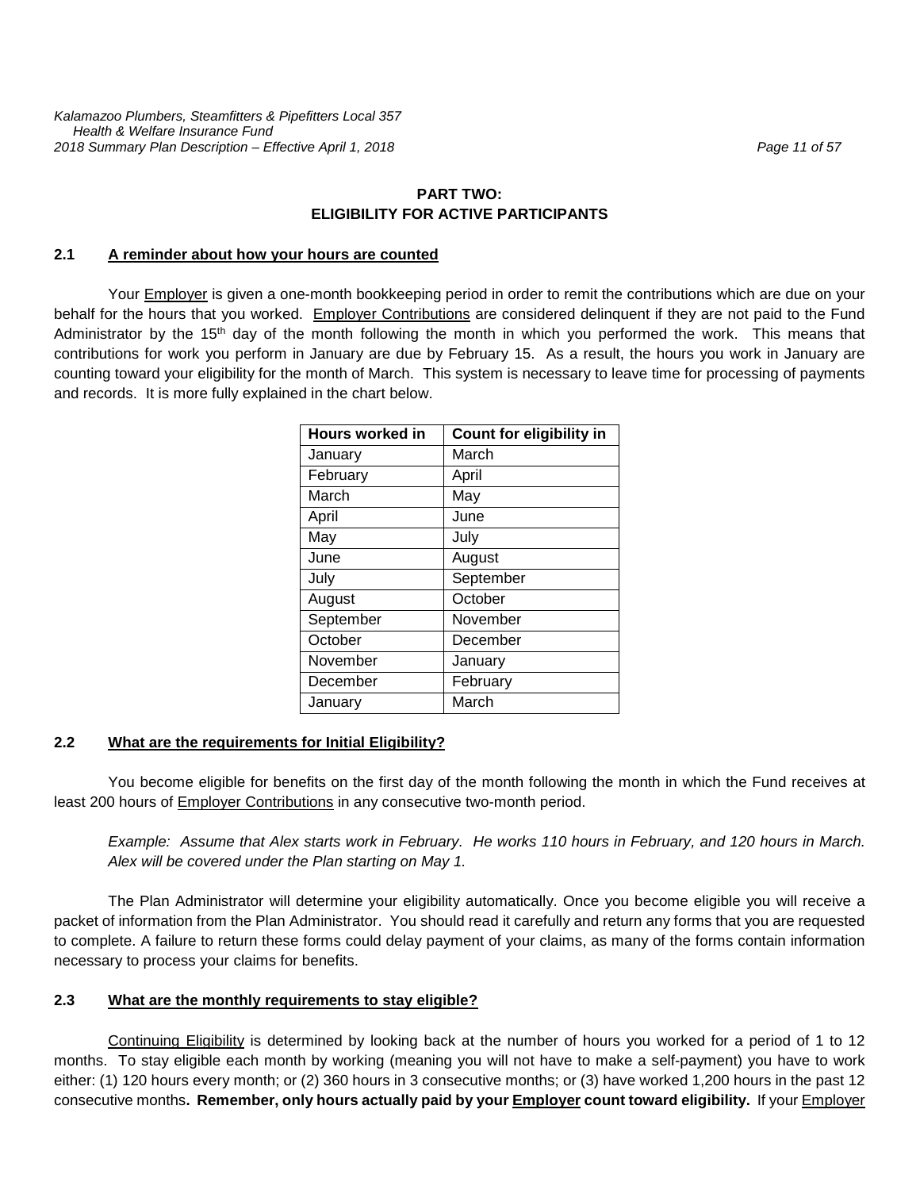## PART TWO: ELIGIBILITY FOR ACTIVE PARTICIPANTS

### 2.1 A reminder about how your hours are counted

Your Employer is given a one-month bookkeeping period in order to remit the contributions which are due on your behalf for the hours that you worked. Employer Contributions are considered delinquent if they are not paid to the Fund Administrator by the 15th day of the month following the month in which you performed the work. This means that contributions for work you perform in January are due by February 15. As a result, the hours you work in January are counting toward your eligibility for the month of March. This system is necessary to leave time for processing of payments and records. It is more fully explained in the chart below.

| Hours worked in | Count for eligibility in |
|---|---|
| January | March |
| February | April |
| March | May |
| April | June |
| May | July |
| June | August |
| July | September |
| August | October |
| September | November |
| October | December |
| November | January |
| December | February |
| January | March |

### 2.2 What are the requirements for Initial Eligibility?

You become eligible for benefits on the first day of the month following the month in which the Fund receives at least 200 hours of Employer Contributions in any consecutive two-month period.

> *Example: Assume that Alex starts work in February. He works 110 hours in February, and 120 hours in March. Alex will be covered under the Plan starting on May 1.*

The Plan Administrator will determine your eligibility automatically. Once you become eligible you will receive a packet of information from the Plan Administrator. You should read it carefully and return any forms that you are requested to complete. A failure to return these forms could delay payment of your claims, as many of the forms contain information necessary to process your claims for benefits.

### 2.3 What are the monthly requirements to stay eligible?

Continuing Eligibility is determined by looking back at the number of hours you worked for a period of 1 to 12 months. To stay eligible each month by working (meaning you will not have to make a self-payment) you have to work either: (1) 120 hours every month; or (2) 360 hours in 3 consecutive months; or (3) have worked 1,200 hours in the past 12 consecutive months**. Remember, only hours actually paid by your Employer count toward eligibility.** If your Employer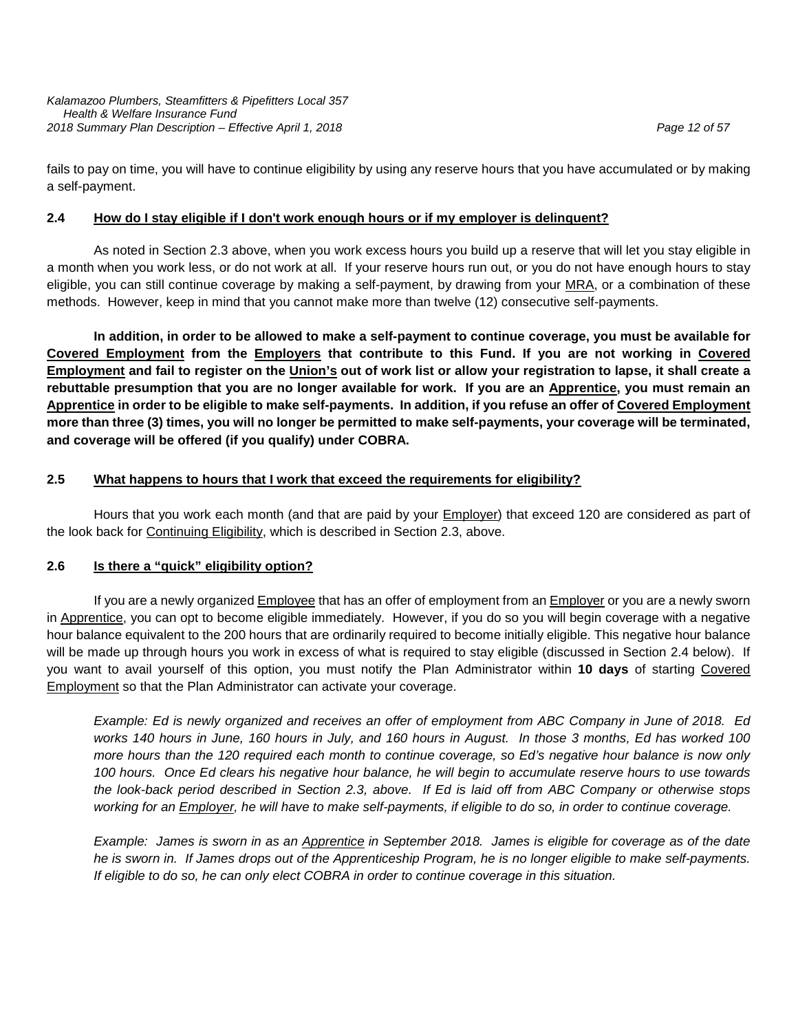fails to pay on time, you will have to continue eligibility by using any reserve hours that you have accumulated or by making a self-payment.

### 2.4 How do I stay eligible if I don't work enough hours or if my employer is delinquent?

As noted in Section 2.3 above, when you work excess hours you build up a reserve that will let you stay eligible in a month when you work less, or do not work at all. If your reserve hours run out, or you do not have enough hours to stay eligible, you can still continue coverage by making a self-payment, by drawing from your MRA, or a combination of these methods. However, keep in mind that you cannot make more than twelve (12) consecutive self-payments.

**In addition, in order to be allowed to make a self-payment to continue coverage, you must be available for Covered Employment from the Employers that contribute to this Fund. If you are not working in Covered Employment and fail to register on the Union's out of work list or allow your registration to lapse, it shall create a rebuttable presumption that you are no longer available for work. If you are an Apprentice, you must remain an Apprentice in order to be eligible to make self-payments. In addition, if you refuse an offer of Covered Employment more than three (3) times, you will no longer be permitted to make self-payments, your coverage will be terminated, and coverage will be offered (if you qualify) under COBRA.**

### 2.5 What happens to hours that I work that exceed the requirements for eligibility?

Hours that you work each month (and that are paid by your Employer) that exceed 120 are considered as part of the look back for Continuing Eligibility, which is described in Section 2.3, above.

### 2.6 Is there a "quick" eligibility option?

If you are a newly organized Employee that has an offer of employment from an Employer or you are a newly sworn in Apprentice, you can opt to become eligible immediately. However, if you do so you will begin coverage with a negative hour balance equivalent to the 200 hours that are ordinarily required to become initially eligible. This negative hour balance will be made up through hours you work in excess of what is required to stay eligible (discussed in Section 2.4 below). If you want to avail yourself of this option, you must notify the Plan Administrator within **10 days** of starting Covered Employment so that the Plan Administrator can activate your coverage.

*Example: Ed is newly organized and receives an offer of employment from ABC Company in June of 2018. Ed works 140 hours in June, 160 hours in July, and 160 hours in August. In those 3 months, Ed has worked 100 more hours than the 120 required each month to continue coverage, so Ed's negative hour balance is now only 100 hours. Once Ed clears his negative hour balance, he will begin to accumulate reserve hours to use towards the look-back period described in Section 2.3, above. If Ed is laid off from ABC Company or otherwise stops working for an Employer, he will have to make self-payments, if eligible to do so, in order to continue coverage.*

*Example: James is sworn in as an Apprentice in September 2018. James is eligible for coverage as of the date he is sworn in. If James drops out of the Apprenticeship Program, he is no longer eligible to make self-payments. If eligible to do so, he can only elect COBRA in order to continue coverage in this situation.*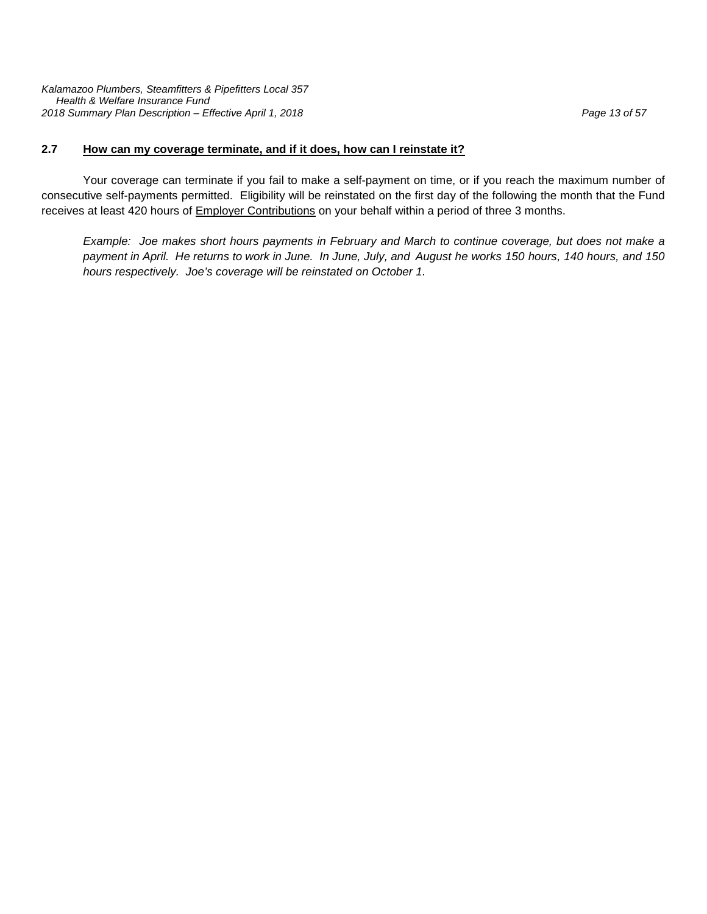## 2.7 <u>How can my coverage terminate, and if it does, how can I reinstate it?</u>

Your coverage can terminate if you fail to make a self-payment on time, or if you reach the maximum number of consecutive self-payments permitted. Eligibility will be reinstated on the first day of the following the month that the Fund receives at least 420 hours of <u>Employer Contributions</u> on your behalf within a period of three 3 months.

*Example: Joe makes short hours payments in February and March to continue coverage, but does not make a payment in April. He returns to work in June. In June, July, and August he works 150 hours, 140 hours, and 150 hours respectively. Joe's coverage will be reinstated on October 1.*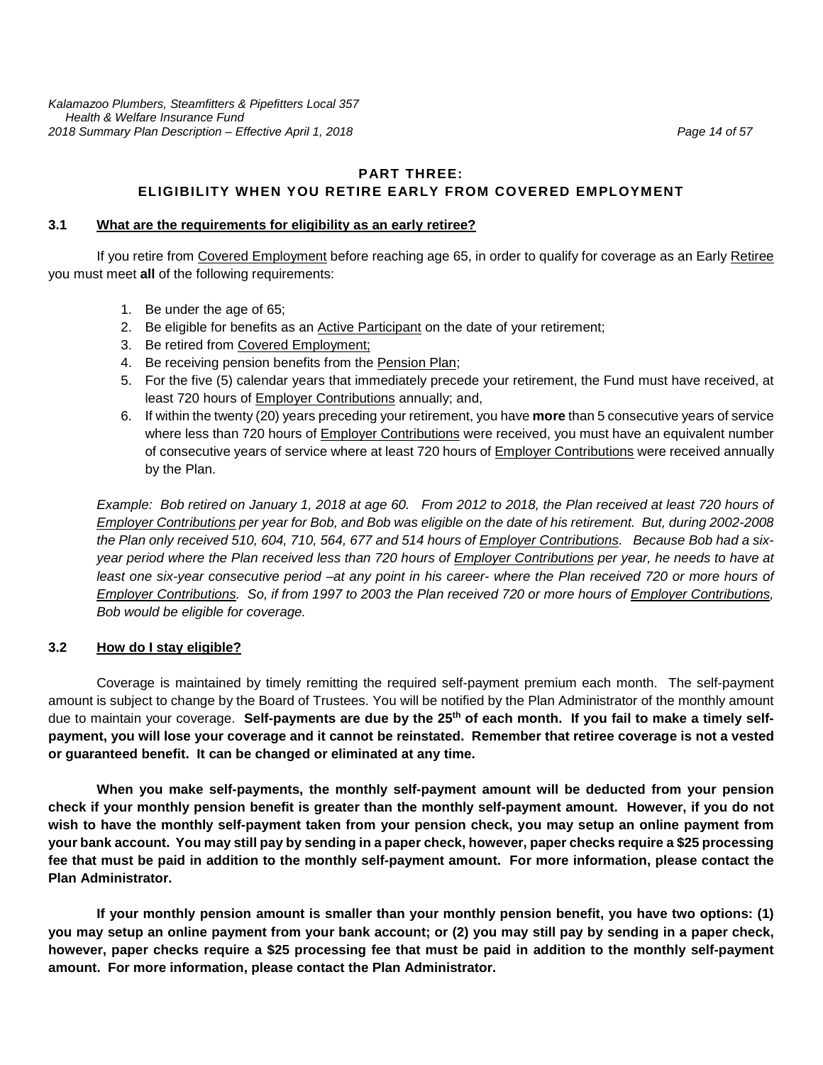## PART THREE:
## ELIGIBILITY WHEN YOU RETIRE EARLY FROM COVERED EMPLOYMENT

### 3.1 What are the requirements for eligibility as an early retiree?

If you retire from Covered Employment before reaching age 65, in order to qualify for coverage as an Early Retiree you must meet **all** of the following requirements:

1. Be under the age of 65;
2. Be eligible for benefits as an Active Participant on the date of your retirement;
3. Be retired from Covered Employment;
4. Be receiving pension benefits from the Pension Plan;
5. For the five (5) calendar years that immediately precede your retirement, the Fund must have received, at least 720 hours of Employer Contributions annually; and,
6. If within the twenty (20) years preceding your retirement, you have **more** than 5 consecutive years of service where less than 720 hours of Employer Contributions were received, you must have an equivalent number of consecutive years of service where at least 720 hours of Employer Contributions were received annually by the Plan.

*Example: Bob retired on January 1, 2018 at age 60. From 2012 to 2018, the Plan received at least 720 hours of Employer Contributions per year for Bob, and Bob was eligible on the date of his retirement. But, during 2002-2008 the Plan only received 510, 604, 710, 564, 677 and 514 hours of Employer Contributions. Because Bob had a six-year period where the Plan received less than 720 hours of Employer Contributions per year, he needs to have at least one six-year consecutive period –at any point in his career- where the Plan received 720 or more hours of Employer Contributions. So, if from 1997 to 2003 the Plan received 720 or more hours of Employer Contributions, Bob would be eligible for coverage.*

### 3.2 How do I stay eligible?

Coverage is maintained by timely remitting the required self-payment premium each month. The self-payment amount is subject to change by the Board of Trustees. You will be notified by the Plan Administrator of the monthly amount due to maintain your coverage. **Self-payments are due by the 25th of each month. If you fail to make a timely self-payment, you will lose your coverage and it cannot be reinstated. Remember that retiree coverage is not a vested or guaranteed benefit. It can be changed or eliminated at any time.**

**When you make self-payments, the monthly self-payment amount will be deducted from your pension check if your monthly pension benefit is greater than the monthly self-payment amount. However, if you do not wish to have the monthly self-payment taken from your pension check, you may setup an online payment from your bank account. You may still pay by sending in a paper check, however, paper checks require a $25 processing fee that must be paid in addition to the monthly self-payment amount. For more information, please contact the Plan Administrator.**

**If your monthly pension amount is smaller than your monthly pension benefit, you have two options: (1) you may setup an online payment from your bank account; or (2) you may still pay by sending in a paper check, however, paper checks require a $25 processing fee that must be paid in addition to the monthly self-payment amount. For more information, please contact the Plan Administrator.**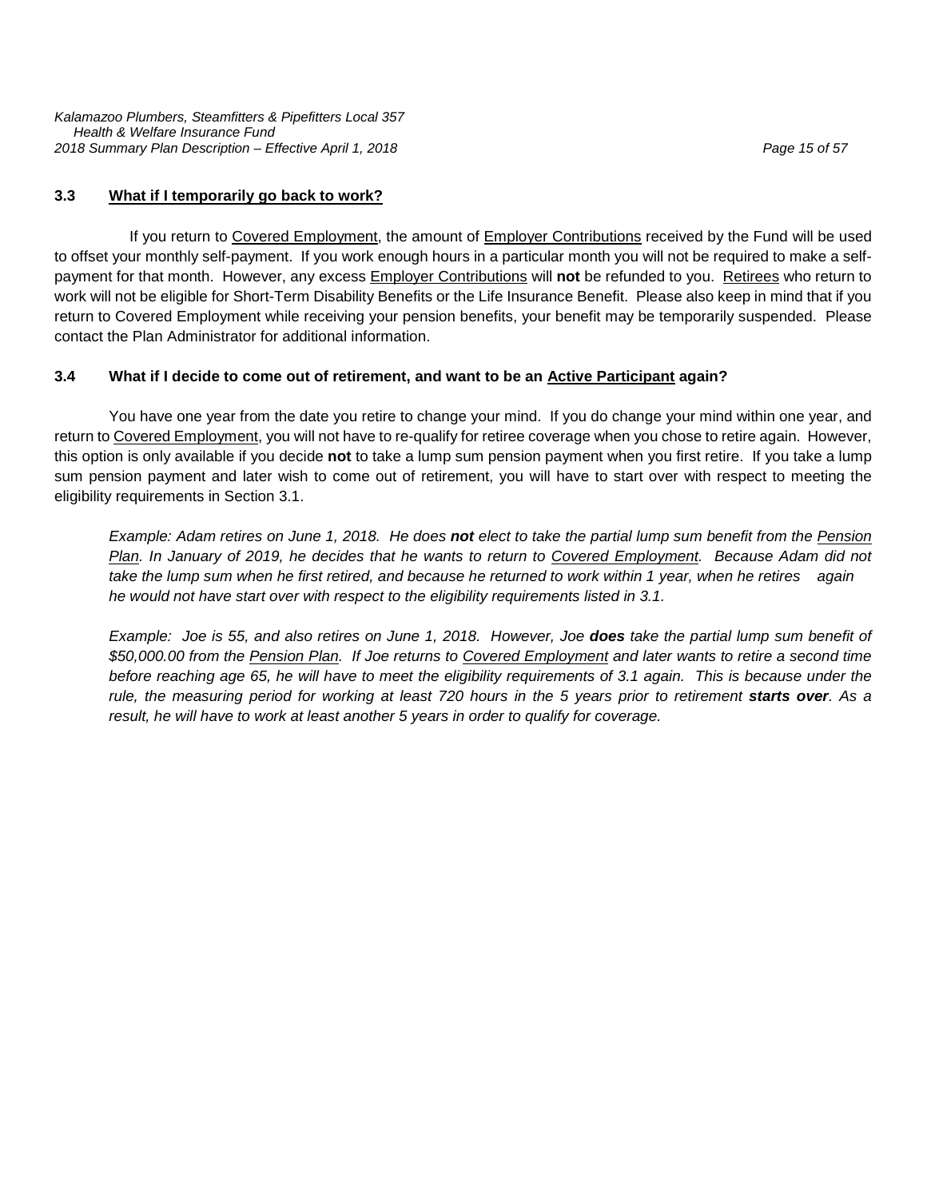### 3.3 What if I temporarily go back to work?

If you return to Covered Employment, the amount of Employer Contributions received by the Fund will be used to offset your monthly self-payment. If you work enough hours in a particular month you will not be required to make a self-payment for that month. However, any excess Employer Contributions will **not** be refunded to you. Retirees who return to work will not be eligible for Short-Term Disability Benefits or the Life Insurance Benefit. Please also keep in mind that if you return to Covered Employment while receiving your pension benefits, your benefit may be temporarily suspended. Please contact the Plan Administrator for additional information.

### 3.4 What if I decide to come out of retirement, and want to be an Active Participant again?

You have one year from the date you retire to change your mind. If you do change your mind within one year, and return to Covered Employment, you will not have to re-qualify for retiree coverage when you chose to retire again. However, this option is only available if you decide **not** to take a lump sum pension payment when you first retire. If you take a lump sum pension payment and later wish to come out of retirement, you will have to start over with respect to meeting the eligibility requirements in Section 3.1.

*Example: Adam retires on June 1, 2018. He does* ***not*** *elect to take the partial lump sum benefit from the Pension Plan. In January of 2019, he decides that he wants to return to Covered Employment. Because Adam did not take the lump sum when he first retired, and because he returned to work within 1 year, when he retires again he would not have start over with respect to the eligibility requirements listed in 3.1.*

*Example: Joe is 55, and also retires on June 1, 2018. However, Joe* ***does*** *take the partial lump sum benefit of $50,000.00 from the Pension Plan. If Joe returns to Covered Employment and later wants to retire a second time before reaching age 65, he will have to meet the eligibility requirements of 3.1 again. This is because under the rule, the measuring period for working at least 720 hours in the 5 years prior to retirement* ***starts over****. As a result, he will have to work at least another 5 years in order to qualify for coverage.*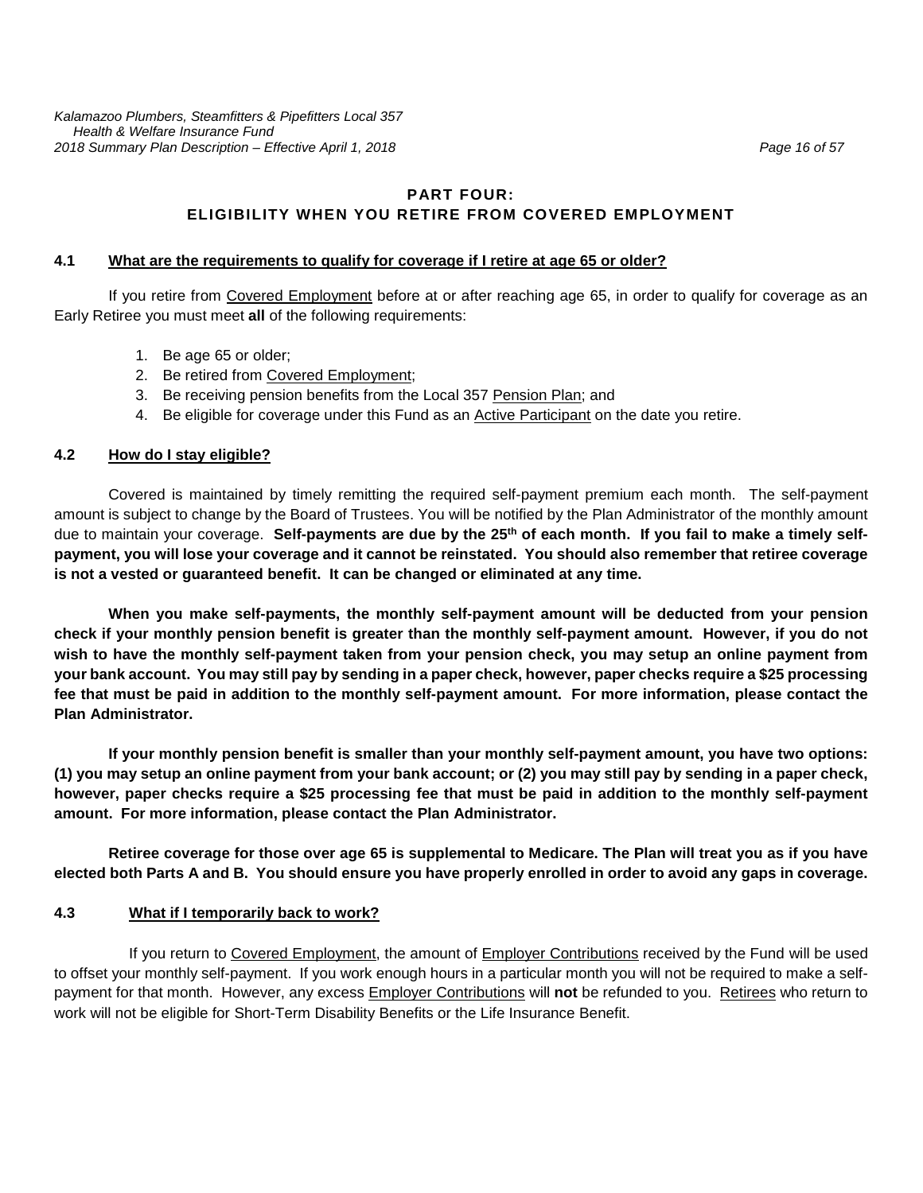## PART FOUR:
## ELIGIBILITY WHEN YOU RETIRE FROM COVERED EMPLOYMENT

### 4.1 What are the requirements to qualify for coverage if I retire at age 65 or older?

If you retire from Covered Employment before at or after reaching age 65, in order to qualify for coverage as an Early Retiree you must meet **all** of the following requirements:

1. Be age 65 or older;
2. Be retired from Covered Employment;
3. Be receiving pension benefits from the Local 357 Pension Plan; and
4. Be eligible for coverage under this Fund as an Active Participant on the date you retire.

### 4.2 How do I stay eligible?

Covered is maintained by timely remitting the required self-payment premium each month. The self-payment amount is subject to change by the Board of Trustees. You will be notified by the Plan Administrator of the monthly amount due to maintain your coverage. **Self-payments are due by the 25th of each month. If you fail to make a timely self-payment, you will lose your coverage and it cannot be reinstated. You should also remember that retiree coverage is not a vested or guaranteed benefit. It can be changed or eliminated at any time.**

**When you make self-payments, the monthly self-payment amount will be deducted from your pension check if your monthly pension benefit is greater than the monthly self-payment amount. However, if you do not wish to have the monthly self-payment taken from your pension check, you may setup an online payment from your bank account. You may still pay by sending in a paper check, however, paper checks require a $25 processing fee that must be paid in addition to the monthly self-payment amount. For more information, please contact the Plan Administrator.**

**If your monthly pension benefit is smaller than your monthly self-payment amount, you have two options: (1) you may setup an online payment from your bank account; or (2) you may still pay by sending in a paper check, however, paper checks require a $25 processing fee that must be paid in addition to the monthly self-payment amount. For more information, please contact the Plan Administrator.**

**Retiree coverage for those over age 65 is supplemental to Medicare. The Plan will treat you as if you have elected both Parts A and B. You should ensure you have properly enrolled in order to avoid any gaps in coverage.**

### 4.3 What if I temporarily back to work?

If you return to Covered Employment, the amount of Employer Contributions received by the Fund will be used to offset your monthly self-payment. If you work enough hours in a particular month you will not be required to make a self-payment for that month. However, any excess Employer Contributions will **not** be refunded to you. Retirees who return to work will not be eligible for Short-Term Disability Benefits or the Life Insurance Benefit.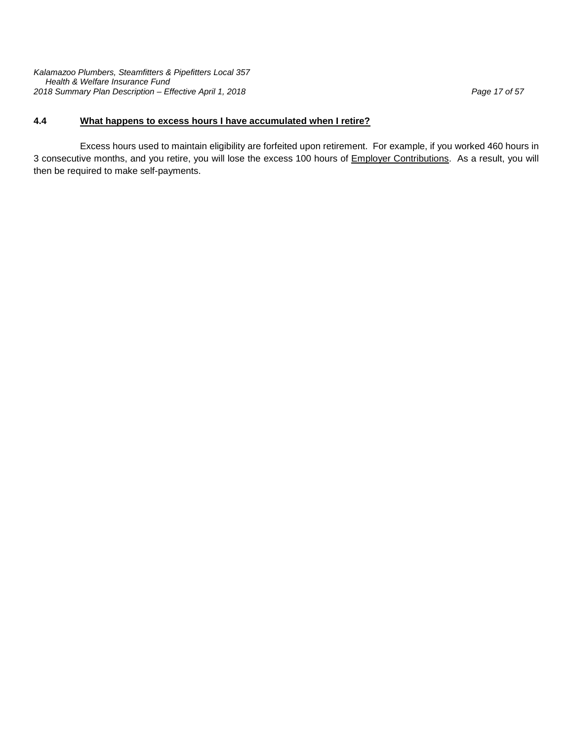### 4.4 What happens to excess hours I have accumulated when I retire?

Excess hours used to maintain eligibility are forfeited upon retirement. For example, if you worked 460 hours in 3 consecutive months, and you retire, you will lose the excess 100 hours of Employer Contributions. As a result, you will then be required to make self-payments.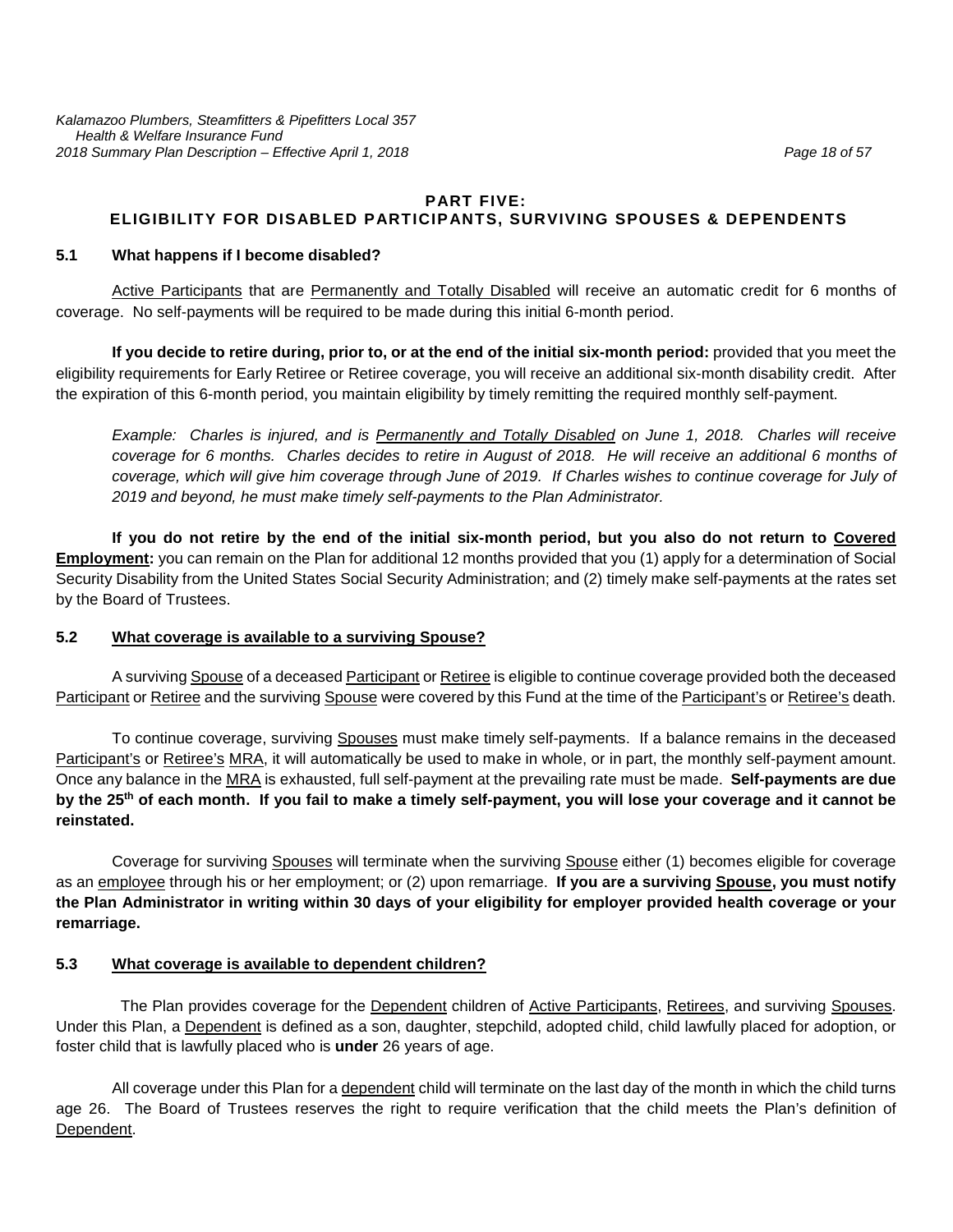## PART FIVE: ELIGIBILITY FOR DISABLED PARTICIPANTS, SURVIVING SPOUSES & DEPENDENTS

### 5.1 What happens if I become disabled?

Active Participants that are Permanently and Totally Disabled will receive an automatic credit for 6 months of coverage. No self-payments will be required to be made during this initial 6-month period.

**If you decide to retire during, prior to, or at the end of the initial six-month period:** provided that you meet the eligibility requirements for Early Retiree or Retiree coverage, you will receive an additional six-month disability credit. After the expiration of this 6-month period, you maintain eligibility by timely remitting the required monthly self-payment.

*Example: Charles is injured, and is Permanently and Totally Disabled on June 1, 2018. Charles will receive coverage for 6 months. Charles decides to retire in August of 2018. He will receive an additional 6 months of coverage, which will give him coverage through June of 2019. If Charles wishes to continue coverage for July of 2019 and beyond, he must make timely self-payments to the Plan Administrator.*

**If you do not retire by the end of the initial six-month period, but you also do not return to Covered Employment:** you can remain on the Plan for additional 12 months provided that you (1) apply for a determination of Social Security Disability from the United States Social Security Administration; and (2) timely make self-payments at the rates set by the Board of Trustees.

### 5.2 What coverage is available to a surviving Spouse?

A surviving Spouse of a deceased Participant or Retiree is eligible to continue coverage provided both the deceased Participant or Retiree and the surviving Spouse were covered by this Fund at the time of the Participant's or Retiree's death.

To continue coverage, surviving Spouses must make timely self-payments. If a balance remains in the deceased Participant's or Retiree's MRA, it will automatically be used to make in whole, or in part, the monthly self-payment amount. Once any balance in the MRA is exhausted, full self-payment at the prevailing rate must be made. **Self-payments are due by the 25th of each month. If you fail to make a timely self-payment, you will lose your coverage and it cannot be reinstated.**

Coverage for surviving Spouses will terminate when the surviving Spouse either (1) becomes eligible for coverage as an employee through his or her employment; or (2) upon remarriage. **If you are a surviving Spouse, you must notify the Plan Administrator in writing within 30 days of your eligibility for employer provided health coverage or your remarriage.**

### 5.3 What coverage is available to dependent children?

The Plan provides coverage for the Dependent children of Active Participants, Retirees, and surviving Spouses. Under this Plan, a Dependent is defined as a son, daughter, stepchild, adopted child, child lawfully placed for adoption, or foster child that is lawfully placed who is **under** 26 years of age.

All coverage under this Plan for a dependent child will terminate on the last day of the month in which the child turns age 26. The Board of Trustees reserves the right to require verification that the child meets the Plan's definition of Dependent.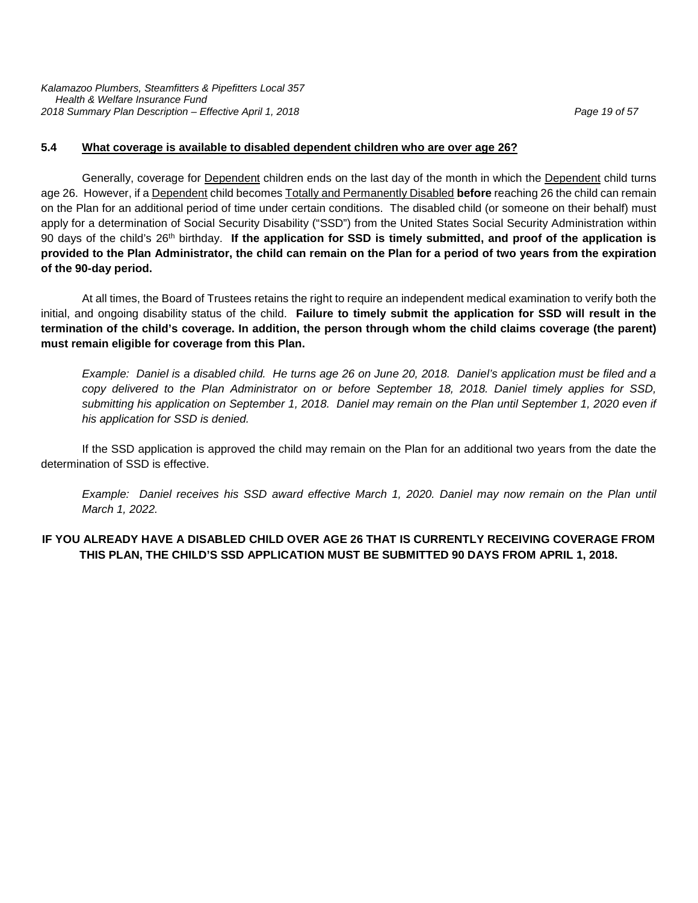### 5.4 What coverage is available to disabled dependent children who are over age 26?

Generally, coverage for Dependent children ends on the last day of the month in which the Dependent child turns age 26. However, if a Dependent child becomes Totally and Permanently Disabled **before** reaching 26 the child can remain on the Plan for an additional period of time under certain conditions. The disabled child (or someone on their behalf) must apply for a determination of Social Security Disability ("SSD") from the United States Social Security Administration within 90 days of the child's 26th birthday. **If the application for SSD is timely submitted, and proof of the application is provided to the Plan Administrator, the child can remain on the Plan for a period of two years from the expiration of the 90-day period.**

At all times, the Board of Trustees retains the right to require an independent medical examination to verify both the initial, and ongoing disability status of the child. **Failure to timely submit the application for SSD will result in the termination of the child's coverage. In addition, the person through whom the child claims coverage (the parent) must remain eligible for coverage from this Plan.**

*Example: Daniel is a disabled child. He turns age 26 on June 20, 2018. Daniel's application must be filed and a copy delivered to the Plan Administrator on or before September 18, 2018. Daniel timely applies for SSD, submitting his application on September 1, 2018. Daniel may remain on the Plan until September 1, 2020 even if his application for SSD is denied.*

If the SSD application is approved the child may remain on the Plan for an additional two years from the date the determination of SSD is effective.

*Example: Daniel receives his SSD award effective March 1, 2020. Daniel may now remain on the Plan until March 1, 2022.*

**IF YOU ALREADY HAVE A DISABLED CHILD OVER AGE 26 THAT IS CURRENTLY RECEIVING COVERAGE FROM THIS PLAN, THE CHILD'S SSD APPLICATION MUST BE SUBMITTED 90 DAYS FROM APRIL 1, 2018.**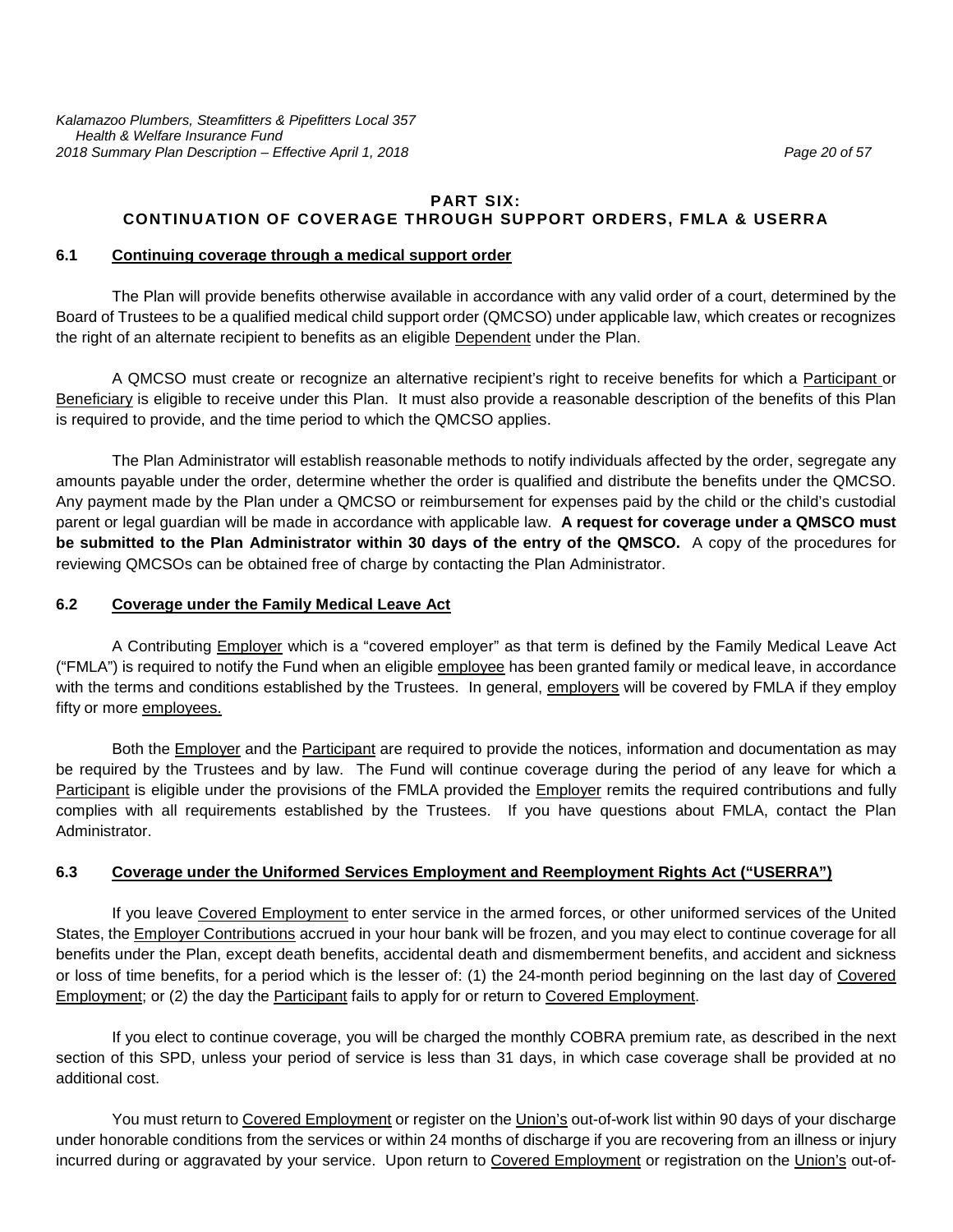## PART SIX: CONTINUATION OF COVERAGE THROUGH SUPPORT ORDERS, FMLA & USERRA

### 6.1 Continuing coverage through a medical support order

The Plan will provide benefits otherwise available in accordance with any valid order of a court, determined by the Board of Trustees to be a qualified medical child support order (QMCSO) under applicable law, which creates or recognizes the right of an alternate recipient to benefits as an eligible Dependent under the Plan.

A QMCSO must create or recognize an alternative recipient's right to receive benefits for which a Participant or Beneficiary is eligible to receive under this Plan. It must also provide a reasonable description of the benefits of this Plan is required to provide, and the time period to which the QMCSO applies.

The Plan Administrator will establish reasonable methods to notify individuals affected by the order, segregate any amounts payable under the order, determine whether the order is qualified and distribute the benefits under the QMCSO. Any payment made by the Plan under a QMCSO or reimbursement for expenses paid by the child or the child's custodial parent or legal guardian will be made in accordance with applicable law. **A request for coverage under a QMSCO must be submitted to the Plan Administrator within 30 days of the entry of the QMSCO.** A copy of the procedures for reviewing QMCSOs can be obtained free of charge by contacting the Plan Administrator.

### 6.2 Coverage under the Family Medical Leave Act

A Contributing Employer which is a "covered employer" as that term is defined by the Family Medical Leave Act ("FMLA") is required to notify the Fund when an eligible employee has been granted family or medical leave, in accordance with the terms and conditions established by the Trustees. In general, employers will be covered by FMLA if they employ fifty or more employees.

Both the Employer and the Participant are required to provide the notices, information and documentation as may be required by the Trustees and by law. The Fund will continue coverage during the period of any leave for which a Participant is eligible under the provisions of the FMLA provided the Employer remits the required contributions and fully complies with all requirements established by the Trustees. If you have questions about FMLA, contact the Plan Administrator.

### 6.3 Coverage under the Uniformed Services Employment and Reemployment Rights Act ("USERRA")

If you leave Covered Employment to enter service in the armed forces, or other uniformed services of the United States, the Employer Contributions accrued in your hour bank will be frozen, and you may elect to continue coverage for all benefits under the Plan, except death benefits, accidental death and dismemberment benefits, and accident and sickness or loss of time benefits, for a period which is the lesser of: (1) the 24-month period beginning on the last day of Covered Employment; or (2) the day the Participant fails to apply for or return to Covered Employment.

If you elect to continue coverage, you will be charged the monthly COBRA premium rate, as described in the next section of this SPD, unless your period of service is less than 31 days, in which case coverage shall be provided at no additional cost.

You must return to Covered Employment or register on the Union's out-of-work list within 90 days of your discharge under honorable conditions from the services or within 24 months of discharge if you are recovering from an illness or injury incurred during or aggravated by your service. Upon return to Covered Employment or registration on the Union's out-of-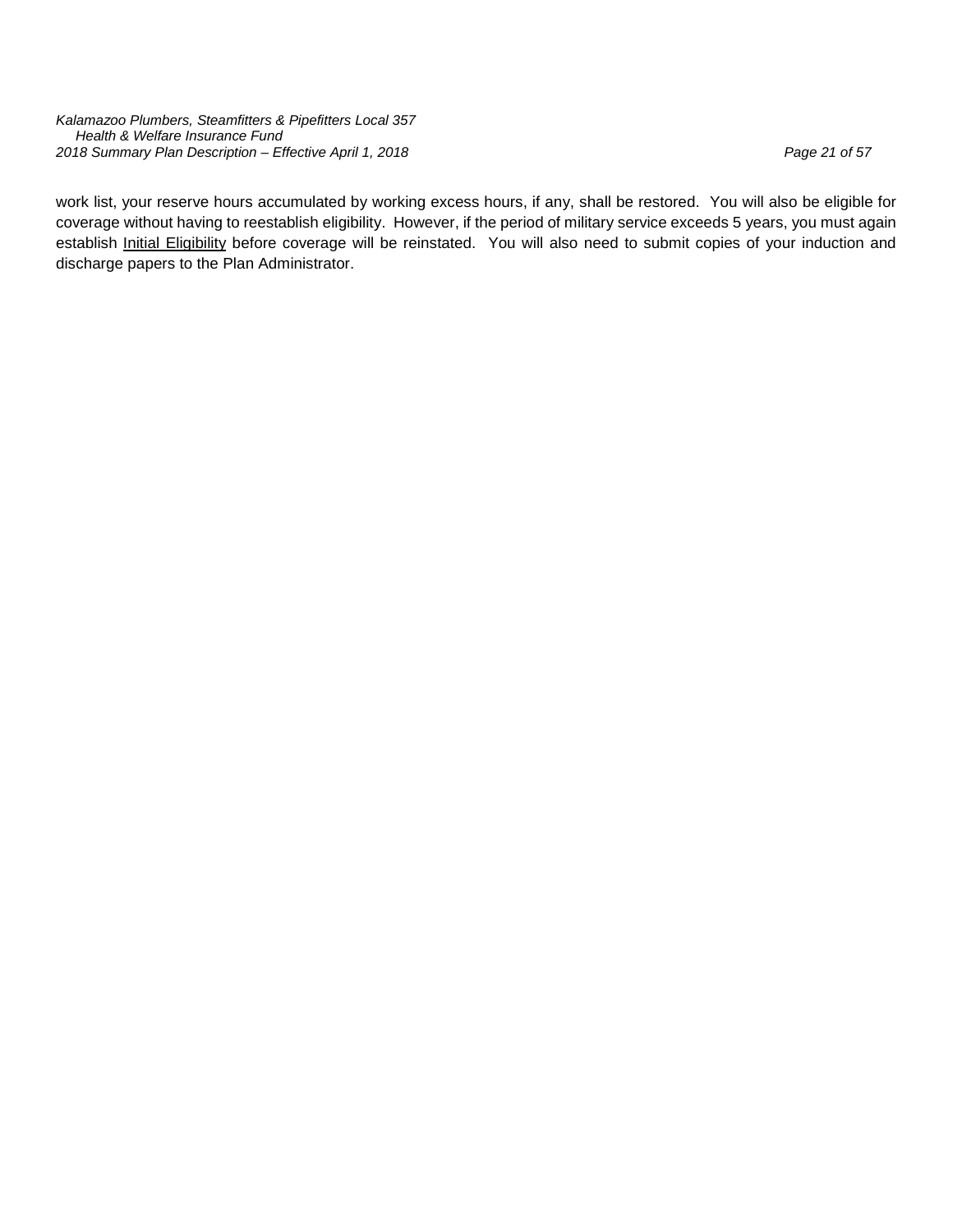work list, your reserve hours accumulated by working excess hours, if any, shall be restored. You will also be eligible for coverage without having to reestablish eligibility. However, if the period of military service exceeds 5 years, you must again establish Initial Eligibility before coverage will be reinstated. You will also need to submit copies of your induction and discharge papers to the Plan Administrator.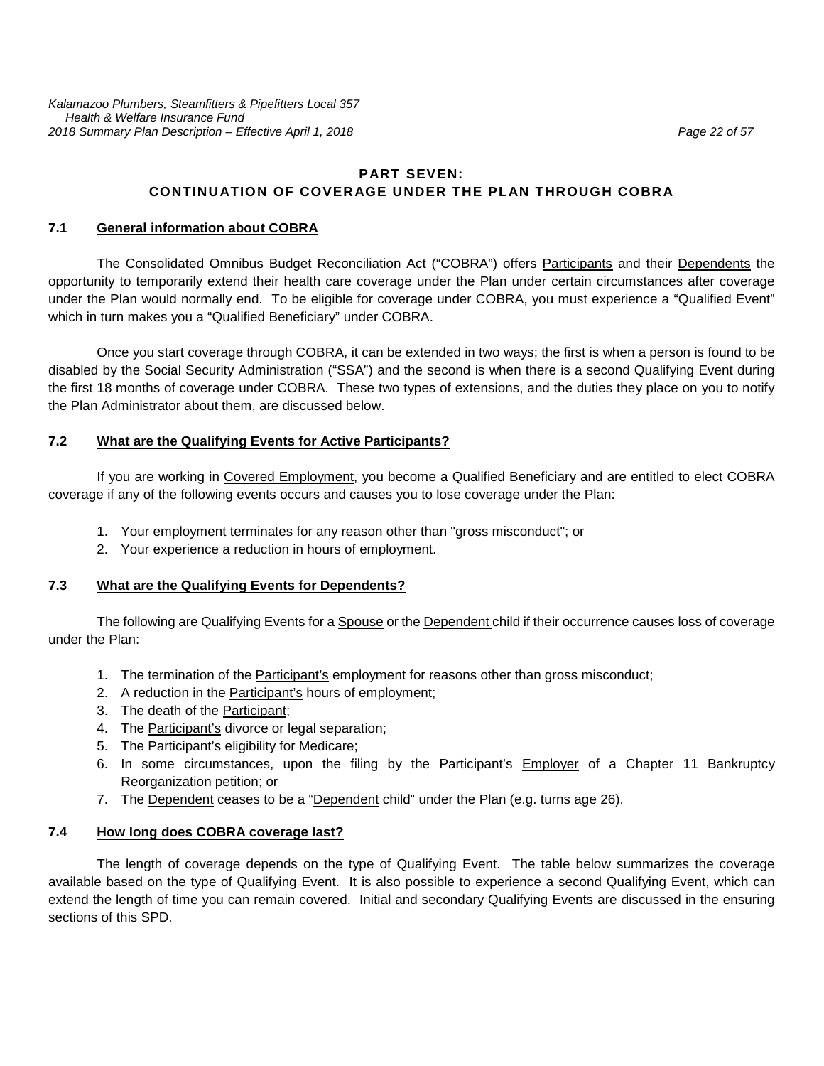## PART SEVEN: CONTINUATION OF COVERAGE UNDER THE PLAN THROUGH COBRA

### 7.1 General information about COBRA

The Consolidated Omnibus Budget Reconciliation Act ("COBRA") offers Participants and their Dependents the opportunity to temporarily extend their health care coverage under the Plan under certain circumstances after coverage under the Plan would normally end. To be eligible for coverage under COBRA, you must experience a "Qualified Event" which in turn makes you a "Qualified Beneficiary" under COBRA.

Once you start coverage through COBRA, it can be extended in two ways; the first is when a person is found to be disabled by the Social Security Administration ("SSA") and the second is when there is a second Qualifying Event during the first 18 months of coverage under COBRA. These two types of extensions, and the duties they place on you to notify the Plan Administrator about them, are discussed below.

### 7.2 What are the Qualifying Events for Active Participants?

If you are working in Covered Employment, you become a Qualified Beneficiary and are entitled to elect COBRA coverage if any of the following events occurs and causes you to lose coverage under the Plan:

1. Your employment terminates for any reason other than "gross misconduct"; or
2. Your experience a reduction in hours of employment.

### 7.3 What are the Qualifying Events for Dependents?

The following are Qualifying Events for a Spouse or the Dependent child if their occurrence causes loss of coverage under the Plan:

1. The termination of the Participant's employment for reasons other than gross misconduct;
2. A reduction in the Participant's hours of employment;
3. The death of the Participant;
4. The Participant's divorce or legal separation;
5. The Participant's eligibility for Medicare;
6. In some circumstances, upon the filing by the Participant's Employer of a Chapter 11 Bankruptcy Reorganization petition; or
7. The Dependent ceases to be a "Dependent child" under the Plan (e.g. turns age 26).

### 7.4 How long does COBRA coverage last?

The length of coverage depends on the type of Qualifying Event. The table below summarizes the coverage available based on the type of Qualifying Event. It is also possible to experience a second Qualifying Event, which can extend the length of time you can remain covered. Initial and secondary Qualifying Events are discussed in the ensuring sections of this SPD.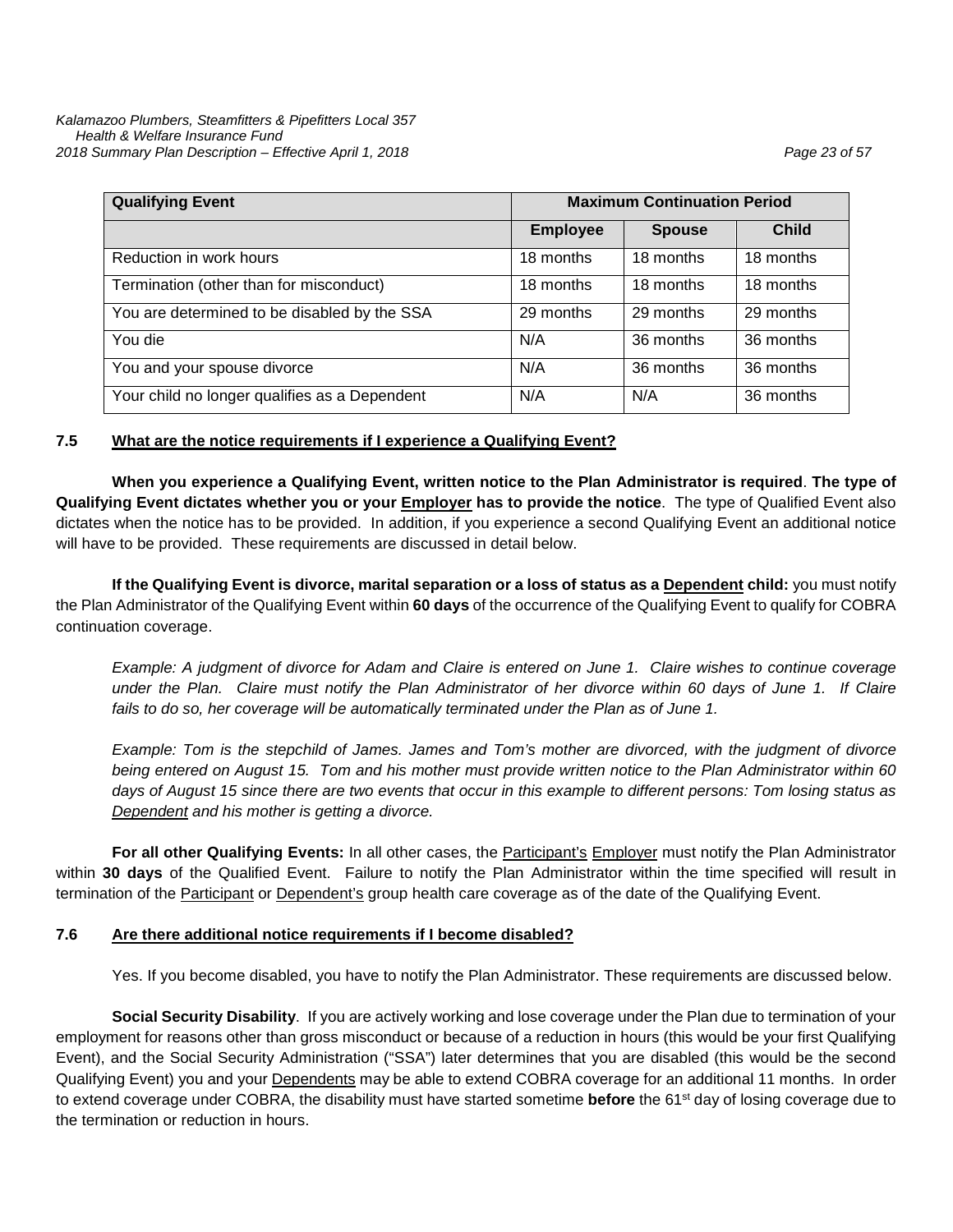| Qualifying Event | Maximum Continuation Period | | |
|---|---|---|---|
| | **Employee** | **Spouse** | **Child** |
| Reduction in work hours | 18 months | 18 months | 18 months |
| Termination (other than for misconduct) | 18 months | 18 months | 18 months |
| You are determined to be disabled by the SSA | 29 months | 29 months | 29 months |
| You die | N/A | 36 months | 36 months |
| You and your spouse divorce | N/A | 36 months | 36 months |
| Your child no longer qualifies as a Dependent | N/A | N/A | 36 months |

### 7.5 What are the notice requirements if I experience a Qualifying Event?

**When you experience a Qualifying Event, written notice to the Plan Administrator is required**. **The type of Qualifying Event dictates whether you or your Employer has to provide the notice**. The type of Qualified Event also dictates when the notice has to be provided. In addition, if you experience a second Qualifying Event an additional notice will have to be provided. These requirements are discussed in detail below.

**If the Qualifying Event is divorce, marital separation or a loss of status as a Dependent child:** you must notify the Plan Administrator of the Qualifying Event within **60 days** of the occurrence of the Qualifying Event to qualify for COBRA continuation coverage.

*Example: A judgment of divorce for Adam and Claire is entered on June 1. Claire wishes to continue coverage under the Plan. Claire must notify the Plan Administrator of her divorce within 60 days of June 1. If Claire fails to do so, her coverage will be automatically terminated under the Plan as of June 1.*

*Example: Tom is the stepchild of James. James and Tom's mother are divorced, with the judgment of divorce being entered on August 15. Tom and his mother must provide written notice to the Plan Administrator within 60 days of August 15 since there are two events that occur in this example to different persons: Tom losing status as Dependent and his mother is getting a divorce.*

**For all other Qualifying Events:** In all other cases, the Participant's Employer must notify the Plan Administrator within **30 days** of the Qualified Event. Failure to notify the Plan Administrator within the time specified will result in termination of the Participant or Dependent's group health care coverage as of the date of the Qualifying Event.

### 7.6 Are there additional notice requirements if I become disabled?

Yes. If you become disabled, you have to notify the Plan Administrator. These requirements are discussed below.

**Social Security Disability**. If you are actively working and lose coverage under the Plan due to termination of your employment for reasons other than gross misconduct or because of a reduction in hours (this would be your first Qualifying Event), and the Social Security Administration ("SSA") later determines that you are disabled (this would be the second Qualifying Event) you and your Dependents may be able to extend COBRA coverage for an additional 11 months. In order to extend coverage under COBRA, the disability must have started sometime **before** the 61st day of losing coverage due to the termination or reduction in hours.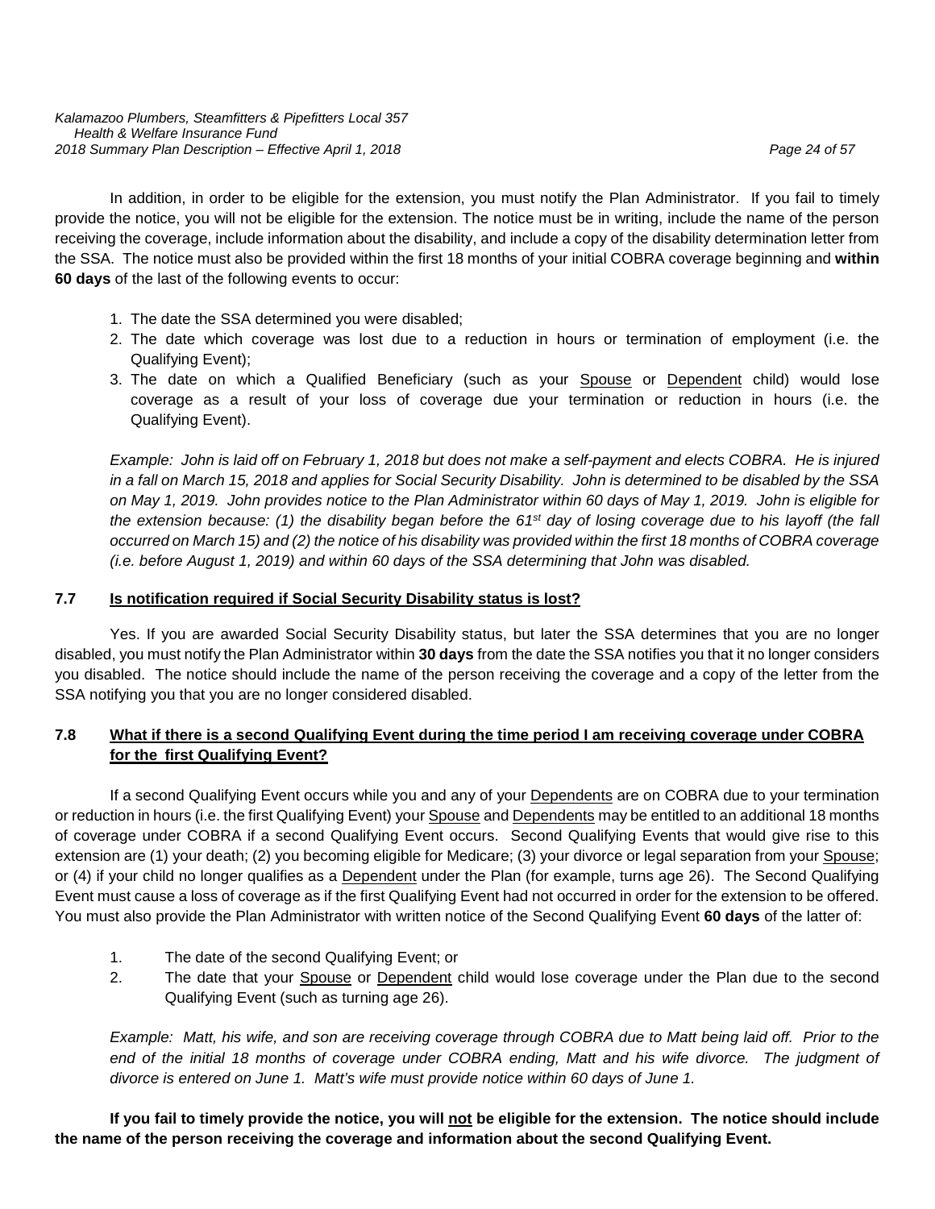In addition, in order to be eligible for the extension, you must notify the Plan Administrator. If you fail to timely provide the notice, you will not be eligible for the extension. The notice must be in writing, include the name of the person receiving the coverage, include information about the disability, and include a copy of the disability determination letter from the SSA. The notice must also be provided within the first 18 months of your initial COBRA coverage beginning and **within 60 days** of the last of the following events to occur:

1. The date the SSA determined you were disabled;
2. The date which coverage was lost due to a reduction in hours or termination of employment (i.e. the Qualifying Event);
3. The date on which a Qualified Beneficiary (such as your <u>Spouse</u> or <u>Dependent</u> child) would lose coverage as a result of your loss of coverage due your termination or reduction in hours (i.e. the Qualifying Event).

*Example: John is laid off on February 1, 2018 but does not make a self-payment and elects COBRA. He is injured in a fall on March 15, 2018 and applies for Social Security Disability. John is determined to be disabled by the SSA on May 1, 2019. John provides notice to the Plan Administrator within 60 days of May 1, 2019. John is eligible for the extension because: (1) the disability began before the 61st day of losing coverage due to his layoff (the fall occurred on March 15) and (2) the notice of his disability was provided within the first 18 months of COBRA coverage (i.e. before August 1, 2019) and within 60 days of the SSA determining that John was disabled.*

## 7.7 Is notification required if Social Security Disability status is lost?

Yes. If you are awarded Social Security Disability status, but later the SSA determines that you are no longer disabled, you must notify the Plan Administrator within **30 days** from the date the SSA notifies you that it no longer considers you disabled. The notice should include the name of the person receiving the coverage and a copy of the letter from the SSA notifying you that you are no longer considered disabled.

## 7.8 What if there is a second Qualifying Event during the time period I am receiving coverage under COBRA for the first Qualifying Event?

If a second Qualifying Event occurs while you and any of your <u>Dependents</u> are on COBRA due to your termination or reduction in hours (i.e. the first Qualifying Event) your <u>Spouse</u> and <u>Dependents</u> may be entitled to an additional 18 months of coverage under COBRA if a second Qualifying Event occurs. Second Qualifying Events that would give rise to this extension are (1) your death; (2) you becoming eligible for Medicare; (3) your divorce or legal separation from your <u>Spouse</u>; or (4) if your child no longer qualifies as a <u>Dependent</u> under the Plan (for example, turns age 26). The Second Qualifying Event must cause a loss of coverage as if the first Qualifying Event had not occurred in order for the extension to be offered. You must also provide the Plan Administrator with written notice of the Second Qualifying Event **60 days** of the latter of:

1. The date of the second Qualifying Event; or
2. The date that your <u>Spouse</u> or <u>Dependent</u> child would lose coverage under the Plan due to the second Qualifying Event (such as turning age 26).

*Example: Matt, his wife, and son are receiving coverage through COBRA due to Matt being laid off. Prior to the end of the initial 18 months of coverage under COBRA ending, Matt and his wife divorce. The judgment of divorce is entered on June 1. Matt's wife must provide notice within 60 days of June 1.*

**If you fail to timely provide the notice, you will <u>not</u> be eligible for the extension. The notice should include the name of the person receiving the coverage and information about the second Qualifying Event.**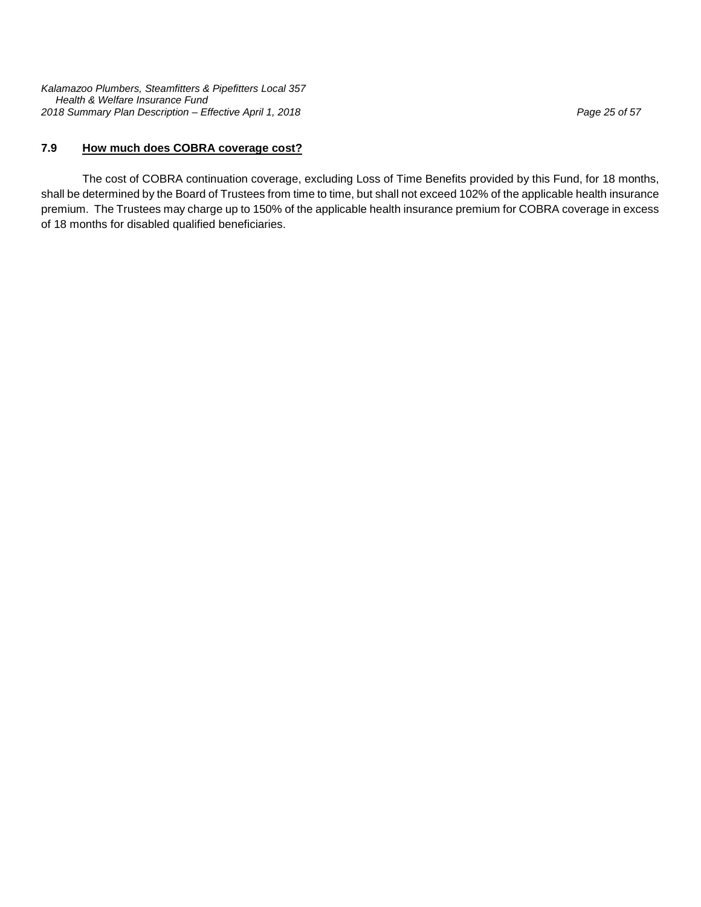### 7.9 <u>How much does COBRA coverage cost?</u>

The cost of COBRA continuation coverage, excluding Loss of Time Benefits provided by this Fund, for 18 months, shall be determined by the Board of Trustees from time to time, but shall not exceed 102% of the applicable health insurance premium. The Trustees may charge up to 150% of the applicable health insurance premium for COBRA coverage in excess of 18 months for disabled qualified beneficiaries.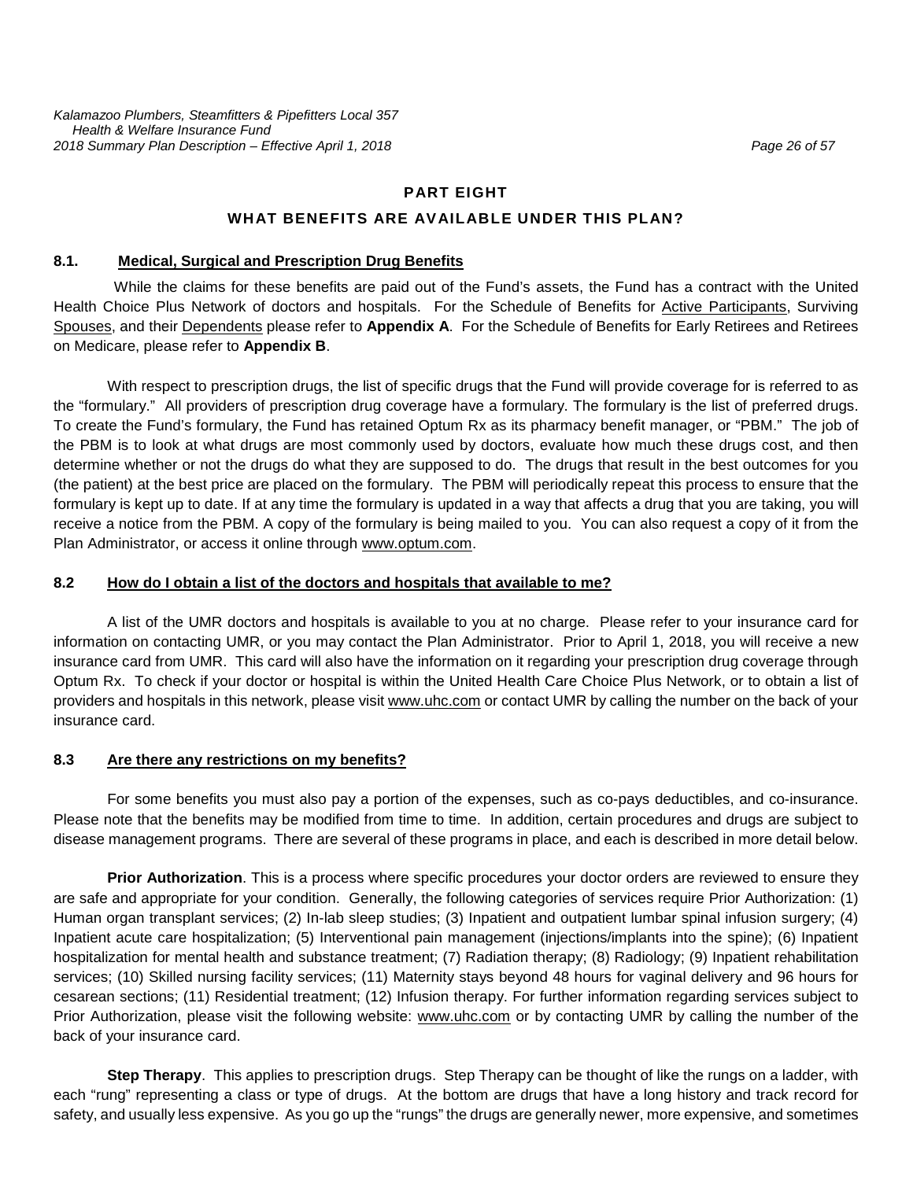## PART EIGHT

## WHAT BENEFITS ARE AVAILABLE UNDER THIS PLAN?

### 8.1. Medical, Surgical and Prescription Drug Benefits

While the claims for these benefits are paid out of the Fund's assets, the Fund has a contract with the United Health Choice Plus Network of doctors and hospitals. For the Schedule of Benefits for Active Participants, Surviving Spouses, and their Dependents please refer to **Appendix A**. For the Schedule of Benefits for Early Retirees and Retirees on Medicare, please refer to **Appendix B**.

With respect to prescription drugs, the list of specific drugs that the Fund will provide coverage for is referred to as the "formulary." All providers of prescription drug coverage have a formulary. The formulary is the list of preferred drugs. To create the Fund's formulary, the Fund has retained Optum Rx as its pharmacy benefit manager, or "PBM." The job of the PBM is to look at what drugs are most commonly used by doctors, evaluate how much these drugs cost, and then determine whether or not the drugs do what they are supposed to do. The drugs that result in the best outcomes for you (the patient) at the best price are placed on the formulary. The PBM will periodically repeat this process to ensure that the formulary is kept up to date. If at any time the formulary is updated in a way that affects a drug that you are taking, you will receive a notice from the PBM. A copy of the formulary is being mailed to you. You can also request a copy of it from the Plan Administrator, or access it online through www.optum.com.

### 8.2 How do I obtain a list of the doctors and hospitals that available to me?

A list of the UMR doctors and hospitals is available to you at no charge. Please refer to your insurance card for information on contacting UMR, or you may contact the Plan Administrator. Prior to April 1, 2018, you will receive a new insurance card from UMR. This card will also have the information on it regarding your prescription drug coverage through Optum Rx. To check if your doctor or hospital is within the United Health Care Choice Plus Network, or to obtain a list of providers and hospitals in this network, please visit www.uhc.com or contact UMR by calling the number on the back of your insurance card.

### 8.3 Are there any restrictions on my benefits?

For some benefits you must also pay a portion of the expenses, such as co-pays deductibles, and co-insurance. Please note that the benefits may be modified from time to time. In addition, certain procedures and drugs are subject to disease management programs. There are several of these programs in place, and each is described in more detail below.

**Prior Authorization**. This is a process where specific procedures your doctor orders are reviewed to ensure they are safe and appropriate for your condition. Generally, the following categories of services require Prior Authorization: (1) Human organ transplant services; (2) In-lab sleep studies; (3) Inpatient and outpatient lumbar spinal infusion surgery; (4) Inpatient acute care hospitalization; (5) Interventional pain management (injections/implants into the spine); (6) Inpatient hospitalization for mental health and substance treatment; (7) Radiation therapy; (8) Radiology; (9) Inpatient rehabilitation services; (10) Skilled nursing facility services; (11) Maternity stays beyond 48 hours for vaginal delivery and 96 hours for cesarean sections; (11) Residential treatment; (12) Infusion therapy. For further information regarding services subject to Prior Authorization, please visit the following website: www.uhc.com or by contacting UMR by calling the number of the back of your insurance card.

**Step Therapy**. This applies to prescription drugs. Step Therapy can be thought of like the rungs on a ladder, with each "rung" representing a class or type of drugs. At the bottom are drugs that have a long history and track record for safety, and usually less expensive. As you go up the "rungs" the drugs are generally newer, more expensive, and sometimes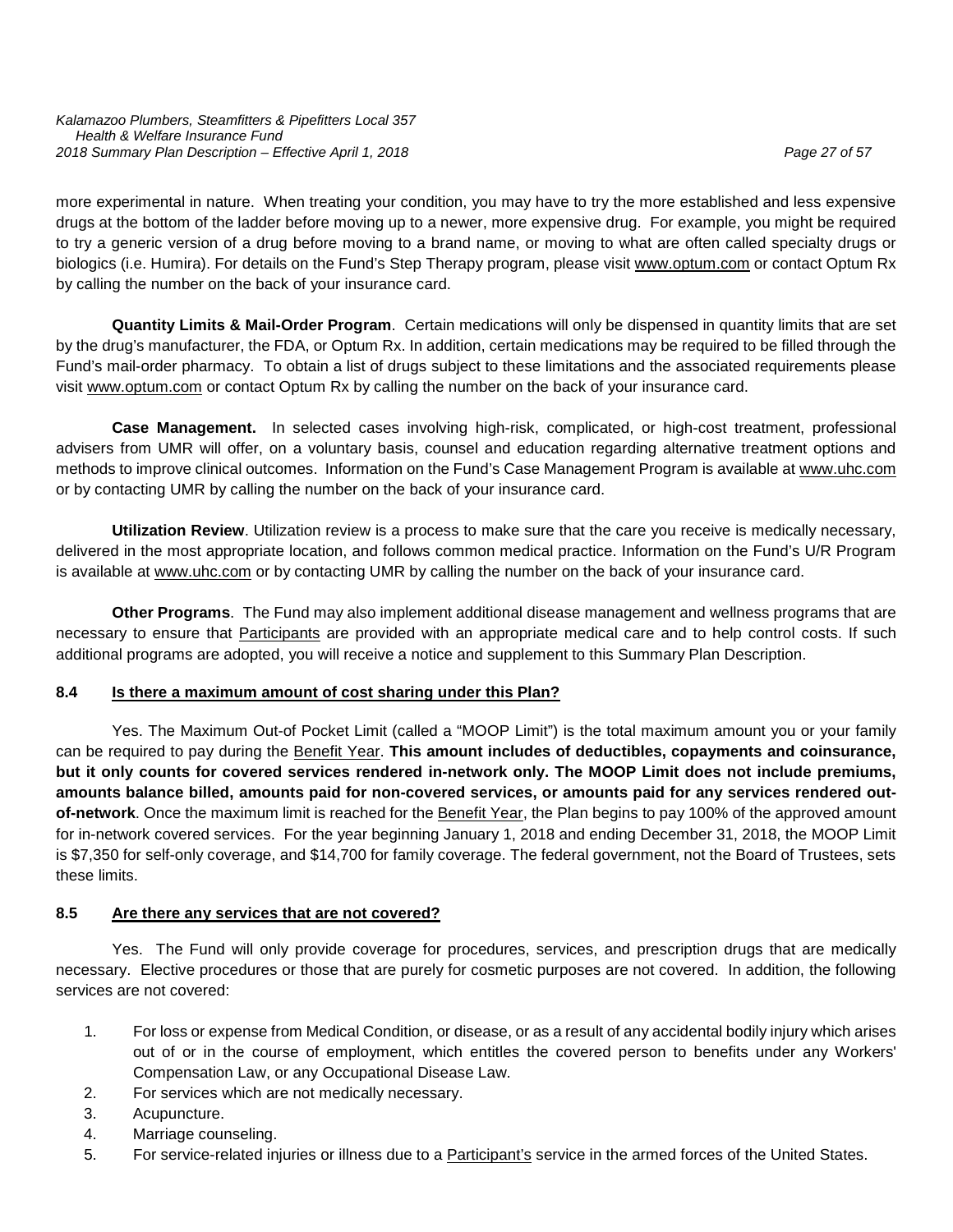more experimental in nature. When treating your condition, you may have to try the more established and less expensive drugs at the bottom of the ladder before moving up to a newer, more expensive drug. For example, you might be required to try a generic version of a drug before moving to a brand name, or moving to what are often called specialty drugs or biologics (i.e. Humira). For details on the Fund's Step Therapy program, please visit www.optum.com or contact Optum Rx by calling the number on the back of your insurance card.

**Quantity Limits & Mail-Order Program**. Certain medications will only be dispensed in quantity limits that are set by the drug's manufacturer, the FDA, or Optum Rx. In addition, certain medications may be required to be filled through the Fund's mail-order pharmacy. To obtain a list of drugs subject to these limitations and the associated requirements please visit www.optum.com or contact Optum Rx by calling the number on the back of your insurance card.

**Case Management.** In selected cases involving high-risk, complicated, or high-cost treatment, professional advisers from UMR will offer, on a voluntary basis, counsel and education regarding alternative treatment options and methods to improve clinical outcomes. Information on the Fund's Case Management Program is available at www.uhc.com or by contacting UMR by calling the number on the back of your insurance card.

**Utilization Review**. Utilization review is a process to make sure that the care you receive is medically necessary, delivered in the most appropriate location, and follows common medical practice. Information on the Fund's U/R Program is available at www.uhc.com or by contacting UMR by calling the number on the back of your insurance card.

**Other Programs**. The Fund may also implement additional disease management and wellness programs that are necessary to ensure that Participants are provided with an appropriate medical care and to help control costs. If such additional programs are adopted, you will receive a notice and supplement to this Summary Plan Description.

### 8.4 Is there a maximum amount of cost sharing under this Plan?

Yes. The Maximum Out-of Pocket Limit (called a "MOOP Limit") is the total maximum amount you or your family can be required to pay during the Benefit Year. **This amount includes of deductibles, copayments and coinsurance, but it only counts for covered services rendered in-network only. The MOOP Limit does not include premiums, amounts balance billed, amounts paid for non-covered services, or amounts paid for any services rendered out-of-network**. Once the maximum limit is reached for the Benefit Year, the Plan begins to pay 100% of the approved amount for in-network covered services. For the year beginning January 1, 2018 and ending December 31, 2018, the MOOP Limit is $7,350 for self-only coverage, and $14,700 for family coverage. The federal government, not the Board of Trustees, sets these limits.

### 8.5 Are there any services that are not covered?

Yes. The Fund will only provide coverage for procedures, services, and prescription drugs that are medically necessary. Elective procedures or those that are purely for cosmetic purposes are not covered. In addition, the following services are not covered:

1. For loss or expense from Medical Condition, or disease, or as a result of any accidental bodily injury which arises out of or in the course of employment, which entitles the covered person to benefits under any Workers' Compensation Law, or any Occupational Disease Law.
2. For services which are not medically necessary.
3. Acupuncture.
4. Marriage counseling.
5. For service-related injuries or illness due to a Participant's service in the armed forces of the United States.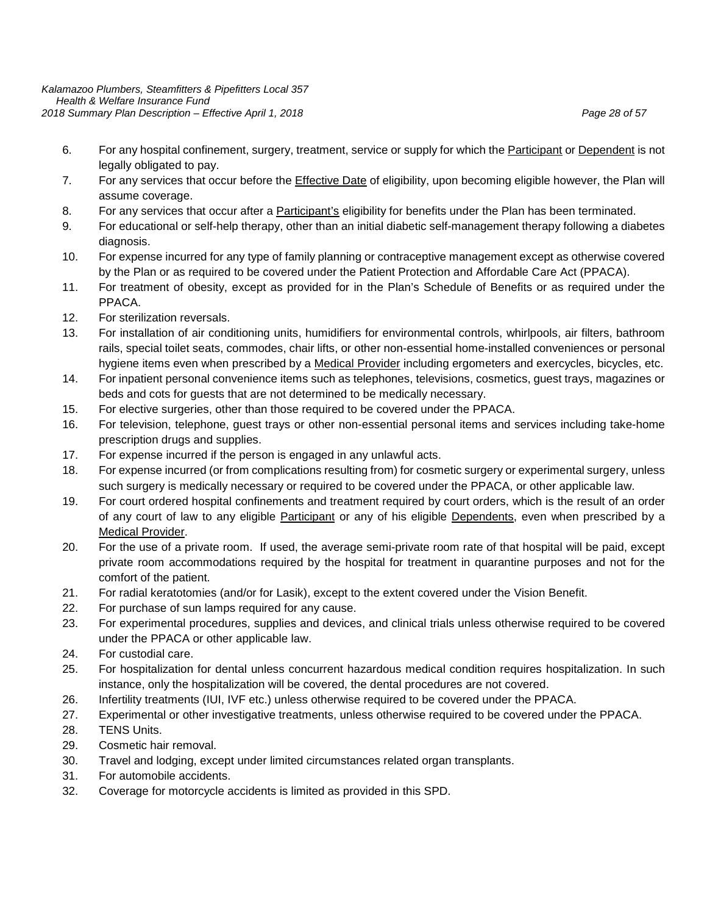6. For any hospital confinement, surgery, treatment, service or supply for which the Participant or Dependent is not legally obligated to pay.
7. For any services that occur before the Effective Date of eligibility, upon becoming eligible however, the Plan will assume coverage.
8. For any services that occur after a Participant's eligibility for benefits under the Plan has been terminated.
9. For educational or self-help therapy, other than an initial diabetic self-management therapy following a diabetes diagnosis.
10. For expense incurred for any type of family planning or contraceptive management except as otherwise covered by the Plan or as required to be covered under the Patient Protection and Affordable Care Act (PPACA).
11. For treatment of obesity, except as provided for in the Plan's Schedule of Benefits or as required under the PPACA.
12. For sterilization reversals.
13. For installation of air conditioning units, humidifiers for environmental controls, whirlpools, air filters, bathroom rails, special toilet seats, commodes, chair lifts, or other non-essential home-installed conveniences or personal hygiene items even when prescribed by a Medical Provider including ergometers and exercycles, bicycles, etc.
14. For inpatient personal convenience items such as telephones, televisions, cosmetics, guest trays, magazines or beds and cots for guests that are not determined to be medically necessary.
15. For elective surgeries, other than those required to be covered under the PPACA.
16. For television, telephone, guest trays or other non-essential personal items and services including take-home prescription drugs and supplies.
17. For expense incurred if the person is engaged in any unlawful acts.
18. For expense incurred (or from complications resulting from) for cosmetic surgery or experimental surgery, unless such surgery is medically necessary or required to be covered under the PPACA, or other applicable law.
19. For court ordered hospital confinements and treatment required by court orders, which is the result of an order of any court of law to any eligible Participant or any of his eligible Dependents, even when prescribed by a Medical Provider.
20. For the use of a private room. If used, the average semi-private room rate of that hospital will be paid, except private room accommodations required by the hospital for treatment in quarantine purposes and not for the comfort of the patient.
21. For radial keratotomies (and/or for Lasik), except to the extent covered under the Vision Benefit.
22. For purchase of sun lamps required for any cause.
23. For experimental procedures, supplies and devices, and clinical trials unless otherwise required to be covered under the PPACA or other applicable law.
24. For custodial care.
25. For hospitalization for dental unless concurrent hazardous medical condition requires hospitalization. In such instance, only the hospitalization will be covered, the dental procedures are not covered.
26. Infertility treatments (IUI, IVF etc.) unless otherwise required to be covered under the PPACA.
27. Experimental or other investigative treatments, unless otherwise required to be covered under the PPACA.
28. TENS Units.
29. Cosmetic hair removal.
30. Travel and lodging, except under limited circumstances related organ transplants.
31. For automobile accidents.
32. Coverage for motorcycle accidents is limited as provided in this SPD.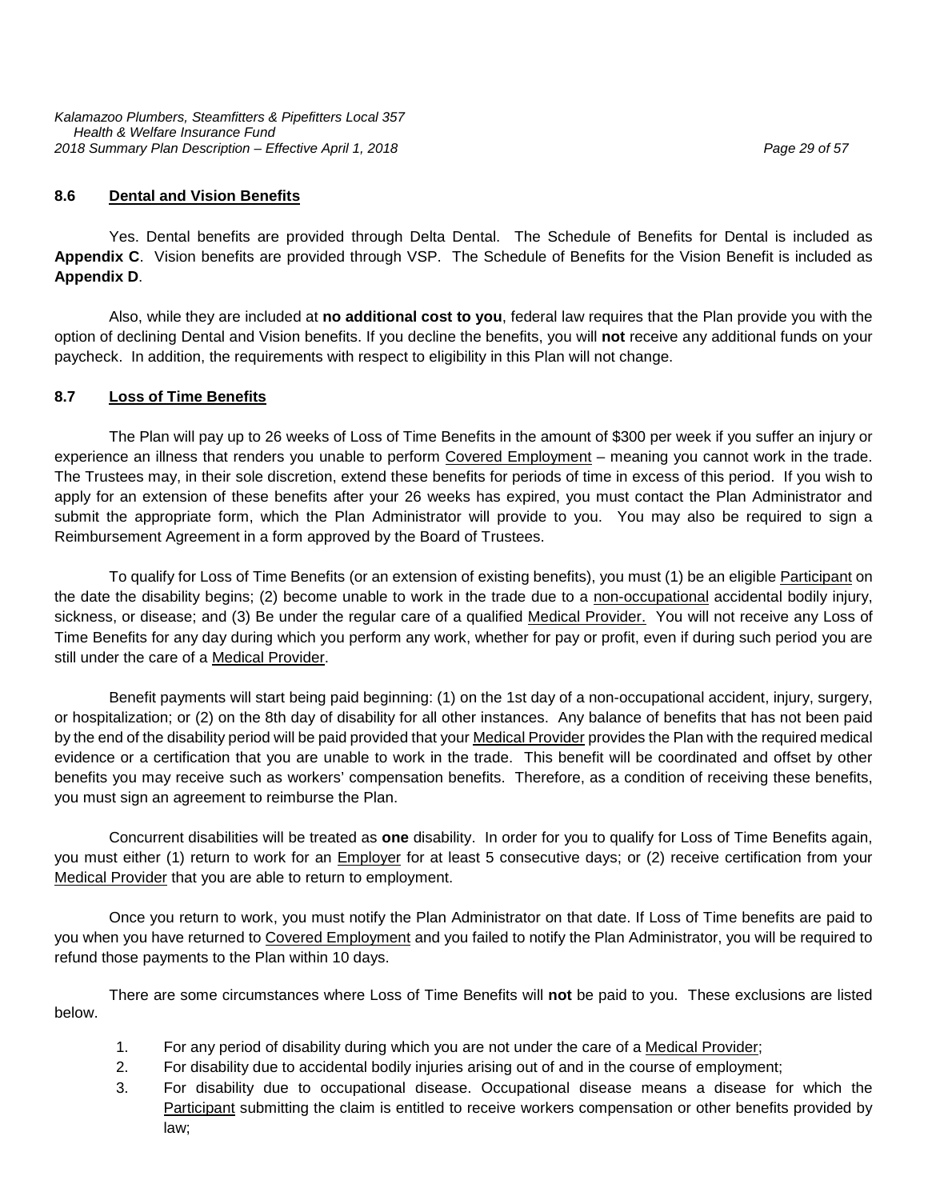## 8.6 Dental and Vision Benefits

Yes. Dental benefits are provided through Delta Dental. The Schedule of Benefits for Dental is included as **Appendix C**. Vision benefits are provided through VSP. The Schedule of Benefits for the Vision Benefit is included as **Appendix D**.

Also, while they are included at **no additional cost to you**, federal law requires that the Plan provide you with the option of declining Dental and Vision benefits. If you decline the benefits, you will **not** receive any additional funds on your paycheck. In addition, the requirements with respect to eligibility in this Plan will not change.

## 8.7 Loss of Time Benefits

The Plan will pay up to 26 weeks of Loss of Time Benefits in the amount of $300 per week if you suffer an injury or experience an illness that renders you unable to perform Covered Employment – meaning you cannot work in the trade. The Trustees may, in their sole discretion, extend these benefits for periods of time in excess of this period. If you wish to apply for an extension of these benefits after your 26 weeks has expired, you must contact the Plan Administrator and submit the appropriate form, which the Plan Administrator will provide to you. You may also be required to sign a Reimbursement Agreement in a form approved by the Board of Trustees.

To qualify for Loss of Time Benefits (or an extension of existing benefits), you must (1) be an eligible Participant on the date the disability begins; (2) become unable to work in the trade due to a non-occupational accidental bodily injury, sickness, or disease; and (3) Be under the regular care of a qualified Medical Provider. You will not receive any Loss of Time Benefits for any day during which you perform any work, whether for pay or profit, even if during such period you are still under the care of a Medical Provider.

Benefit payments will start being paid beginning: (1) on the 1st day of a non-occupational accident, injury, surgery, or hospitalization; or (2) on the 8th day of disability for all other instances. Any balance of benefits that has not been paid by the end of the disability period will be paid provided that your Medical Provider provides the Plan with the required medical evidence or a certification that you are unable to work in the trade. This benefit will be coordinated and offset by other benefits you may receive such as workers' compensation benefits. Therefore, as a condition of receiving these benefits, you must sign an agreement to reimburse the Plan.

Concurrent disabilities will be treated as **one** disability. In order for you to qualify for Loss of Time Benefits again, you must either (1) return to work for an Employer for at least 5 consecutive days; or (2) receive certification from your Medical Provider that you are able to return to employment.

Once you return to work, you must notify the Plan Administrator on that date. If Loss of Time benefits are paid to you when you have returned to Covered Employment and you failed to notify the Plan Administrator, you will be required to refund those payments to the Plan within 10 days.

There are some circumstances where Loss of Time Benefits will **not** be paid to you. These exclusions are listed below.

1. For any period of disability during which you are not under the care of a Medical Provider;
2. For disability due to accidental bodily injuries arising out of and in the course of employment;
3. For disability due to occupational disease. Occupational disease means a disease for which the Participant submitting the claim is entitled to receive workers compensation or other benefits provided by law;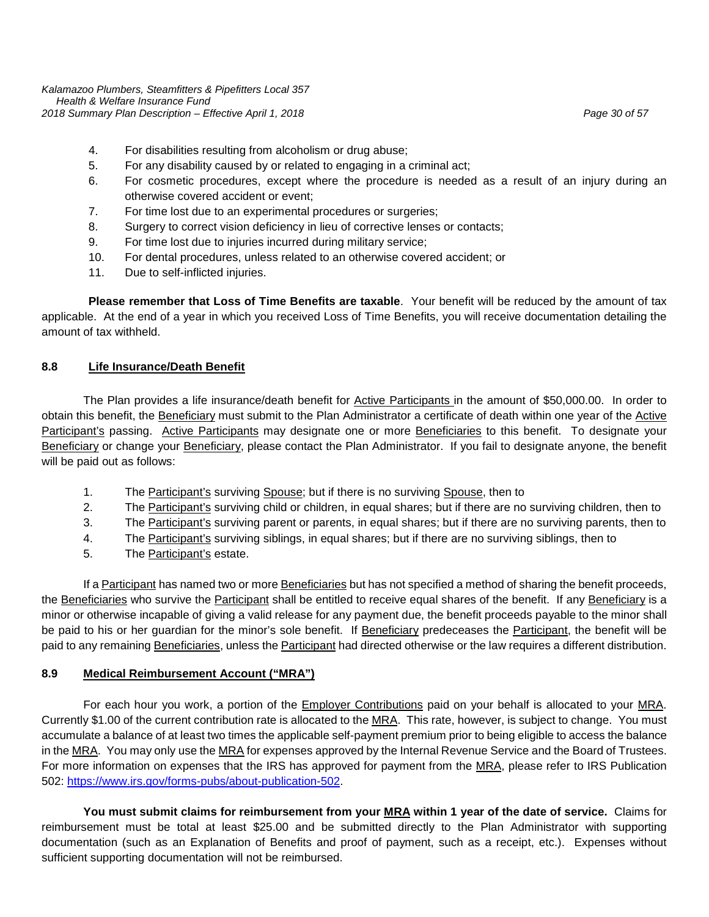4. For disabilities resulting from alcoholism or drug abuse;
5. For any disability caused by or related to engaging in a criminal act;
6. For cosmetic procedures, except where the procedure is needed as a result of an injury during an otherwise covered accident or event;
7. For time lost due to an experimental procedures or surgeries;
8. Surgery to correct vision deficiency in lieu of corrective lenses or contacts;
9. For time lost due to injuries incurred during military service;
10. For dental procedures, unless related to an otherwise covered accident; or
11. Due to self-inflicted injuries.

**Please remember that Loss of Time Benefits are taxable**. Your benefit will be reduced by the amount of tax applicable. At the end of a year in which you received Loss of Time Benefits, you will receive documentation detailing the amount of tax withheld.

### 8.8 Life Insurance/Death Benefit

The Plan provides a life insurance/death benefit for Active Participants in the amount of $50,000.00. In order to obtain this benefit, the Beneficiary must submit to the Plan Administrator a certificate of death within one year of the Active Participant's passing. Active Participants may designate one or more Beneficiaries to this benefit. To designate your Beneficiary or change your Beneficiary, please contact the Plan Administrator. If you fail to designate anyone, the benefit will be paid out as follows:

1. The Participant's surviving Spouse; but if there is no surviving Spouse, then to
2. The Participant's surviving child or children, in equal shares; but if there are no surviving children, then to
3. The Participant's surviving parent or parents, in equal shares; but if there are no surviving parents, then to
4. The Participant's surviving siblings, in equal shares; but if there are no surviving siblings, then to
5. The Participant's estate.

If a Participant has named two or more Beneficiaries but has not specified a method of sharing the benefit proceeds, the Beneficiaries who survive the Participant shall be entitled to receive equal shares of the benefit. If any Beneficiary is a minor or otherwise incapable of giving a valid release for any payment due, the benefit proceeds payable to the minor shall be paid to his or her guardian for the minor's sole benefit. If Beneficiary predeceases the Participant, the benefit will be paid to any remaining Beneficiaries, unless the Participant had directed otherwise or the law requires a different distribution.

### 8.9 Medical Reimbursement Account ("MRA")

For each hour you work, a portion of the Employer Contributions paid on your behalf is allocated to your MRA. Currently $1.00 of the current contribution rate is allocated to the MRA. This rate, however, is subject to change. You must accumulate a balance of at least two times the applicable self-payment premium prior to being eligible to access the balance in the MRA. You may only use the MRA for expenses approved by the Internal Revenue Service and the Board of Trustees. For more information on expenses that the IRS has approved for payment from the MRA, please refer to IRS Publication 502: https://www.irs.gov/forms-pubs/about-publication-502.

**You must submit claims for reimbursement from your MRA within 1 year of the date of service.** Claims for reimbursement must be total at least $25.00 and be submitted directly to the Plan Administrator with supporting documentation (such as an Explanation of Benefits and proof of payment, such as a receipt, etc.). Expenses without sufficient supporting documentation will not be reimbursed.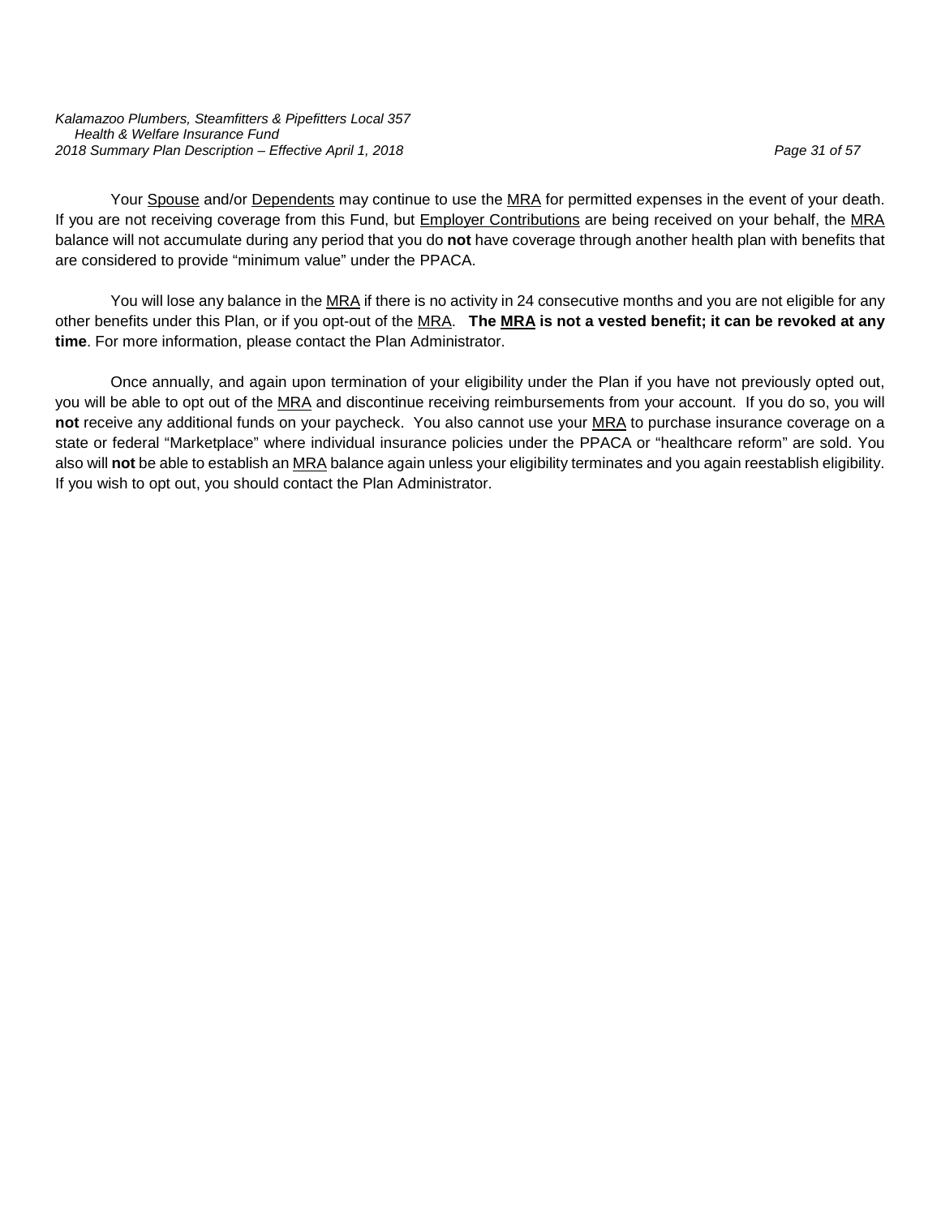Your Spouse and/or Dependents may continue to use the MRA for permitted expenses in the event of your death. If you are not receiving coverage from this Fund, but Employer Contributions are being received on your behalf, the MRA balance will not accumulate during any period that you do **not** have coverage through another health plan with benefits that are considered to provide "minimum value" under the PPACA.

You will lose any balance in the MRA if there is no activity in 24 consecutive months and you are not eligible for any other benefits under this Plan, or if you opt-out of the MRA. **The MRA is not a vested benefit; it can be revoked at any time**. For more information, please contact the Plan Administrator.

Once annually, and again upon termination of your eligibility under the Plan if you have not previously opted out, you will be able to opt out of the MRA and discontinue receiving reimbursements from your account. If you do so, you will **not** receive any additional funds on your paycheck. You also cannot use your MRA to purchase insurance coverage on a state or federal "Marketplace" where individual insurance policies under the PPACA or "healthcare reform" are sold. You also will **not** be able to establish an MRA balance again unless your eligibility terminates and you again reestablish eligibility. If you wish to opt out, you should contact the Plan Administrator.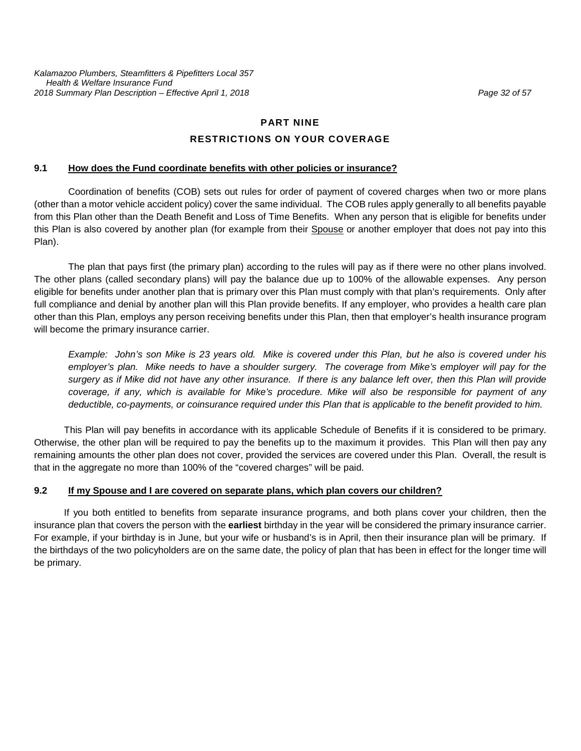# PART NINE

# RESTRICTIONS ON YOUR COVERAGE

## 9.1 How does the Fund coordinate benefits with other policies or insurance?

Coordination of benefits (COB) sets out rules for order of payment of covered charges when two or more plans (other than a motor vehicle accident policy) cover the same individual. The COB rules apply generally to all benefits payable from this Plan other than the Death Benefit and Loss of Time Benefits. When any person that is eligible for benefits under this Plan is also covered by another plan (for example from their Spouse or another employer that does not pay into this Plan).

The plan that pays first (the primary plan) according to the rules will pay as if there were no other plans involved. The other plans (called secondary plans) will pay the balance due up to 100% of the allowable expenses. Any person eligible for benefits under another plan that is primary over this Plan must comply with that plan's requirements. Only after full compliance and denial by another plan will this Plan provide benefits. If any employer, who provides a health care plan other than this Plan, employs any person receiving benefits under this Plan, then that employer's health insurance program will become the primary insurance carrier.

*Example: John's son Mike is 23 years old. Mike is covered under this Plan, but he also is covered under his employer's plan. Mike needs to have a shoulder surgery. The coverage from Mike's employer will pay for the surgery as if Mike did not have any other insurance. If there is any balance left over, then this Plan will provide coverage, if any, which is available for Mike's procedure. Mike will also be responsible for payment of any deductible, co-payments, or coinsurance required under this Plan that is applicable to the benefit provided to him.*

This Plan will pay benefits in accordance with its applicable Schedule of Benefits if it is considered to be primary. Otherwise, the other plan will be required to pay the benefits up to the maximum it provides. This Plan will then pay any remaining amounts the other plan does not cover, provided the services are covered under this Plan. Overall, the result is that in the aggregate no more than 100% of the "covered charges" will be paid.

## 9.2 If my Spouse and I are covered on separate plans, which plan covers our children?

If you both entitled to benefits from separate insurance programs, and both plans cover your children, then the insurance plan that covers the person with the **earliest** birthday in the year will be considered the primary insurance carrier. For example, if your birthday is in June, but your wife or husband's is in April, then their insurance plan will be primary. If the birthdays of the two policyholders are on the same date, the policy of plan that has been in effect for the longer time will be primary.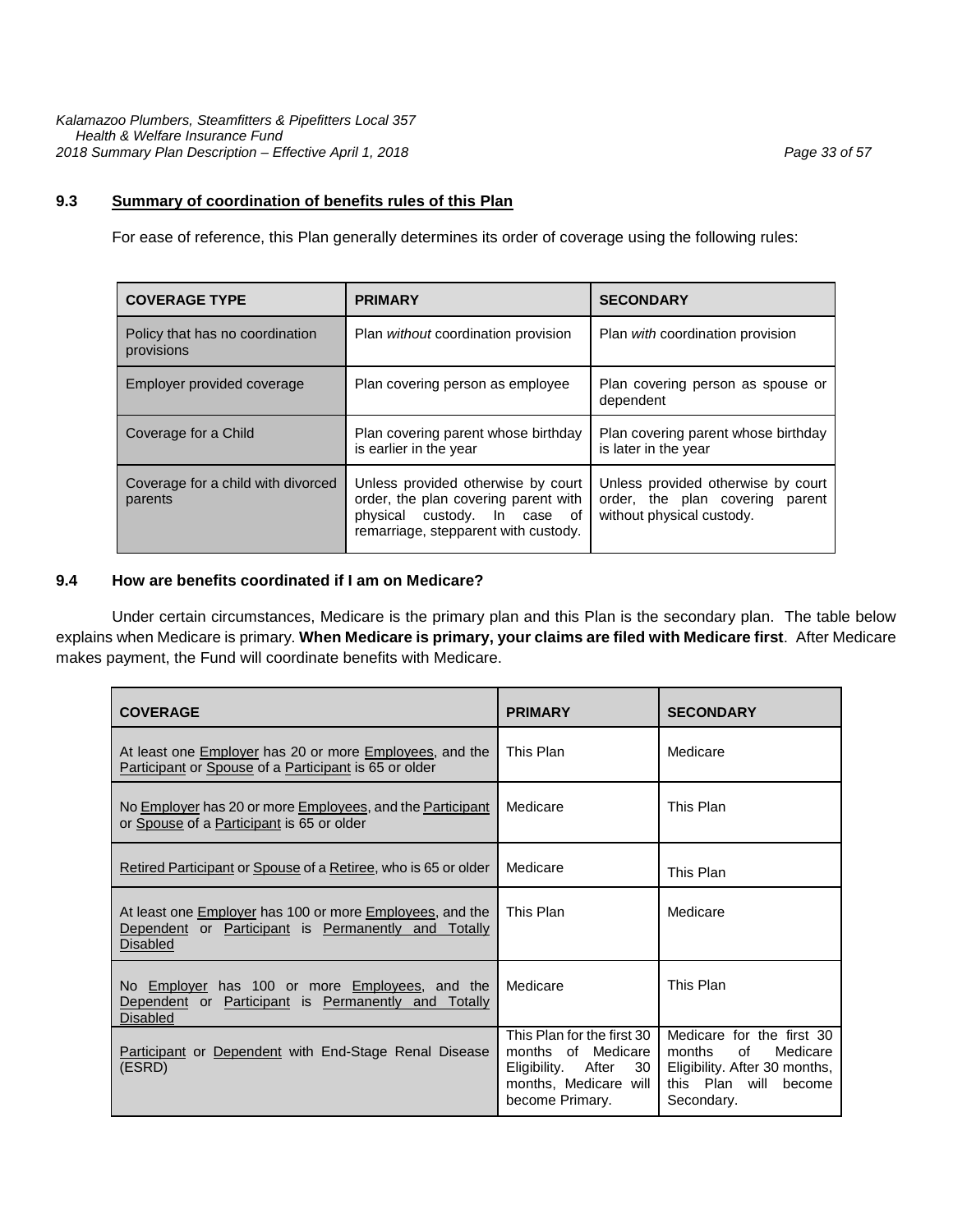### 9.3 Summary of coordination of benefits rules of this Plan

For ease of reference, this Plan generally determines its order of coverage using the following rules:

| COVERAGE TYPE | PRIMARY | SECONDARY |
|---|---|---|
| Policy that has no coordination provisions | Plan *without* coordination provision | Plan *with* coordination provision |
| Employer provided coverage | Plan covering person as employee | Plan covering person as spouse or dependent |
| Coverage for a Child | Plan covering parent whose birthday is earlier in the year | Plan covering parent whose birthday is later in the year |
| Coverage for a child with divorced parents | Unless provided otherwise by court order, the plan covering parent with physical custody. In case of remarriage, stepparent with custody. | Unless provided otherwise by court order, the plan covering parent without physical custody. |

### 9.4 How are benefits coordinated if I am on Medicare?

Under certain circumstances, Medicare is the primary plan and this Plan is the secondary plan. The table below explains when Medicare is primary. **When Medicare is primary, your claims are filed with Medicare first**. After Medicare makes payment, the Fund will coordinate benefits with Medicare.

| COVERAGE | PRIMARY | SECONDARY |
|---|---|---|
| At least one Employer has 20 or more Employees, and the Participant or Spouse of a Participant is 65 or older | This Plan | Medicare |
| No Employer has 20 or more Employees, and the Participant or Spouse of a Participant is 65 or older | Medicare | This Plan |
| Retired Participant or Spouse of a Retiree, who is 65 or older | Medicare | This Plan |
| At least one Employer has 100 or more Employees, and the Dependent or Participant is Permanently and Totally Disabled | This Plan | Medicare |
| No Employer has 100 or more Employees, and the Dependent or Participant is Permanently and Totally Disabled | Medicare | This Plan |
| Participant or Dependent with End-Stage Renal Disease (ESRD) | This Plan for the first 30 months of Medicare Eligibility. After 30 months, Medicare will become Primary. | Medicare for the first 30 months of Medicare Eligibility. After 30 months, this Plan will become Secondary. |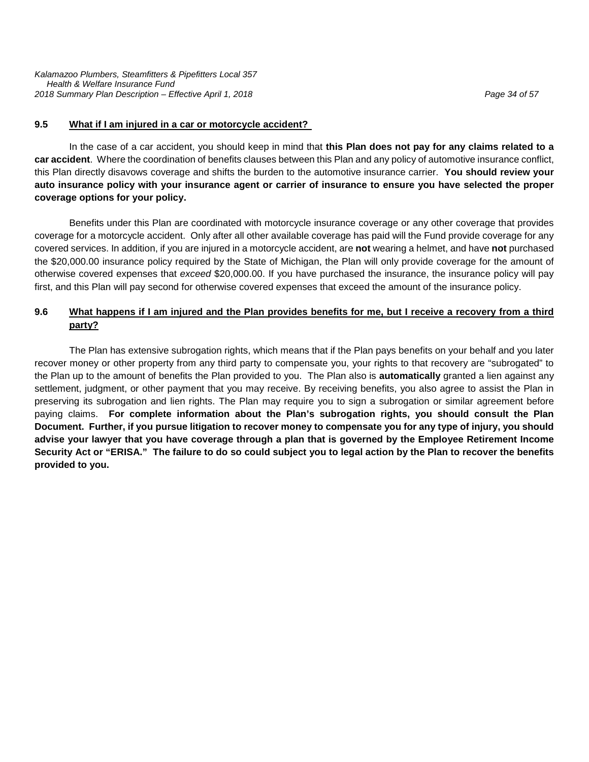### 9.5 What if I am injured in a car or motorcycle accident?

In the case of a car accident, you should keep in mind that **this Plan does not pay for any claims related to a car accident**. Where the coordination of benefits clauses between this Plan and any policy of automotive insurance conflict, this Plan directly disavows coverage and shifts the burden to the automotive insurance carrier. **You should review your auto insurance policy with your insurance agent or carrier of insurance to ensure you have selected the proper coverage options for your policy.**

Benefits under this Plan are coordinated with motorcycle insurance coverage or any other coverage that provides coverage for a motorcycle accident. Only after all other available coverage has paid will the Fund provide coverage for any covered services. In addition, if you are injured in a motorcycle accident, are **not** wearing a helmet, and have **not** purchased the $20,000.00 insurance policy required by the State of Michigan, the Plan will only provide coverage for the amount of otherwise covered expenses that *exceed* $20,000.00. If you have purchased the insurance, the insurance policy will pay first, and this Plan will pay second for otherwise covered expenses that exceed the amount of the insurance policy.

### 9.6 What happens if I am injured and the Plan provides benefits for me, but I receive a recovery from a third party?

The Plan has extensive subrogation rights, which means that if the Plan pays benefits on your behalf and you later recover money or other property from any third party to compensate you, your rights to that recovery are "subrogated" to the Plan up to the amount of benefits the Plan provided to you. The Plan also is **automatically** granted a lien against any settlement, judgment, or other payment that you may receive. By receiving benefits, you also agree to assist the Plan in preserving its subrogation and lien rights. The Plan may require you to sign a subrogation or similar agreement before paying claims. **For complete information about the Plan's subrogation rights, you should consult the Plan Document. Further, if you pursue litigation to recover money to compensate you for any type of injury, you should advise your lawyer that you have coverage through a plan that is governed by the Employee Retirement Income Security Act or "ERISA." The failure to do so could subject you to legal action by the Plan to recover the benefits provided to you.**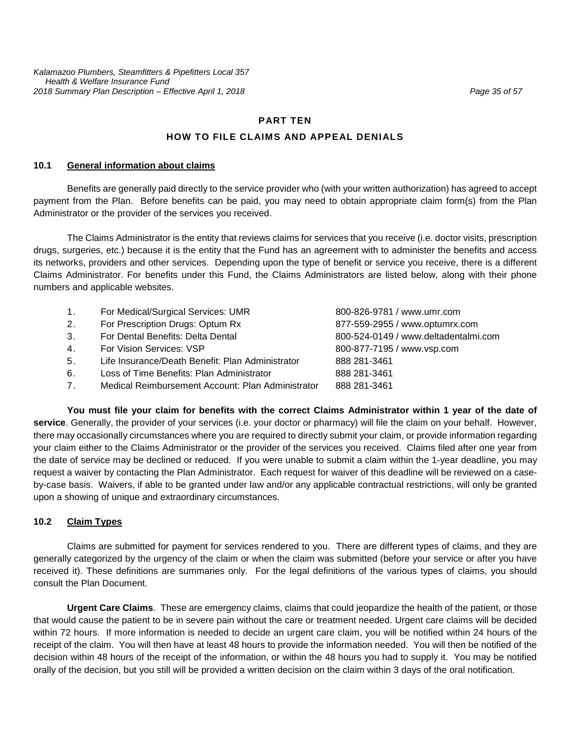## PART TEN

## HOW TO FILE CLAIMS AND APPEAL DENIALS

### 10.1 General information about claims

Benefits are generally paid directly to the service provider who (with your written authorization) has agreed to accept payment from the Plan. Before benefits can be paid, you may need to obtain appropriate claim form(s) from the Plan Administrator or the provider of the services you received.

The Claims Administrator is the entity that reviews claims for services that you receive (i.e. doctor visits, prescription drugs, surgeries, etc.) because it is the entity that the Fund has an agreement with to administer the benefits and access its networks, providers and other services. Depending upon the type of benefit or service you receive, there is a different Claims Administrator. For benefits under this Fund, the Claims Administrators are listed below, along with their phone numbers and applicable websites.

1. For Medical/Surgical Services: UMR — 800-826-9781 / www.umr.com
2. For Prescription Drugs: Optum Rx — 877-559-2955 / www.optumrx.com
3. For Dental Benefits: Delta Dental — 800-524-0149 / www.deltadentalmi.com
4. For Vision Services: VSP — 800-877-7195 / www.vsp.com
5. Life Insurance/Death Benefit: Plan Administrator — 888 281-3461
6. Loss of Time Benefits: Plan Administrator — 888 281-3461
7. Medical Reimbursement Account: Plan Administrator — 888 281-3461

**You must file your claim for benefits with the correct Claims Administrator within 1 year of the date of service**. Generally, the provider of your services (i.e. your doctor or pharmacy) will file the claim on your behalf. However, there may occasionally circumstances where you are required to directly submit your claim, or provide information regarding your claim either to the Claims Administrator or the provider of the services you received. Claims filed after one year from the date of service may be declined or reduced. If you were unable to submit a claim within the 1-year deadline, you may request a waiver by contacting the Plan Administrator. Each request for waiver of this deadline will be reviewed on a case-by-case basis. Waivers, if able to be granted under law and/or any applicable contractual restrictions, will only be granted upon a showing of unique and extraordinary circumstances.

### 10.2 Claim Types

Claims are submitted for payment for services rendered to you. There are different types of claims, and they are generally categorized by the urgency of the claim or when the claim was submitted (before your service or after you have received it). These definitions are summaries only. For the legal definitions of the various types of claims, you should consult the Plan Document.

**Urgent Care Claims**. These are emergency claims, claims that could jeopardize the health of the patient, or those that would cause the patient to be in severe pain without the care or treatment needed. Urgent care claims will be decided within 72 hours. If more information is needed to decide an urgent care claim, you will be notified within 24 hours of the receipt of the claim. You will then have at least 48 hours to provide the information needed. You will then be notified of the decision within 48 hours of the receipt of the information, or within the 48 hours you had to supply it. You may be notified orally of the decision, but you still will be provided a written decision on the claim within 3 days of the oral notification.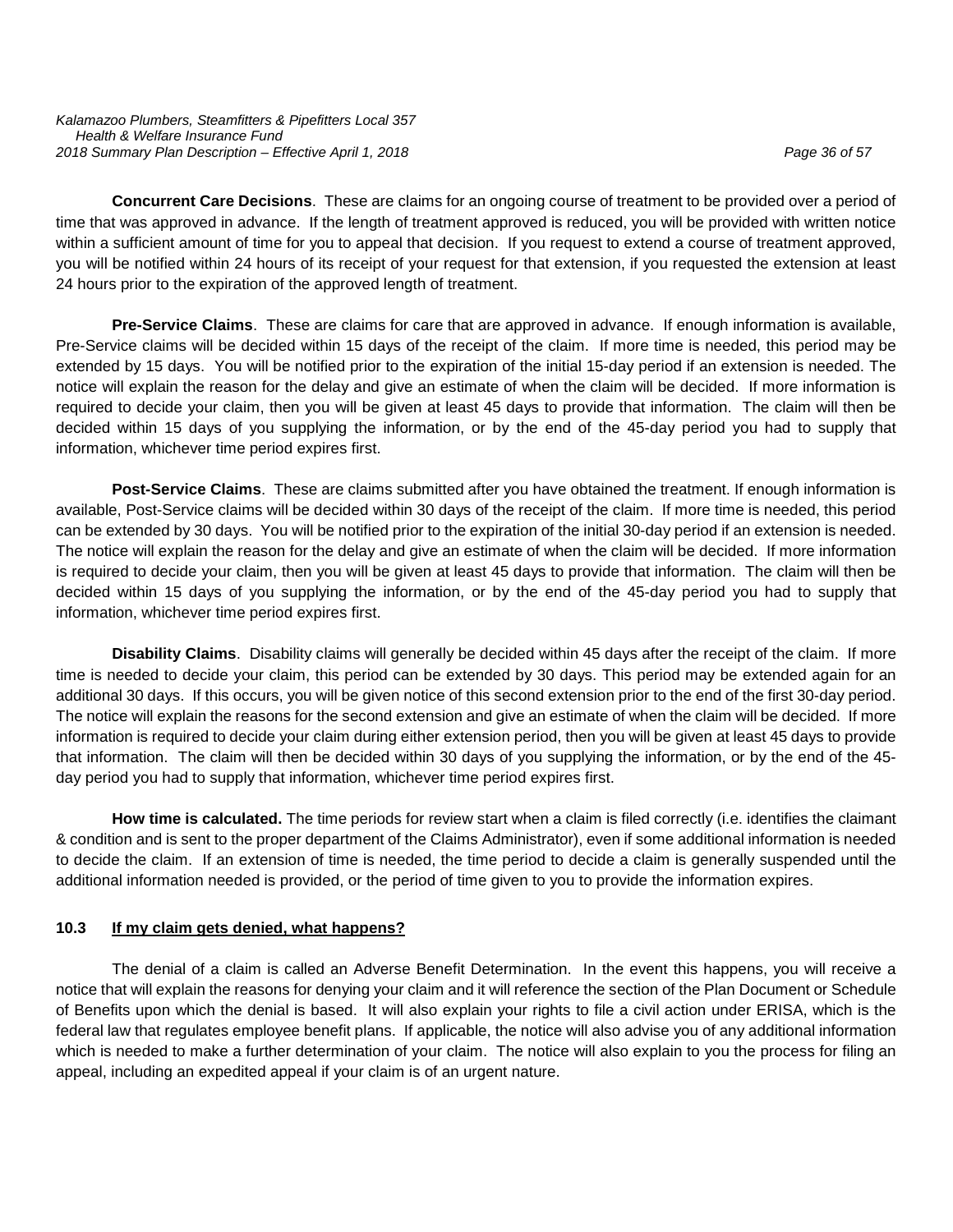**Concurrent Care Decisions**. These are claims for an ongoing course of treatment to be provided over a period of time that was approved in advance. If the length of treatment approved is reduced, you will be provided with written notice within a sufficient amount of time for you to appeal that decision. If you request to extend a course of treatment approved, you will be notified within 24 hours of its receipt of your request for that extension, if you requested the extension at least 24 hours prior to the expiration of the approved length of treatment.

**Pre-Service Claims**. These are claims for care that are approved in advance. If enough information is available, Pre-Service claims will be decided within 15 days of the receipt of the claim. If more time is needed, this period may be extended by 15 days. You will be notified prior to the expiration of the initial 15-day period if an extension is needed. The notice will explain the reason for the delay and give an estimate of when the claim will be decided. If more information is required to decide your claim, then you will be given at least 45 days to provide that information. The claim will then be decided within 15 days of you supplying the information, or by the end of the 45-day period you had to supply that information, whichever time period expires first.

**Post-Service Claims**. These are claims submitted after you have obtained the treatment. If enough information is available, Post-Service claims will be decided within 30 days of the receipt of the claim. If more time is needed, this period can be extended by 30 days. You will be notified prior to the expiration of the initial 30-day period if an extension is needed. The notice will explain the reason for the delay and give an estimate of when the claim will be decided. If more information is required to decide your claim, then you will be given at least 45 days to provide that information. The claim will then be decided within 15 days of you supplying the information, or by the end of the 45-day period you had to supply that information, whichever time period expires first.

**Disability Claims**. Disability claims will generally be decided within 45 days after the receipt of the claim. If more time is needed to decide your claim, this period can be extended by 30 days. This period may be extended again for an additional 30 days. If this occurs, you will be given notice of this second extension prior to the end of the first 30-day period. The notice will explain the reasons for the second extension and give an estimate of when the claim will be decided. If more information is required to decide your claim during either extension period, then you will be given at least 45 days to provide that information. The claim will then be decided within 30 days of you supplying the information, or by the end of the 45-day period you had to supply that information, whichever time period expires first.

**How time is calculated.** The time periods for review start when a claim is filed correctly (i.e. identifies the claimant & condition and is sent to the proper department of the Claims Administrator), even if some additional information is needed to decide the claim. If an extension of time is needed, the time period to decide a claim is generally suspended until the additional information needed is provided, or the period of time given to you to provide the information expires.

### 10.3 If my claim gets denied, what happens?

The denial of a claim is called an Adverse Benefit Determination. In the event this happens, you will receive a notice that will explain the reasons for denying your claim and it will reference the section of the Plan Document or Schedule of Benefits upon which the denial is based. It will also explain your rights to file a civil action under ERISA, which is the federal law that regulates employee benefit plans. If applicable, the notice will also advise you of any additional information which is needed to make a further determination of your claim. The notice will also explain to you the process for filing an appeal, including an expedited appeal if your claim is of an urgent nature.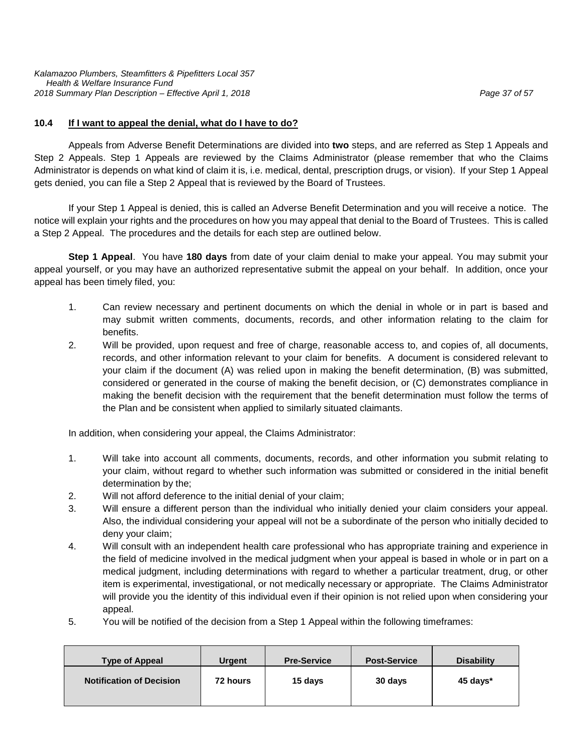### 10.4 If I want to appeal the denial, what do I have to do?

Appeals from Adverse Benefit Determinations are divided into **two** steps, and are referred as Step 1 Appeals and Step 2 Appeals. Step 1 Appeals are reviewed by the Claims Administrator (please remember that who the Claims Administrator is depends on what kind of claim it is, i.e. medical, dental, prescription drugs, or vision). If your Step 1 Appeal gets denied, you can file a Step 2 Appeal that is reviewed by the Board of Trustees.

If your Step 1 Appeal is denied, this is called an Adverse Benefit Determination and you will receive a notice. The notice will explain your rights and the procedures on how you may appeal that denial to the Board of Trustees. This is called a Step 2 Appeal. The procedures and the details for each step are outlined below.

**Step 1 Appeal**. You have **180 days** from date of your claim denial to make your appeal. You may submit your appeal yourself, or you may have an authorized representative submit the appeal on your behalf. In addition, once your appeal has been timely filed, you:

1. Can review necessary and pertinent documents on which the denial in whole or in part is based and may submit written comments, documents, records, and other information relating to the claim for benefits.
2. Will be provided, upon request and free of charge, reasonable access to, and copies of, all documents, records, and other information relevant to your claim for benefits. A document is considered relevant to your claim if the document (A) was relied upon in making the benefit determination, (B) was submitted, considered or generated in the course of making the benefit decision, or (C) demonstrates compliance in making the benefit decision with the requirement that the benefit determination must follow the terms of the Plan and be consistent when applied to similarly situated claimants.

In addition, when considering your appeal, the Claims Administrator:

1. Will take into account all comments, documents, records, and other information you submit relating to your claim, without regard to whether such information was submitted or considered in the initial benefit determination by the;
2. Will not afford deference to the initial denial of your claim;
3. Will ensure a different person than the individual who initially denied your claim considers your appeal. Also, the individual considering your appeal will not be a subordinate of the person who initially decided to deny your claim;
4. Will consult with an independent health care professional who has appropriate training and experience in the field of medicine involved in the medical judgment when your appeal is based in whole or in part on a medical judgment, including determinations with regard to whether a particular treatment, drug, or other item is experimental, investigational, or not medically necessary or appropriate. The Claims Administrator will provide you the identity of this individual even if their opinion is not relied upon when considering your appeal.
5. You will be notified of the decision from a Step 1 Appeal within the following timeframes:

| Type of Appeal | Urgent | Pre-Service | Post-Service | Disability |
|---|---|---|---|---|
| **Notification of Decision** | **72 hours** | **15 days** | **30 days** | **45 days*** |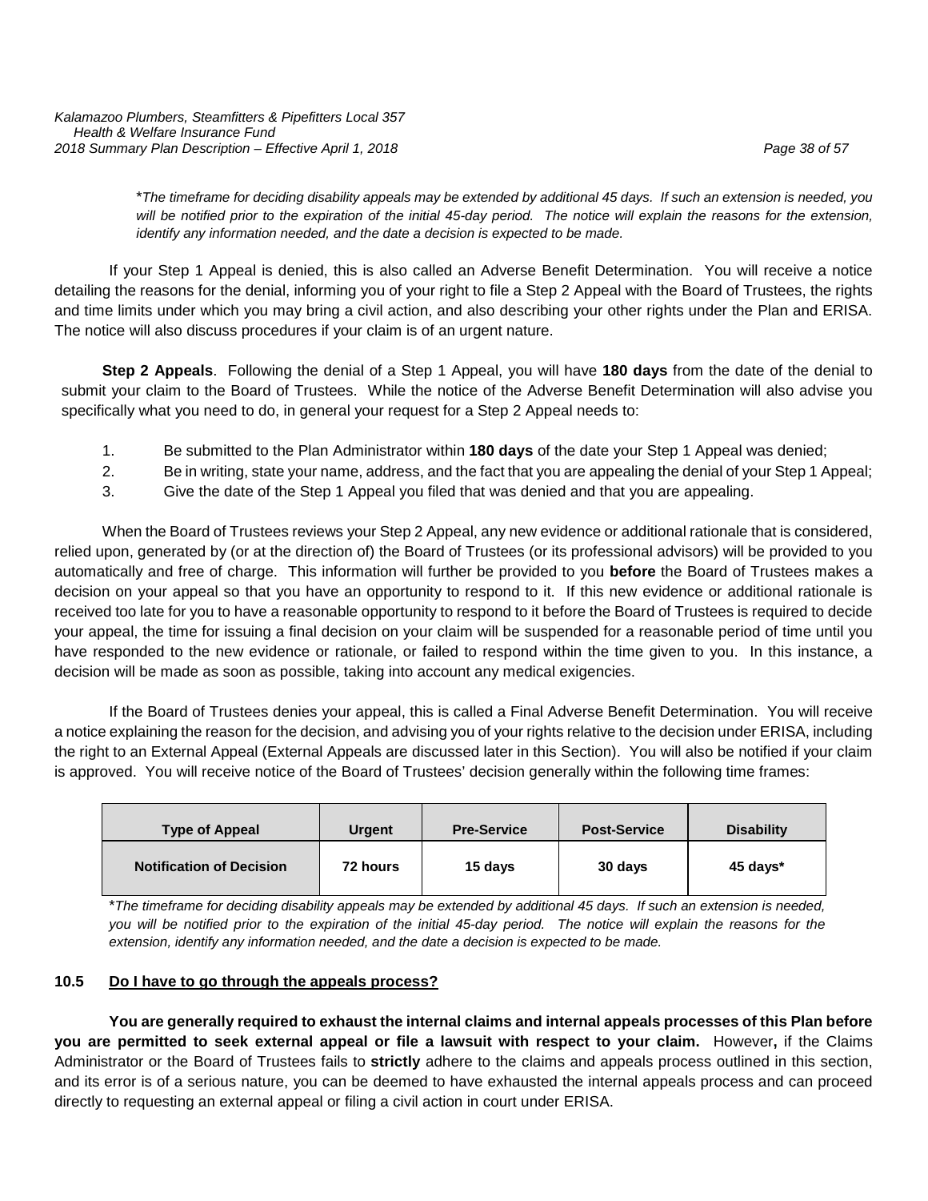*\*The timeframe for deciding disability appeals may be extended by additional 45 days. If such an extension is needed, you will be notified prior to the expiration of the initial 45-day period. The notice will explain the reasons for the extension, identify any information needed, and the date a decision is expected to be made.*

If your Step 1 Appeal is denied, this is also called an Adverse Benefit Determination. You will receive a notice detailing the reasons for the denial, informing you of your right to file a Step 2 Appeal with the Board of Trustees, the rights and time limits under which you may bring a civil action, and also describing your other rights under the Plan and ERISA. The notice will also discuss procedures if your claim is of an urgent nature.

**Step 2 Appeals**. Following the denial of a Step 1 Appeal, you will have **180 days** from the date of the denial to submit your claim to the Board of Trustees. While the notice of the Adverse Benefit Determination will also advise you specifically what you need to do, in general your request for a Step 2 Appeal needs to:

1. Be submitted to the Plan Administrator within **180 days** of the date your Step 1 Appeal was denied;
2. Be in writing, state your name, address, and the fact that you are appealing the denial of your Step 1 Appeal;
3. Give the date of the Step 1 Appeal you filed that was denied and that you are appealing.

When the Board of Trustees reviews your Step 2 Appeal, any new evidence or additional rationale that is considered, relied upon, generated by (or at the direction of) the Board of Trustees (or its professional advisors) will be provided to you automatically and free of charge. This information will further be provided to you **before** the Board of Trustees makes a decision on your appeal so that you have an opportunity to respond to it. If this new evidence or additional rationale is received too late for you to have a reasonable opportunity to respond to it before the Board of Trustees is required to decide your appeal, the time for issuing a final decision on your claim will be suspended for a reasonable period of time until you have responded to the new evidence or rationale, or failed to respond within the time given to you. In this instance, a decision will be made as soon as possible, taking into account any medical exigencies.

If the Board of Trustees denies your appeal, this is called a Final Adverse Benefit Determination. You will receive a notice explaining the reason for the decision, and advising you of your rights relative to the decision under ERISA, including the right to an External Appeal (External Appeals are discussed later in this Section). You will also be notified if your claim is approved. You will receive notice of the Board of Trustees' decision generally within the following time frames:

| Type of Appeal | Urgent | Pre-Service | Post-Service | Disability |
|---|---|---|---|---|
| **Notification of Decision** | **72 hours** | **15 days** | **30 days** | **45 days\*** |

*\*The timeframe for deciding disability appeals may be extended by additional 45 days. If such an extension is needed, you will be notified prior to the expiration of the initial 45-day period. The notice will explain the reasons for the extension, identify any information needed, and the date a decision is expected to be made.*

### 10.5 Do I have to go through the appeals process?

**You are generally required to exhaust the internal claims and internal appeals processes of this Plan before you are permitted to seek external appeal or file a lawsuit with respect to your claim.** However**,** if the Claims Administrator or the Board of Trustees fails to **strictly** adhere to the claims and appeals process outlined in this section, and its error is of a serious nature, you can be deemed to have exhausted the internal appeals process and can proceed directly to requesting an external appeal or filing a civil action in court under ERISA.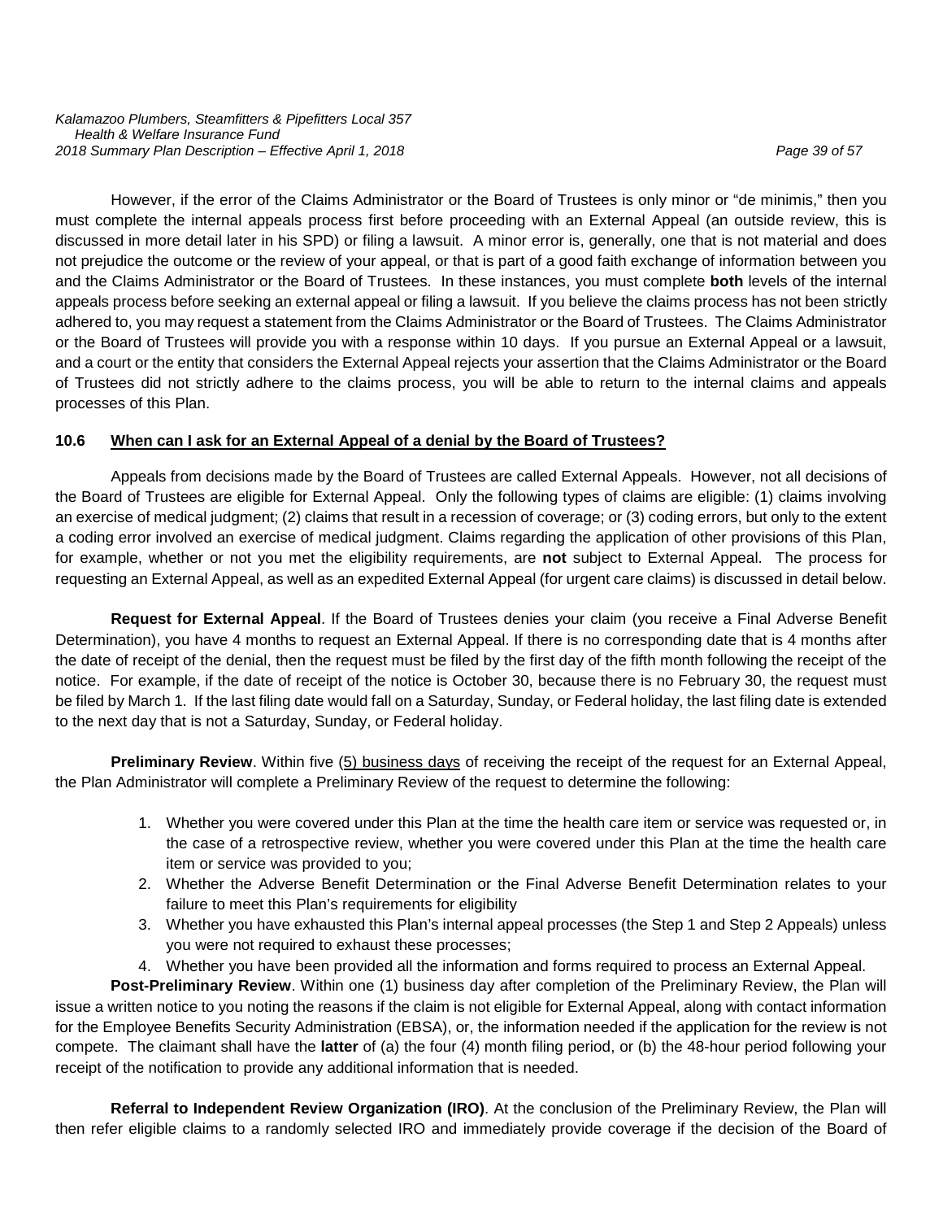However, if the error of the Claims Administrator or the Board of Trustees is only minor or "de minimis," then you must complete the internal appeals process first before proceeding with an External Appeal (an outside review, this is discussed in more detail later in his SPD) or filing a lawsuit. A minor error is, generally, one that is not material and does not prejudice the outcome or the review of your appeal, or that is part of a good faith exchange of information between you and the Claims Administrator or the Board of Trustees. In these instances, you must complete **both** levels of the internal appeals process before seeking an external appeal or filing a lawsuit. If you believe the claims process has not been strictly adhered to, you may request a statement from the Claims Administrator or the Board of Trustees. The Claims Administrator or the Board of Trustees will provide you with a response within 10 days. If you pursue an External Appeal or a lawsuit, and a court or the entity that considers the External Appeal rejects your assertion that the Claims Administrator or the Board of Trustees did not strictly adhere to the claims process, you will be able to return to the internal claims and appeals processes of this Plan.

### 10.6 When can I ask for an External Appeal of a denial by the Board of Trustees?

Appeals from decisions made by the Board of Trustees are called External Appeals. However, not all decisions of the Board of Trustees are eligible for External Appeal. Only the following types of claims are eligible: (1) claims involving an exercise of medical judgment; (2) claims that result in a recession of coverage; or (3) coding errors, but only to the extent a coding error involved an exercise of medical judgment. Claims regarding the application of other provisions of this Plan, for example, whether or not you met the eligibility requirements, are **not** subject to External Appeal. The process for requesting an External Appeal, as well as an expedited External Appeal (for urgent care claims) is discussed in detail below.

**Request for External Appeal**. If the Board of Trustees denies your claim (you receive a Final Adverse Benefit Determination), you have 4 months to request an External Appeal. If there is no corresponding date that is 4 months after the date of receipt of the denial, then the request must be filed by the first day of the fifth month following the receipt of the notice. For example, if the date of receipt of the notice is October 30, because there is no February 30, the request must be filed by March 1. If the last filing date would fall on a Saturday, Sunday, or Federal holiday, the last filing date is extended to the next day that is not a Saturday, Sunday, or Federal holiday.

**Preliminary Review**. Within five (5) business days of receiving the receipt of the request for an External Appeal, the Plan Administrator will complete a Preliminary Review of the request to determine the following:

1. Whether you were covered under this Plan at the time the health care item or service was requested or, in the case of a retrospective review, whether you were covered under this Plan at the time the health care item or service was provided to you;
2. Whether the Adverse Benefit Determination or the Final Adverse Benefit Determination relates to your failure to meet this Plan's requirements for eligibility
3. Whether you have exhausted this Plan's internal appeal processes (the Step 1 and Step 2 Appeals) unless you were not required to exhaust these processes;
4. Whether you have been provided all the information and forms required to process an External Appeal.

**Post-Preliminary Review**. Within one (1) business day after completion of the Preliminary Review, the Plan will issue a written notice to you noting the reasons if the claim is not eligible for External Appeal, along with contact information for the Employee Benefits Security Administration (EBSA), or, the information needed if the application for the review is not compete. The claimant shall have the **latter** of (a) the four (4) month filing period, or (b) the 48-hour period following your receipt of the notification to provide any additional information that is needed.

**Referral to Independent Review Organization (IRO)**. At the conclusion of the Preliminary Review, the Plan will then refer eligible claims to a randomly selected IRO and immediately provide coverage if the decision of the Board of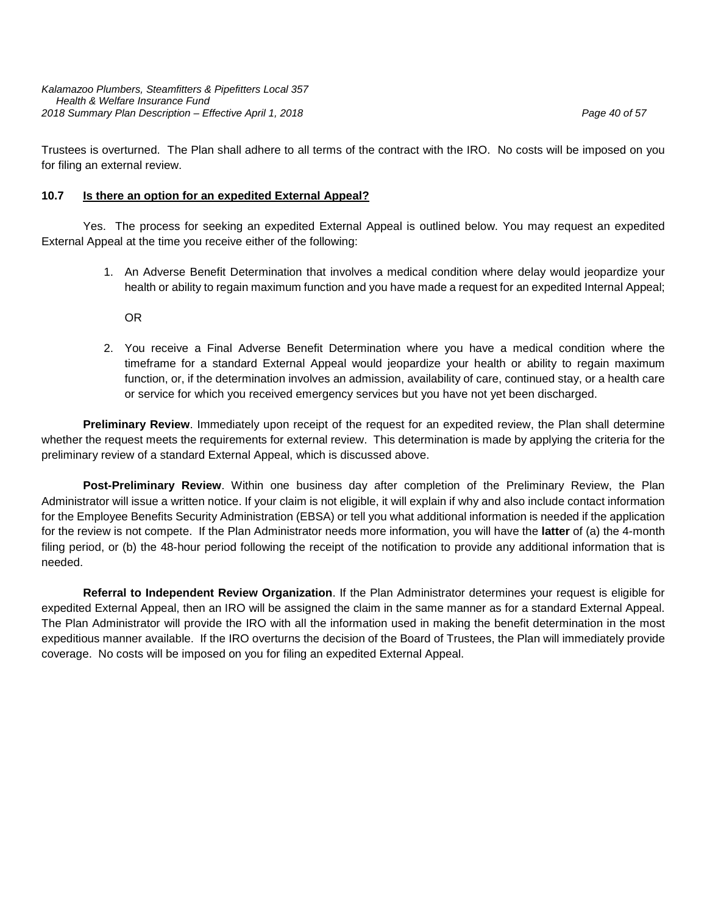Trustees is overturned. The Plan shall adhere to all terms of the contract with the IRO. No costs will be imposed on you for filing an external review.

### 10.7 Is there an option for an expedited External Appeal?

Yes. The process for seeking an expedited External Appeal is outlined below. You may request an expedited External Appeal at the time you receive either of the following:

1. An Adverse Benefit Determination that involves a medical condition where delay would jeopardize your health or ability to regain maximum function and you have made a request for an expedited Internal Appeal;

   OR

2. You receive a Final Adverse Benefit Determination where you have a medical condition where the timeframe for a standard External Appeal would jeopardize your health or ability to regain maximum function, or, if the determination involves an admission, availability of care, continued stay, or a health care or service for which you received emergency services but you have not yet been discharged.

**Preliminary Review**. Immediately upon receipt of the request for an expedited review, the Plan shall determine whether the request meets the requirements for external review. This determination is made by applying the criteria for the preliminary review of a standard External Appeal, which is discussed above.

**Post-Preliminary Review**. Within one business day after completion of the Preliminary Review, the Plan Administrator will issue a written notice. If your claim is not eligible, it will explain if why and also include contact information for the Employee Benefits Security Administration (EBSA) or tell you what additional information is needed if the application for the review is not compete. If the Plan Administrator needs more information, you will have the **latter** of (a) the 4-month filing period, or (b) the 48-hour period following the receipt of the notification to provide any additional information that is needed.

**Referral to Independent Review Organization**. If the Plan Administrator determines your request is eligible for expedited External Appeal, then an IRO will be assigned the claim in the same manner as for a standard External Appeal. The Plan Administrator will provide the IRO with all the information used in making the benefit determination in the most expeditious manner available. If the IRO overturns the decision of the Board of Trustees, the Plan will immediately provide coverage. No costs will be imposed on you for filing an expedited External Appeal.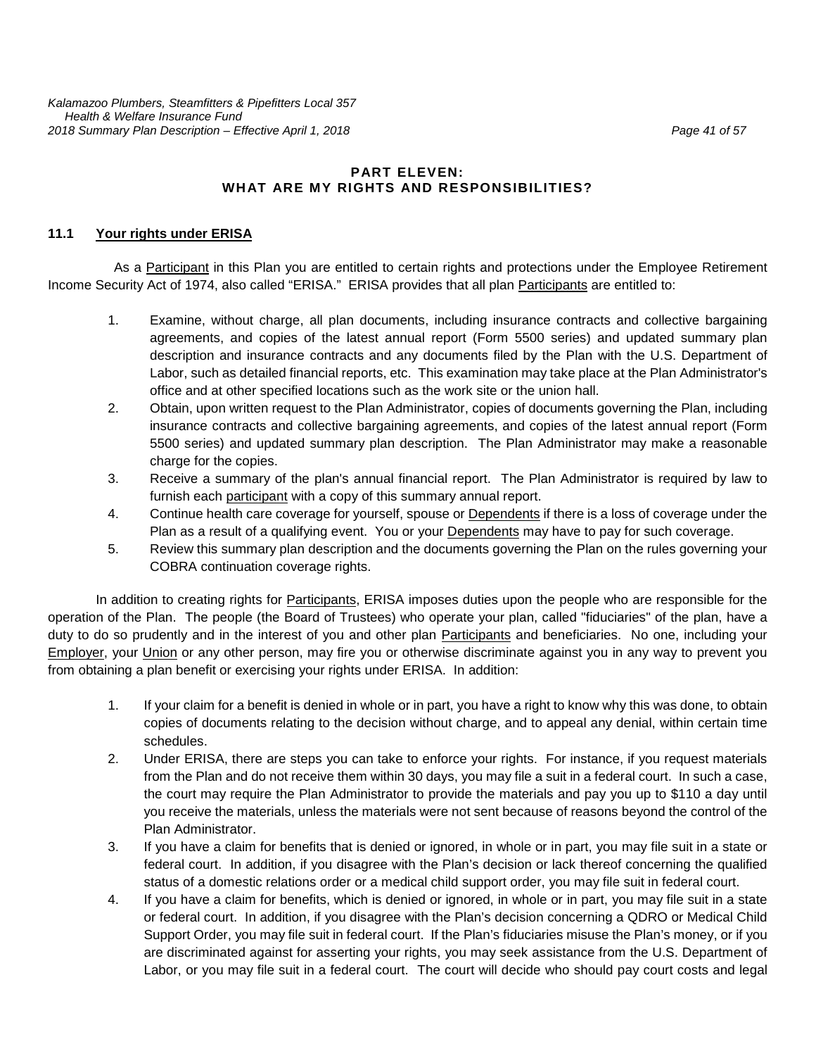# PART ELEVEN: WHAT ARE MY RIGHTS AND RESPONSIBILITIES?

## 11.1 Your rights under ERISA

As a Participant in this Plan you are entitled to certain rights and protections under the Employee Retirement Income Security Act of 1974, also called "ERISA." ERISA provides that all plan Participants are entitled to:

1. Examine, without charge, all plan documents, including insurance contracts and collective bargaining agreements, and copies of the latest annual report (Form 5500 series) and updated summary plan description and insurance contracts and any documents filed by the Plan with the U.S. Department of Labor, such as detailed financial reports, etc. This examination may take place at the Plan Administrator's office and at other specified locations such as the work site or the union hall.
2. Obtain, upon written request to the Plan Administrator, copies of documents governing the Plan, including insurance contracts and collective bargaining agreements, and copies of the latest annual report (Form 5500 series) and updated summary plan description. The Plan Administrator may make a reasonable charge for the copies.
3. Receive a summary of the plan's annual financial report. The Plan Administrator is required by law to furnish each participant with a copy of this summary annual report.
4. Continue health care coverage for yourself, spouse or Dependents if there is a loss of coverage under the Plan as a result of a qualifying event. You or your Dependents may have to pay for such coverage.
5. Review this summary plan description and the documents governing the Plan on the rules governing your COBRA continuation coverage rights.

In addition to creating rights for Participants, ERISA imposes duties upon the people who are responsible for the operation of the Plan. The people (the Board of Trustees) who operate your plan, called "fiduciaries" of the plan, have a duty to do so prudently and in the interest of you and other plan Participants and beneficiaries. No one, including your Employer, your Union or any other person, may fire you or otherwise discriminate against you in any way to prevent you from obtaining a plan benefit or exercising your rights under ERISA. In addition:

1. If your claim for a benefit is denied in whole or in part, you have a right to know why this was done, to obtain copies of documents relating to the decision without charge, and to appeal any denial, within certain time schedules.
2. Under ERISA, there are steps you can take to enforce your rights. For instance, if you request materials from the Plan and do not receive them within 30 days, you may file a suit in a federal court. In such a case, the court may require the Plan Administrator to provide the materials and pay you up to $110 a day until you receive the materials, unless the materials were not sent because of reasons beyond the control of the Plan Administrator.
3. If you have a claim for benefits that is denied or ignored, in whole or in part, you may file suit in a state or federal court. In addition, if you disagree with the Plan's decision or lack thereof concerning the qualified status of a domestic relations order or a medical child support order, you may file suit in federal court.
4. If you have a claim for benefits, which is denied or ignored, in whole or in part, you may file suit in a state or federal court. In addition, if you disagree with the Plan's decision concerning a QDRO or Medical Child Support Order, you may file suit in federal court. If the Plan's fiduciaries misuse the Plan's money, or if you are discriminated against for asserting your rights, you may seek assistance from the U.S. Department of Labor, or you may file suit in a federal court. The court will decide who should pay court costs and legal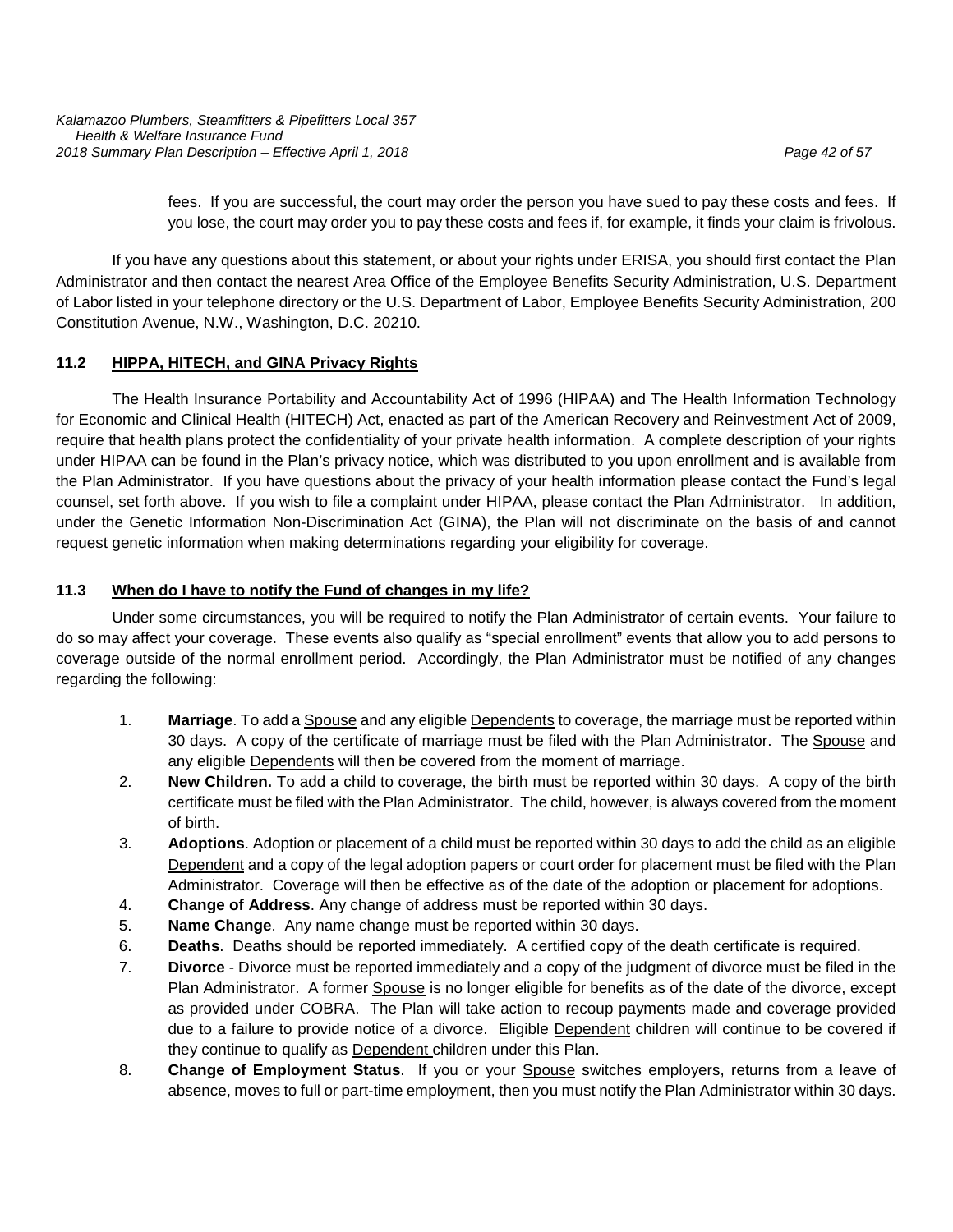fees. If you are successful, the court may order the person you have sued to pay these costs and fees. If you lose, the court may order you to pay these costs and fees if, for example, it finds your claim is frivolous.

If you have any questions about this statement, or about your rights under ERISA, you should first contact the Plan Administrator and then contact the nearest Area Office of the Employee Benefits Security Administration, U.S. Department of Labor listed in your telephone directory or the U.S. Department of Labor, Employee Benefits Security Administration, 200 Constitution Avenue, N.W., Washington, D.C. 20210.

### 11.2 HIPPA, HITECH, and GINA Privacy Rights

The Health Insurance Portability and Accountability Act of 1996 (HIPAA) and The Health Information Technology for Economic and Clinical Health (HITECH) Act, enacted as part of the American Recovery and Reinvestment Act of 2009, require that health plans protect the confidentiality of your private health information. A complete description of your rights under HIPAA can be found in the Plan's privacy notice, which was distributed to you upon enrollment and is available from the Plan Administrator. If you have questions about the privacy of your health information please contact the Fund's legal counsel, set forth above. If you wish to file a complaint under HIPAA, please contact the Plan Administrator. In addition, under the Genetic Information Non-Discrimination Act (GINA), the Plan will not discriminate on the basis of and cannot request genetic information when making determinations regarding your eligibility for coverage.

### 11.3 When do I have to notify the Fund of changes in my life?

Under some circumstances, you will be required to notify the Plan Administrator of certain events. Your failure to do so may affect your coverage. These events also qualify as "special enrollment" events that allow you to add persons to coverage outside of the normal enrollment period. Accordingly, the Plan Administrator must be notified of any changes regarding the following:

1. **Marriage**. To add a Spouse and any eligible Dependents to coverage, the marriage must be reported within 30 days. A copy of the certificate of marriage must be filed with the Plan Administrator. The Spouse and any eligible Dependents will then be covered from the moment of marriage.
2. **New Children.** To add a child to coverage, the birth must be reported within 30 days. A copy of the birth certificate must be filed with the Plan Administrator. The child, however, is always covered from the moment of birth.
3. **Adoptions**. Adoption or placement of a child must be reported within 30 days to add the child as an eligible Dependent and a copy of the legal adoption papers or court order for placement must be filed with the Plan Administrator. Coverage will then be effective as of the date of the adoption or placement for adoptions.
4. **Change of Address**. Any change of address must be reported within 30 days.
5. **Name Change**. Any name change must be reported within 30 days.
6. **Deaths**. Deaths should be reported immediately. A certified copy of the death certificate is required.
7. **Divorce** - Divorce must be reported immediately and a copy of the judgment of divorce must be filed in the Plan Administrator. A former Spouse is no longer eligible for benefits as of the date of the divorce, except as provided under COBRA. The Plan will take action to recoup payments made and coverage provided due to a failure to provide notice of a divorce. Eligible Dependent children will continue to be covered if they continue to qualify as Dependent children under this Plan.
8. **Change of Employment Status**. If you or your Spouse switches employers, returns from a leave of absence, moves to full or part-time employment, then you must notify the Plan Administrator within 30 days.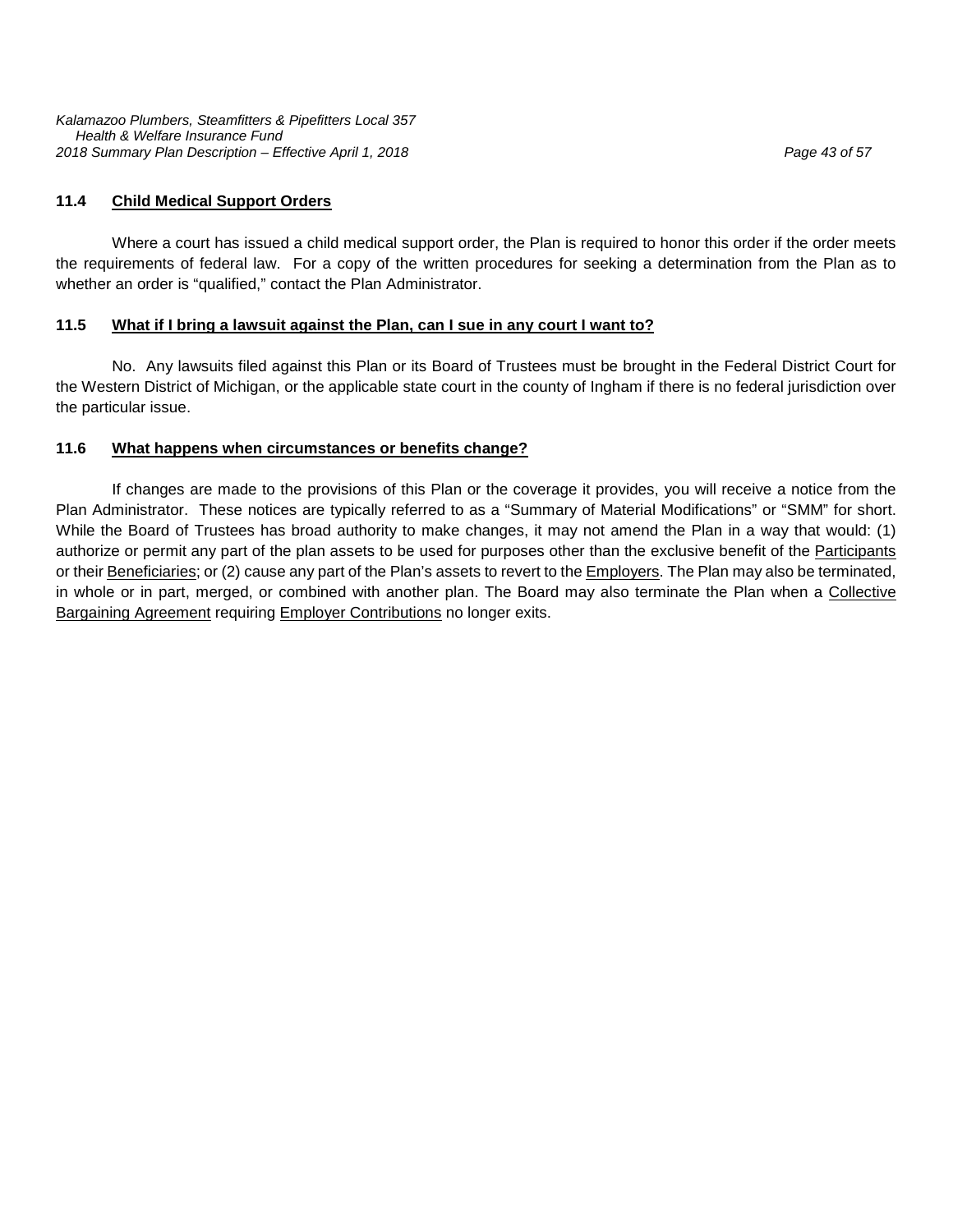### 11.4 Child Medical Support Orders

Where a court has issued a child medical support order, the Plan is required to honor this order if the order meets the requirements of federal law. For a copy of the written procedures for seeking a determination from the Plan as to whether an order is "qualified," contact the Plan Administrator.

### 11.5 What if I bring a lawsuit against the Plan, can I sue in any court I want to?

No. Any lawsuits filed against this Plan or its Board of Trustees must be brought in the Federal District Court for the Western District of Michigan, or the applicable state court in the county of Ingham if there is no federal jurisdiction over the particular issue.

### 11.6 What happens when circumstances or benefits change?

If changes are made to the provisions of this Plan or the coverage it provides, you will receive a notice from the Plan Administrator. These notices are typically referred to as a "Summary of Material Modifications" or "SMM" for short. While the Board of Trustees has broad authority to make changes, it may not amend the Plan in a way that would: (1) authorize or permit any part of the plan assets to be used for purposes other than the exclusive benefit of the Participants or their Beneficiaries; or (2) cause any part of the Plan's assets to revert to the Employers. The Plan may also be terminated, in whole or in part, merged, or combined with another plan. The Board may also terminate the Plan when a Collective Bargaining Agreement requiring Employer Contributions no longer exits.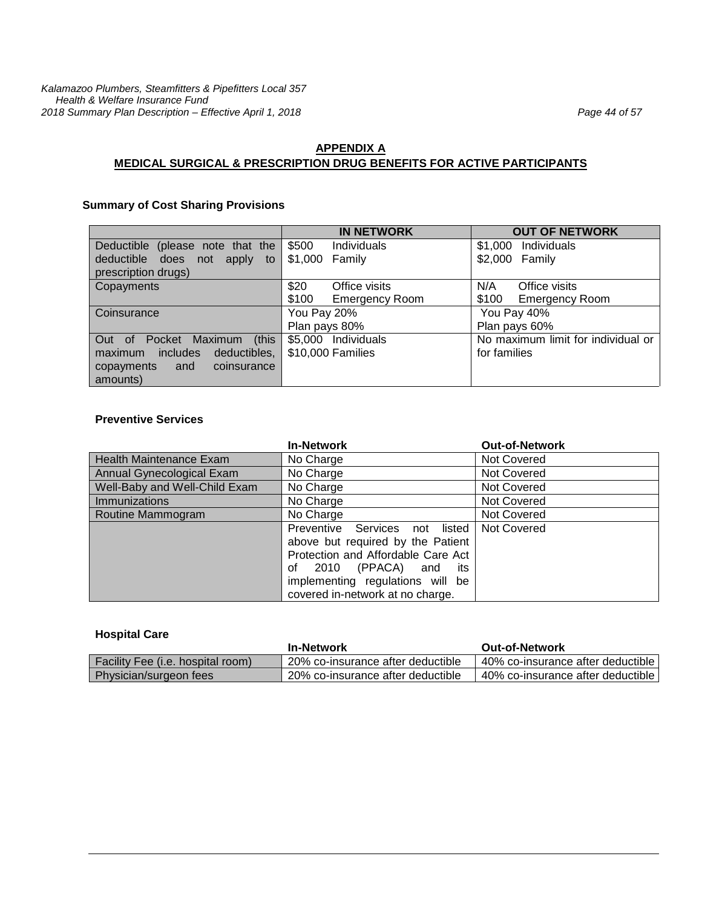## APPENDIX A
## MEDICAL SURGICAL & PRESCRIPTION DRUG BENEFITS FOR ACTIVE PARTICIPANTS

### Summary of Cost Sharing Provisions

| | IN NETWORK | OUT OF NETWORK |
|---|---|---|
| Deductible (please note that the deductible does not apply to prescription drugs) | $500 Individuals<br>$1,000 Family | $1,000 Individuals<br>$2,000 Family |
| Copayments | $20 Office visits<br>$100 Emergency Room | N/A Office visits<br>$100 Emergency Room |
| Coinsurance | You Pay 20%<br>Plan pays 80% | You Pay 40%<br>Plan pays 60% |
| Out of Pocket Maximum (this maximum includes deductibles, copayments and coinsurance amounts) | $5,000 Individuals<br>$10,000 Families | No maximum limit for individual or for families |

### Preventive Services

| | In-Network | Out-of-Network |
|---|---|---|
| Health Maintenance Exam | No Charge | Not Covered |
| Annual Gynecological Exam | No Charge | Not Covered |
| Well-Baby and Well-Child Exam | No Charge | Not Covered |
| Immunizations | No Charge | Not Covered |
| Routine Mammogram | No Charge | Not Covered |
| | Preventive Services not listed above but required by the Patient Protection and Affordable Care Act of 2010 (PPACA) and its implementing regulations will be covered in-network at no charge. | Not Covered |

### Hospital Care

| | In-Network | Out-of-Network |
|---|---|---|
| Facility Fee (i.e. hospital room) | 20% co-insurance after deductible | 40% co-insurance after deductible |
| Physician/surgeon fees | 20% co-insurance after deductible | 40% co-insurance after deductible |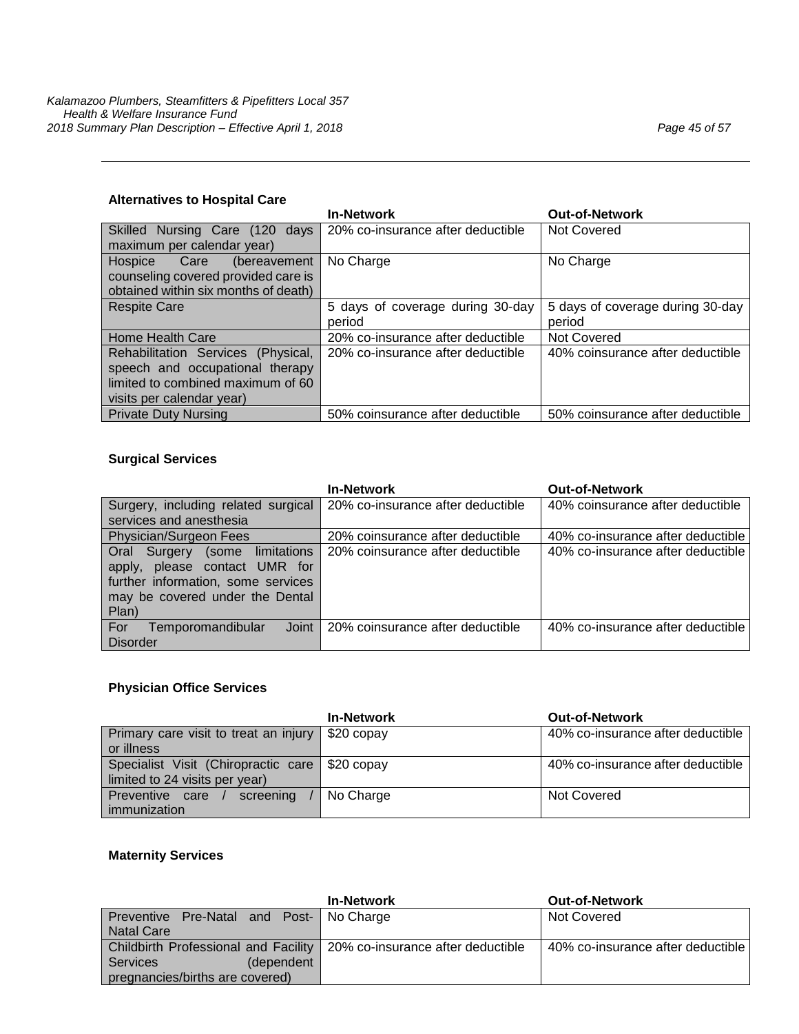### Alternatives to Hospital Care

| | In-Network | Out-of-Network |
|---|---|---|
| Skilled Nursing Care (120 days maximum per calendar year) | 20% co-insurance after deductible | Not Covered |
| Hospice Care (bereavement counseling covered provided care is obtained within six months of death) | No Charge | No Charge |
| Respite Care | 5 days of coverage during 30-day period | 5 days of coverage during 30-day period |
| Home Health Care | 20% co-insurance after deductible | Not Covered |
| Rehabilitation Services (Physical, speech and occupational therapy limited to combined maximum of 60 visits per calendar year) | 20% co-insurance after deductible | 40% coinsurance after deductible |
| Private Duty Nursing | 50% coinsurance after deductible | 50% coinsurance after deductible |

### Surgical Services

| | In-Network | Out-of-Network |
|---|---|---|
| Surgery, including related surgical services and anesthesia | 20% co-insurance after deductible | 40% coinsurance after deductible |
| Physician/Surgeon Fees | 20% coinsurance after deductible | 40% co-insurance after deductible |
| Oral Surgery (some limitations apply, please contact UMR for further information, some services may be covered under the Dental Plan) | 20% coinsurance after deductible | 40% co-insurance after deductible |
| For Temporomandibular Joint Disorder | 20% coinsurance after deductible | 40% co-insurance after deductible |

### Physician Office Services

| | In-Network | Out-of-Network |
|---|---|---|
| Primary care visit to treat an injury or illness | $20 copay | 40% co-insurance after deductible |
| Specialist Visit (Chiropractic care limited to 24 visits per year) | $20 copay | 40% co-insurance after deductible |
| Preventive care / screening / immunization | No Charge | Not Covered |

### Maternity Services

| | In-Network | Out-of-Network |
|---|---|---|
| Preventive Pre-Natal and Post-Natal Care | No Charge | Not Covered |
| Childbirth Professional and Facility Services (dependent pregnancies/births are covered) | 20% co-insurance after deductible | 40% co-insurance after deductible |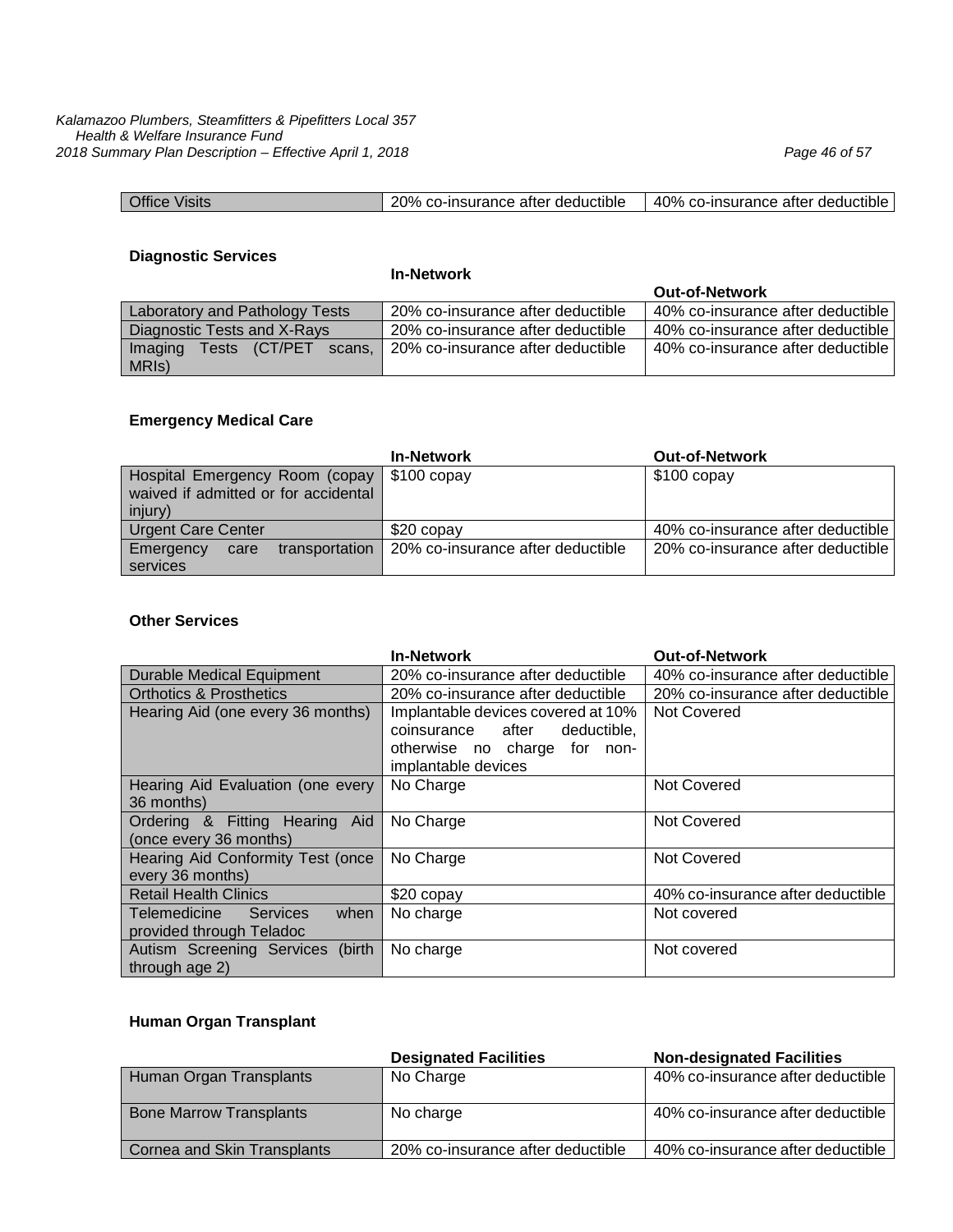| Office Visits | 20% co-insurance after deductible | 40% co-insurance after deductible |
|---|---|---|

**Diagnostic Services**

| | In-Network | Out-of-Network |
|---|---|---|
| Laboratory and Pathology Tests | 20% co-insurance after deductible | 40% co-insurance after deductible |
| Diagnostic Tests and X-Rays | 20% co-insurance after deductible | 40% co-insurance after deductible |
| Imaging Tests (CT/PET scans, MRIs) | 20% co-insurance after deductible | 40% co-insurance after deductible |

**Emergency Medical Care**

| | In-Network | Out-of-Network |
|---|---|---|
| Hospital Emergency Room (copay waived if admitted or for accidental injury) | $100 copay | $100 copay |
| Urgent Care Center | $20 copay | 40% co-insurance after deductible |
| Emergency care transportation services | 20% co-insurance after deductible | 20% co-insurance after deductible |

**Other Services**

| | In-Network | Out-of-Network |
|---|---|---|
| Durable Medical Equipment | 20% co-insurance after deductible | 40% co-insurance after deductible |
| Orthotics & Prosthetics | 20% co-insurance after deductible | 20% co-insurance after deductible |
| Hearing Aid (one every 36 months) | Implantable devices covered at 10% coinsurance after deductible, otherwise no charge for non-implantable devices | Not Covered |
| Hearing Aid Evaluation (one every 36 months) | No Charge | Not Covered |
| Ordering & Fitting Hearing Aid (once every 36 months) | No Charge | Not Covered |
| Hearing Aid Conformity Test (once every 36 months) | No Charge | Not Covered |
| Retail Health Clinics | $20 copay | 40% co-insurance after deductible |
| Telemedicine Services when provided through Teladoc | No charge | Not covered |
| Autism Screening Services (birth through age 2) | No charge | Not covered |

**Human Organ Transplant**

| | Designated Facilities | Non-designated Facilities |
|---|---|---|
| Human Organ Transplants | No Charge | 40% co-insurance after deductible |
| Bone Marrow Transplants | No charge | 40% co-insurance after deductible |
| Cornea and Skin Transplants | 20% co-insurance after deductible | 40% co-insurance after deductible |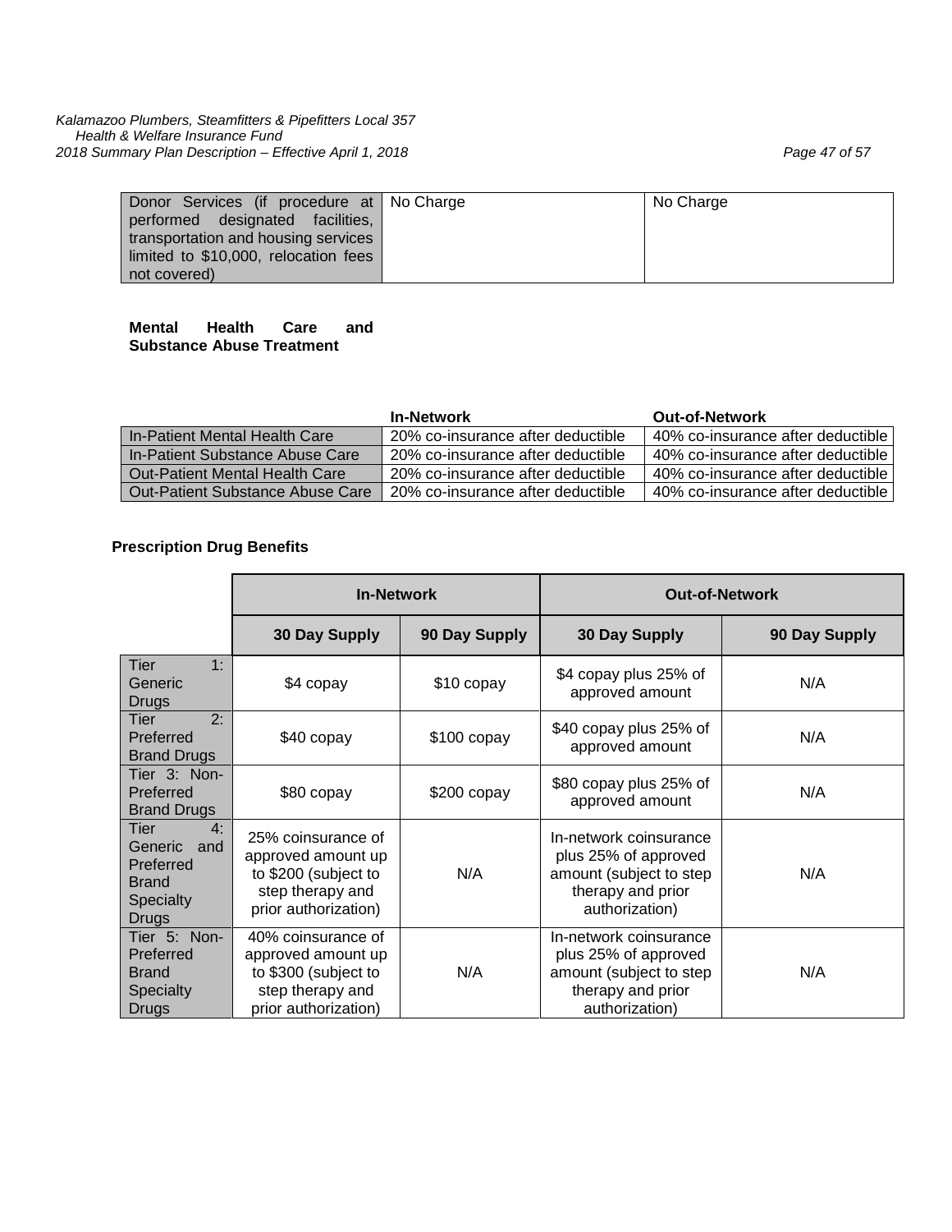| Donor Services (if procedure at performed designated facilities, transportation and housing services limited to $10,000, relocation fees not covered) | No Charge | No Charge |
|---|---|---|

**Mental Health Care and Substance Abuse Treatment**

| | In-Network | Out-of-Network |
|---|---|---|
| In-Patient Mental Health Care | 20% co-insurance after deductible | 40% co-insurance after deductible |
| In-Patient Substance Abuse Care | 20% co-insurance after deductible | 40% co-insurance after deductible |
| Out-Patient Mental Health Care | 20% co-insurance after deductible | 40% co-insurance after deductible |
| Out-Patient Substance Abuse Care | 20% co-insurance after deductible | 40% co-insurance after deductible |

**Prescription Drug Benefits**

| | In-Network | | Out-of-Network | |
|---|---|---|---|---|
| | 30 Day Supply | 90 Day Supply | 30 Day Supply | 90 Day Supply |
| Tier 1: Generic Drugs | $4 copay | $10 copay | $4 copay plus 25% of approved amount | N/A |
| Tier 2: Preferred Brand Drugs | $40 copay | $100 copay | $40 copay plus 25% of approved amount | N/A |
| Tier 3: Non-Preferred Brand Drugs | $80 copay | $200 copay | $80 copay plus 25% of approved amount | N/A |
| Tier 4: Generic and Preferred Brand Specialty Drugs | 25% coinsurance of approved amount up to $200 (subject to step therapy and prior authorization) | N/A | In-network coinsurance plus 25% of approved amount (subject to step therapy and prior authorization) | N/A |
| Tier 5: Non-Preferred Brand Specialty Drugs | 40% coinsurance of approved amount up to $300 (subject to step therapy and prior authorization) | N/A | In-network coinsurance plus 25% of approved amount (subject to step therapy and prior authorization) | N/A |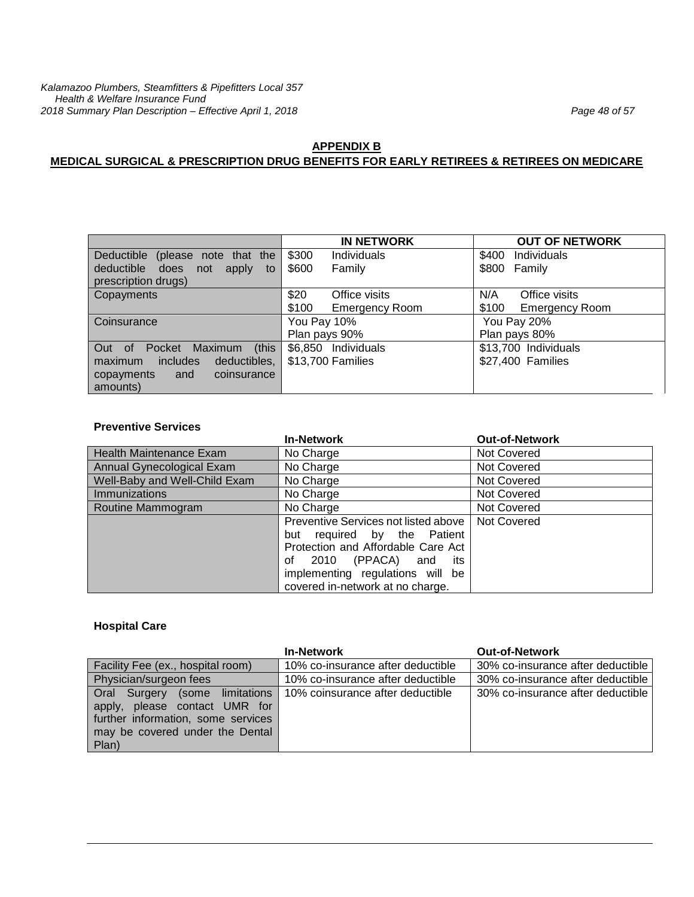## APPENDIX B

## MEDICAL SURGICAL & PRESCRIPTION DRUG BENEFITS FOR EARLY RETIREES & RETIREES ON MEDICARE

| | IN NETWORK | OUT OF NETWORK |
|---|---|---|
| Deductible (please note that the deductible does not apply to prescription drugs) | $300 Individuals<br>$600 Family | $400 Individuals<br>$800 Family |
| Copayments | $20 Office visits<br>$100 Emergency Room | N/A Office visits<br>$100 Emergency Room |
| Coinsurance | You Pay 10%<br>Plan pays 90% | You Pay 20%<br>Plan pays 80% |
| Out of Pocket Maximum (this maximum includes deductibles, copayments and coinsurance amounts) | $6,850 Individuals<br>$13,700 Families | $13,700 Individuals<br>$27,400 Families |

### Preventive Services

| | In-Network | Out-of-Network |
|---|---|---|
| Health Maintenance Exam | No Charge | Not Covered |
| Annual Gynecological Exam | No Charge | Not Covered |
| Well-Baby and Well-Child Exam | No Charge | Not Covered |
| Immunizations | No Charge | Not Covered |
| Routine Mammogram | No Charge | Not Covered |
| | Preventive Services not listed above but required by the Patient Protection and Affordable Care Act of 2010 (PPACA) and its implementing regulations will be covered in-network at no charge. | Not Covered |

### Hospital Care

| | In-Network | Out-of-Network |
|---|---|---|
| Facility Fee (ex., hospital room) | 10% co-insurance after deductible | 30% co-insurance after deductible |
| Physician/surgeon fees | 10% co-insurance after deductible | 30% co-insurance after deductible |
| Oral Surgery (some limitations apply, please contact UMR for further information, some services may be covered under the Dental Plan) | 10% coinsurance after deductible | 30% co-insurance after deductible |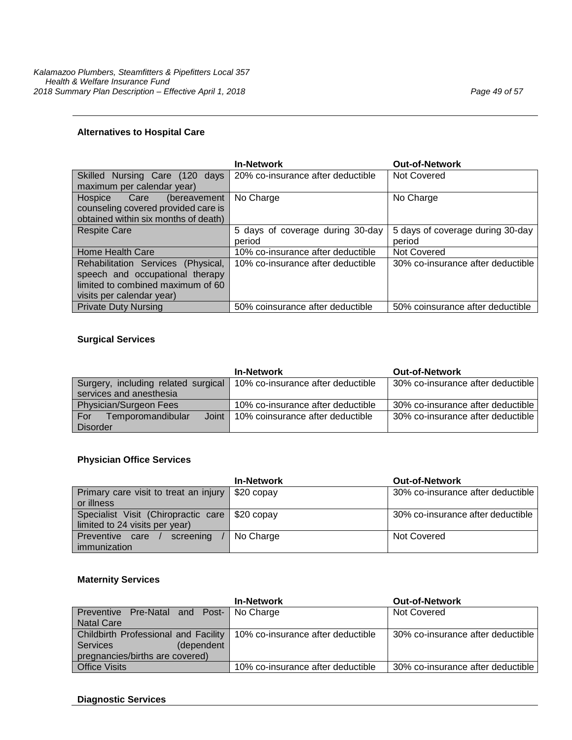### Alternatives to Hospital Care

| | In-Network | Out-of-Network |
|---|---|---|
| Skilled Nursing Care (120 days maximum per calendar year) | 20% co-insurance after deductible | Not Covered |
| Hospice Care (bereavement counseling covered provided care is obtained within six months of death) | No Charge | No Charge |
| Respite Care | 5 days of coverage during 30-day period | 5 days of coverage during 30-day period |
| Home Health Care | 10% co-insurance after deductible | Not Covered |
| Rehabilitation Services (Physical, speech and occupational therapy limited to combined maximum of 60 visits per calendar year) | 10% co-insurance after deductible | 30% co-insurance after deductible |
| Private Duty Nursing | 50% coinsurance after deductible | 50% coinsurance after deductible |

### Surgical Services

| | In-Network | Out-of-Network |
|---|---|---|
| Surgery, including related surgical services and anesthesia | 10% co-insurance after deductible | 30% co-insurance after deductible |
| Physician/Surgeon Fees | 10% co-insurance after deductible | 30% co-insurance after deductible |
| For Temporomandibular Joint Disorder | 10% coinsurance after deductible | 30% co-insurance after deductible |

### Physician Office Services

| | In-Network | Out-of-Network |
|---|---|---|
| Primary care visit to treat an injury or illness | $20 copay | 30% co-insurance after deductible |
| Specialist Visit (Chiropractic care limited to 24 visits per year) | $20 copay | 30% co-insurance after deductible |
| Preventive care / screening / immunization | No Charge | Not Covered |

### Maternity Services

| | In-Network | Out-of-Network |
|---|---|---|
| Preventive Pre-Natal and Post-Natal Care | No Charge | Not Covered |
| Childbirth Professional and Facility Services (dependent pregnancies/births are covered) | 10% co-insurance after deductible | 30% co-insurance after deductible |
| Office Visits | 10% co-insurance after deductible | 30% co-insurance after deductible |

### Diagnostic Services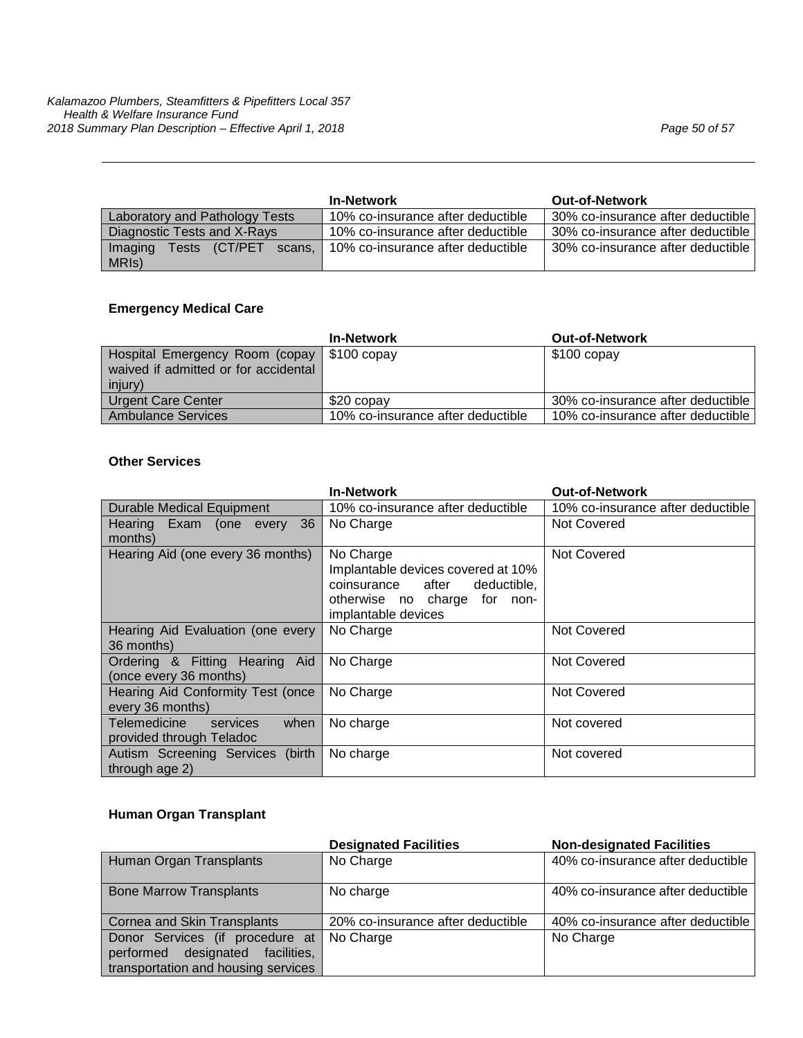| | In-Network | Out-of-Network |
|---|---|---|
| Laboratory and Pathology Tests | 10% co-insurance after deductible | 30% co-insurance after deductible |
| Diagnostic Tests and X-Rays | 10% co-insurance after deductible | 30% co-insurance after deductible |
| Imaging Tests (CT/PET scans, MRIs) | 10% co-insurance after deductible | 30% co-insurance after deductible |

**Emergency Medical Care**

| | In-Network | Out-of-Network |
|---|---|---|
| Hospital Emergency Room (copay waived if admitted or for accidental injury) | $100 copay | $100 copay |
| Urgent Care Center | $20 copay | 30% co-insurance after deductible |
| Ambulance Services | 10% co-insurance after deductible | 10% co-insurance after deductible |

**Other Services**

| | In-Network | Out-of-Network |
|---|---|---|
| Durable Medical Equipment | 10% co-insurance after deductible | 10% co-insurance after deductible |
| Hearing Exam (one every 36 months) | No Charge | Not Covered |
| Hearing Aid (one every 36 months) | No Charge<br>Implantable devices covered at 10% coinsurance after deductible, otherwise no charge for non-implantable devices | Not Covered |
| Hearing Aid Evaluation (one every 36 months) | No Charge | Not Covered |
| Ordering & Fitting Hearing Aid (once every 36 months) | No Charge | Not Covered |
| Hearing Aid Conformity Test (once every 36 months) | No Charge | Not Covered |
| Telemedicine services when provided through Teladoc | No charge | Not covered |
| Autism Screening Services (birth through age 2) | No charge | Not covered |

**Human Organ Transplant**

| | Designated Facilities | Non-designated Facilities |
|---|---|---|
| Human Organ Transplants | No Charge | 40% co-insurance after deductible |
| Bone Marrow Transplants | No charge | 40% co-insurance after deductible |
| Cornea and Skin Transplants | 20% co-insurance after deductible | 40% co-insurance after deductible |
| Donor Services (if procedure at performed designated facilities, transportation and housing services | No Charge | No Charge |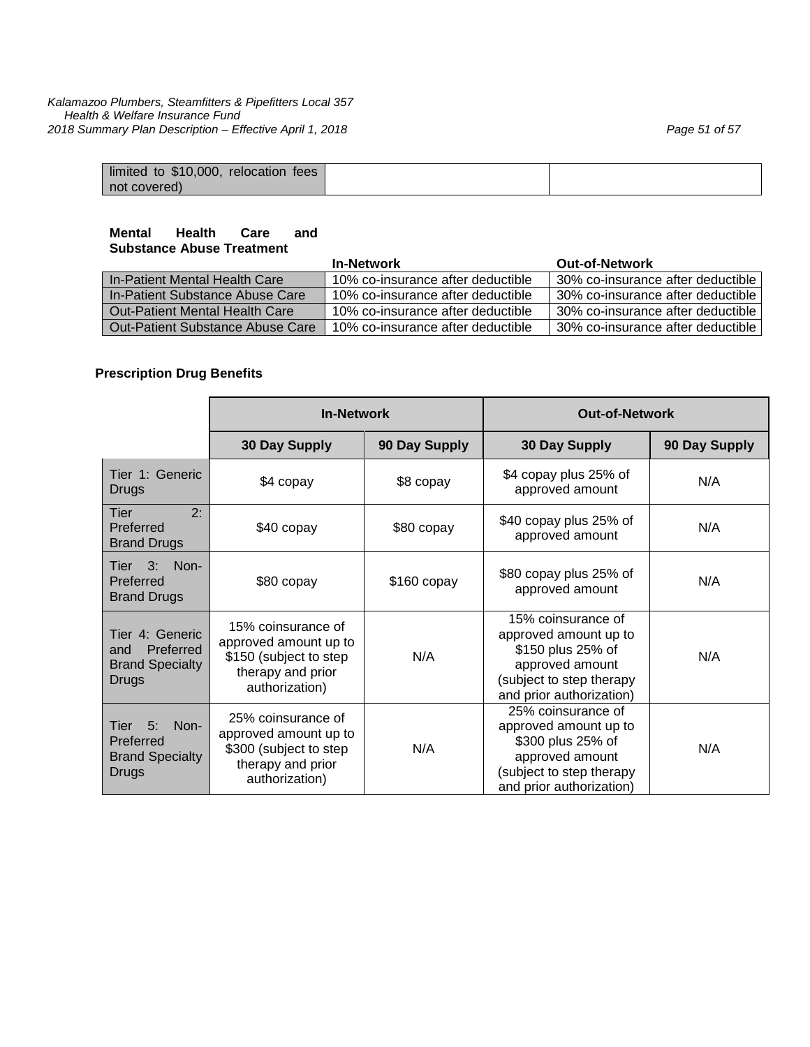| limited to $10,000, relocation fees not covered) | | |
|---|---|---|

**Mental Health Care and Substance Abuse Treatment**

| | In-Network | Out-of-Network |
|---|---|---|
| In-Patient Mental Health Care | 10% co-insurance after deductible | 30% co-insurance after deductible |
| In-Patient Substance Abuse Care | 10% co-insurance after deductible | 30% co-insurance after deductible |
| Out-Patient Mental Health Care | 10% co-insurance after deductible | 30% co-insurance after deductible |
| Out-Patient Substance Abuse Care | 10% co-insurance after deductible | 30% co-insurance after deductible |

**Prescription Drug Benefits**

| | In-Network | | Out-of-Network | |
|---|---|---|---|---|
| | 30 Day Supply | 90 Day Supply | 30 Day Supply | 90 Day Supply |
| Tier 1: Generic Drugs | $4 copay | $8 copay | $4 copay plus 25% of approved amount | N/A |
| Tier 2: Preferred Brand Drugs | $40 copay | $80 copay | $40 copay plus 25% of approved amount | N/A |
| Tier 3: Non-Preferred Brand Drugs | $80 copay | $160 copay | $80 copay plus 25% of approved amount | N/A |
| Tier 4: Generic and Preferred Brand Specialty Drugs | 15% coinsurance of approved amount up to $150 (subject to step therapy and prior authorization) | N/A | 15% coinsurance of approved amount up to $150 plus 25% of approved amount (subject to step therapy and prior authorization) | N/A |
| Tier 5: Non-Preferred Brand Specialty Drugs | 25% coinsurance of approved amount up to $300 (subject to step therapy and prior authorization) | N/A | 25% coinsurance of approved amount up to $300 plus 25% of approved amount (subject to step therapy and prior authorization) | N/A |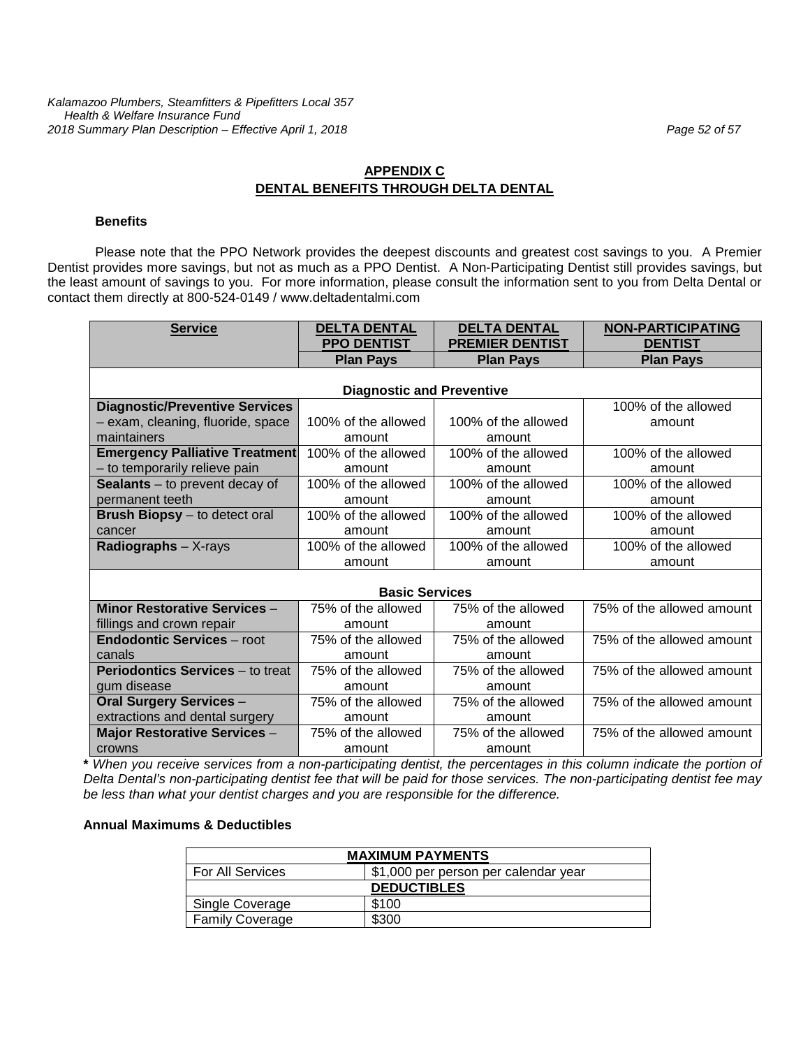## APPENDIX C
## DENTAL BENEFITS THROUGH DELTA DENTAL

**Benefits**

Please note that the PPO Network provides the deepest discounts and greatest cost savings to you. A Premier Dentist provides more savings, but not as much as a PPO Dentist. A Non-Participating Dentist still provides savings, but the least amount of savings to you. For more information, please consult the information sent to you from Delta Dental or contact them directly at 800-524-0149 / www.deltadentalmi.com

| Service | DELTA DENTAL PPO DENTIST | DELTA DENTAL PREMIER DENTIST | NON-PARTICIPATING DENTIST |
|---|---|---|---|
| | Plan Pays | Plan Pays | Plan Pays |
| **Diagnostic and Preventive** | | | |
| **Diagnostic/Preventive Services** – exam, cleaning, fluoride, space maintainers | 100% of the allowed amount | 100% of the allowed amount | 100% of the allowed amount |
| **Emergency Palliative Treatment** – to temporarily relieve pain | 100% of the allowed amount | 100% of the allowed amount | 100% of the allowed amount |
| **Sealants** – to prevent decay of permanent teeth | 100% of the allowed amount | 100% of the allowed amount | 100% of the allowed amount |
| **Brush Biopsy** – to detect oral cancer | 100% of the allowed amount | 100% of the allowed amount | 100% of the allowed amount |
| **Radiographs** – X-rays | 100% of the allowed amount | 100% of the allowed amount | 100% of the allowed amount |
| **Basic Services** | | | |
| **Minor Restorative Services** – fillings and crown repair | 75% of the allowed amount | 75% of the allowed amount | 75% of the allowed amount |
| **Endodontic Services** – root canals | 75% of the allowed amount | 75% of the allowed amount | 75% of the allowed amount |
| **Periodontics Services** – to treat gum disease | 75% of the allowed amount | 75% of the allowed amount | 75% of the allowed amount |
| **Oral Surgery Services** – extractions and dental surgery | 75% of the allowed amount | 75% of the allowed amount | 75% of the allowed amount |
| **Major Restorative Services** – crowns | 75% of the allowed amount | 75% of the allowed amount | 75% of the allowed amount |

***** *When you receive services from a non-participating dentist, the percentages in this column indicate the portion of Delta Dental's non-participating dentist fee that will be paid for those services. The non-participating dentist fee may be less than what your dentist charges and you are responsible for the difference.*

**Annual Maximums & Deductibles**

| MAXIMUM PAYMENTS | |
|---|---|
| For All Services | $1,000 per person per calendar year |
| **DEDUCTIBLES** | |
| Single Coverage | $100 |
| Family Coverage | $300 |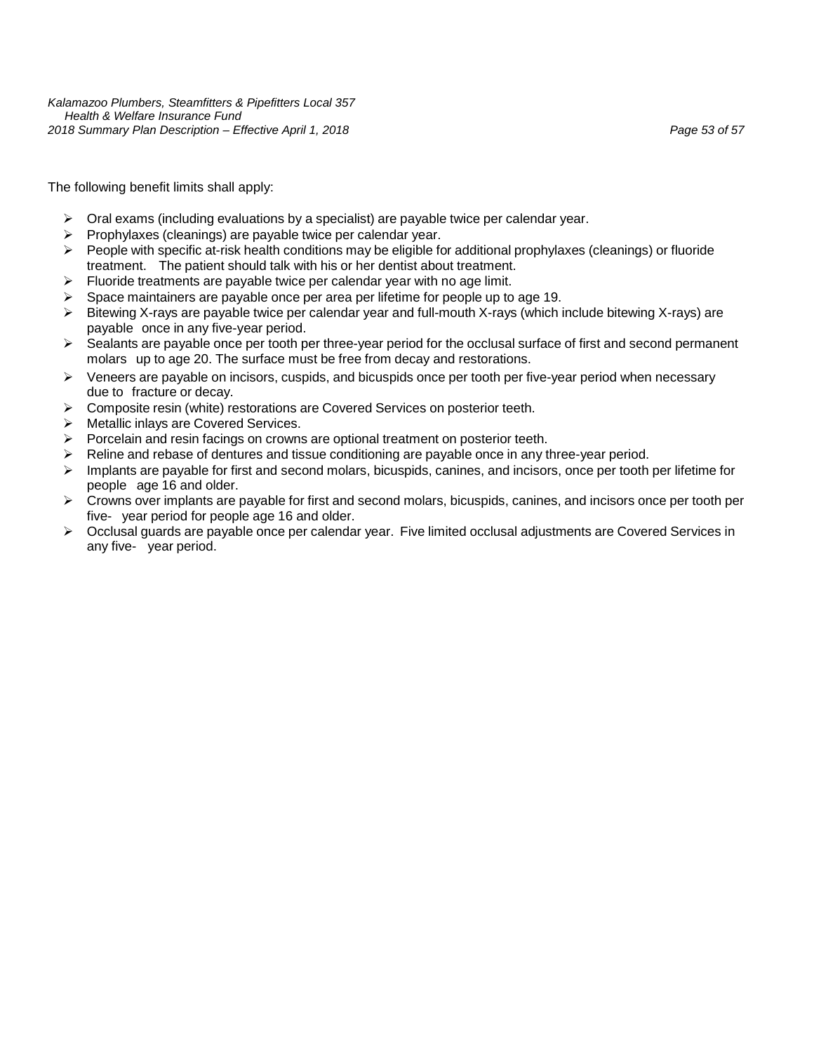The following benefit limits shall apply:

- Oral exams (including evaluations by a specialist) are payable twice per calendar year.
- Prophylaxes (cleanings) are payable twice per calendar year.
- People with specific at-risk health conditions may be eligible for additional prophylaxes (cleanings) or fluoride treatment. The patient should talk with his or her dentist about treatment.
- Fluoride treatments are payable twice per calendar year with no age limit.
- Space maintainers are payable once per area per lifetime for people up to age 19.
- Bitewing X-rays are payable twice per calendar year and full-mouth X-rays (which include bitewing X-rays) are payable once in any five-year period.
- Sealants are payable once per tooth per three-year period for the occlusal surface of first and second permanent molars up to age 20. The surface must be free from decay and restorations.
- Veneers are payable on incisors, cuspids, and bicuspids once per tooth per five-year period when necessary due to fracture or decay.
- Composite resin (white) restorations are Covered Services on posterior teeth.
- Metallic inlays are Covered Services.
- Porcelain and resin facings on crowns are optional treatment on posterior teeth.
- Reline and rebase of dentures and tissue conditioning are payable once in any three-year period.
- Implants are payable for first and second molars, bicuspids, canines, and incisors, once per tooth per lifetime for people age 16 and older.
- Crowns over implants are payable for first and second molars, bicuspids, canines, and incisors once per tooth per five- year period for people age 16 and older.
- Occlusal guards are payable once per calendar year. Five limited occlusal adjustments are Covered Services in any five- year period.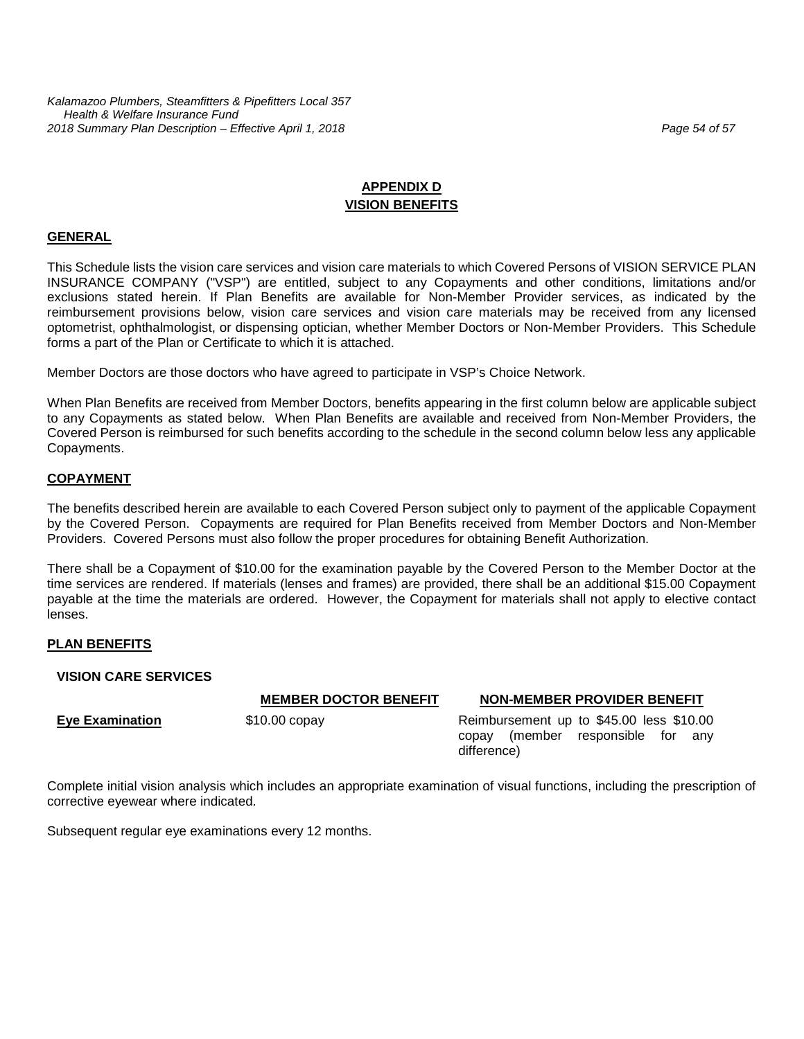## APPENDIX D
## VISION BENEFITS

### GENERAL

This Schedule lists the vision care services and vision care materials to which Covered Persons of VISION SERVICE PLAN INSURANCE COMPANY ("VSP") are entitled, subject to any Copayments and other conditions, limitations and/or exclusions stated herein. If Plan Benefits are available for Non-Member Provider services, as indicated by the reimbursement provisions below, vision care services and vision care materials may be received from any licensed optometrist, ophthalmologist, or dispensing optician, whether Member Doctors or Non-Member Providers. This Schedule forms a part of the Plan or Certificate to which it is attached.

Member Doctors are those doctors who have agreed to participate in VSP's Choice Network.

When Plan Benefits are received from Member Doctors, benefits appearing in the first column below are applicable subject to any Copayments as stated below. When Plan Benefits are available and received from Non-Member Providers, the Covered Person is reimbursed for such benefits according to the schedule in the second column below less any applicable Copayments.

### COPAYMENT

The benefits described herein are available to each Covered Person subject only to payment of the applicable Copayment by the Covered Person. Copayments are required for Plan Benefits received from Member Doctors and Non-Member Providers. Covered Persons must also follow the proper procedures for obtaining Benefit Authorization.

There shall be a Copayment of $10.00 for the examination payable by the Covered Person to the Member Doctor at the time services are rendered. If materials (lenses and frames) are provided, there shall be an additional $15.00 Copayment payable at the time the materials are ordered. However, the Copayment for materials shall not apply to elective contact lenses.

### PLAN BENEFITS

**VISION CARE SERVICES**

| | MEMBER DOCTOR BENEFIT | NON-MEMBER PROVIDER BENEFIT |
|---|---|---|
| **Eye Examination** | $10.00 copay | Reimbursement up to $45.00 less $10.00 copay (member responsible for any difference) |

Complete initial vision analysis which includes an appropriate examination of visual functions, including the prescription of corrective eyewear where indicated.

Subsequent regular eye examinations every 12 months.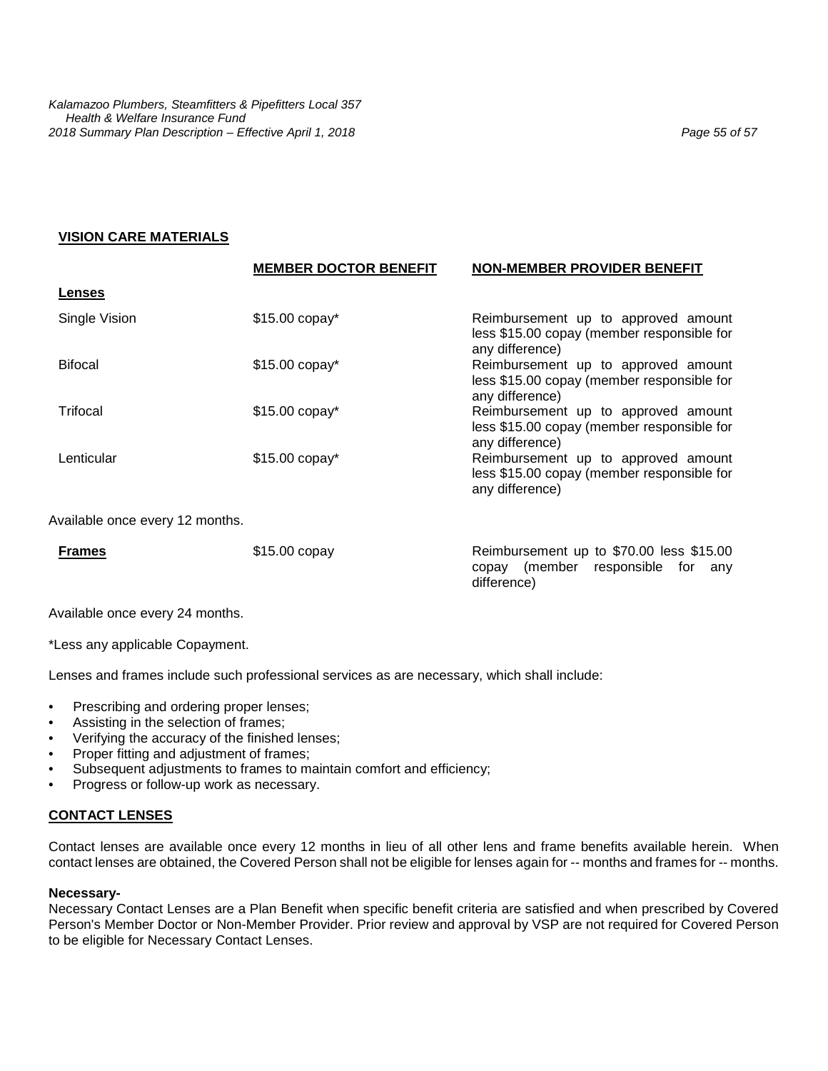## VISION CARE MATERIALS

| | MEMBER DOCTOR BENEFIT | NON-MEMBER PROVIDER BENEFIT |
|---|---|---|
| **Lenses** | | |
| Single Vision | $15.00 copay* | Reimbursement up to approved amount less $15.00 copay (member responsible for any difference) |
| Bifocal | $15.00 copay* | Reimbursement up to approved amount less $15.00 copay (member responsible for any difference) |
| Trifocal | $15.00 copay* | Reimbursement up to approved amount less $15.00 copay (member responsible for any difference) |
| Lenticular | $15.00 copay* | Reimbursement up to approved amount less $15.00 copay (member responsible for any difference) |

Available once every 12 months.

| | | |
|---|---|---|
| **Frames** | $15.00 copay | Reimbursement up to $70.00 less $15.00 copay (member responsible for any difference) |

Available once every 24 months.

*Less any applicable Copayment.

Lenses and frames include such professional services as are necessary, which shall include:

- Prescribing and ordering proper lenses;
- Assisting in the selection of frames;
- Verifying the accuracy of the finished lenses;
- Proper fitting and adjustment of frames;
- Subsequent adjustments to frames to maintain comfort and efficiency;
- Progress or follow-up work as necessary.

## CONTACT LENSES

Contact lenses are available once every 12 months in lieu of all other lens and frame benefits available herein. When contact lenses are obtained, the Covered Person shall not be eligible for lenses again for -- months and frames for -- months.

**Necessary-**

Necessary Contact Lenses are a Plan Benefit when specific benefit criteria are satisfied and when prescribed by Covered Person's Member Doctor or Non-Member Provider. Prior review and approval by VSP are not required for Covered Person to be eligible for Necessary Contact Lenses.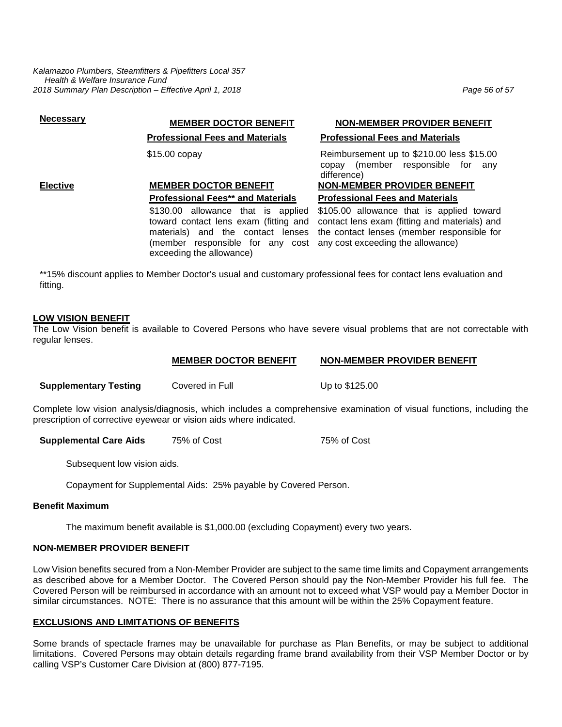| | MEMBER DOCTOR BENEFIT | NON-MEMBER PROVIDER BENEFIT |
|---|---|---|
| **Necessary** | **Professional Fees and Materials** | **Professional Fees and Materials** |
| | $15.00 copay | Reimbursement up to $210.00 less $15.00 copay (member responsible for any difference) |
| **Elective** | **MEMBER DOCTOR BENEFIT** | **NON-MEMBER PROVIDER BENEFIT** |
| | **Professional Fees** and Materials** | **Professional Fees and Materials** |
| | $130.00 allowance that is applied toward contact lens exam (fitting and materials) and the contact lenses (member responsible for any cost exceeding the allowance) | $105.00 allowance that is applied toward contact lens exam (fitting and materials) and the contact lenses (member responsible for any cost exceeding the allowance) |

**15% discount applies to Member Doctor's usual and customary professional fees for contact lens evaluation and fitting.

## LOW VISION BENEFIT

The Low Vision benefit is available to Covered Persons who have severe visual problems that are not correctable with regular lenses.

| | MEMBER DOCTOR BENEFIT | NON-MEMBER PROVIDER BENEFIT |
|---|---|---|
| **Supplementary Testing** | Covered in Full | Up to $125.00 |

Complete low vision analysis/diagnosis, which includes a comprehensive examination of visual functions, including the prescription of corrective eyewear or vision aids where indicated.

| | | |
|---|---|---|
| **Supplemental Care Aids** | 75% of Cost | 75% of Cost |

Subsequent low vision aids.

Copayment for Supplemental Aids: 25% payable by Covered Person.

### Benefit Maximum

The maximum benefit available is $1,000.00 (excluding Copayment) every two years.

### NON-MEMBER PROVIDER BENEFIT

Low Vision benefits secured from a Non-Member Provider are subject to the same time limits and Copayment arrangements as described above for a Member Doctor. The Covered Person should pay the Non-Member Provider his full fee. The Covered Person will be reimbursed in accordance with an amount not to exceed what VSP would pay a Member Doctor in similar circumstances. NOTE: There is no assurance that this amount will be within the 25% Copayment feature.

## EXCLUSIONS AND LIMITATIONS OF BENEFITS

Some brands of spectacle frames may be unavailable for purchase as Plan Benefits, or may be subject to additional limitations. Covered Persons may obtain details regarding frame brand availability from their VSP Member Doctor or by calling VSP's Customer Care Division at (800) 877-7195.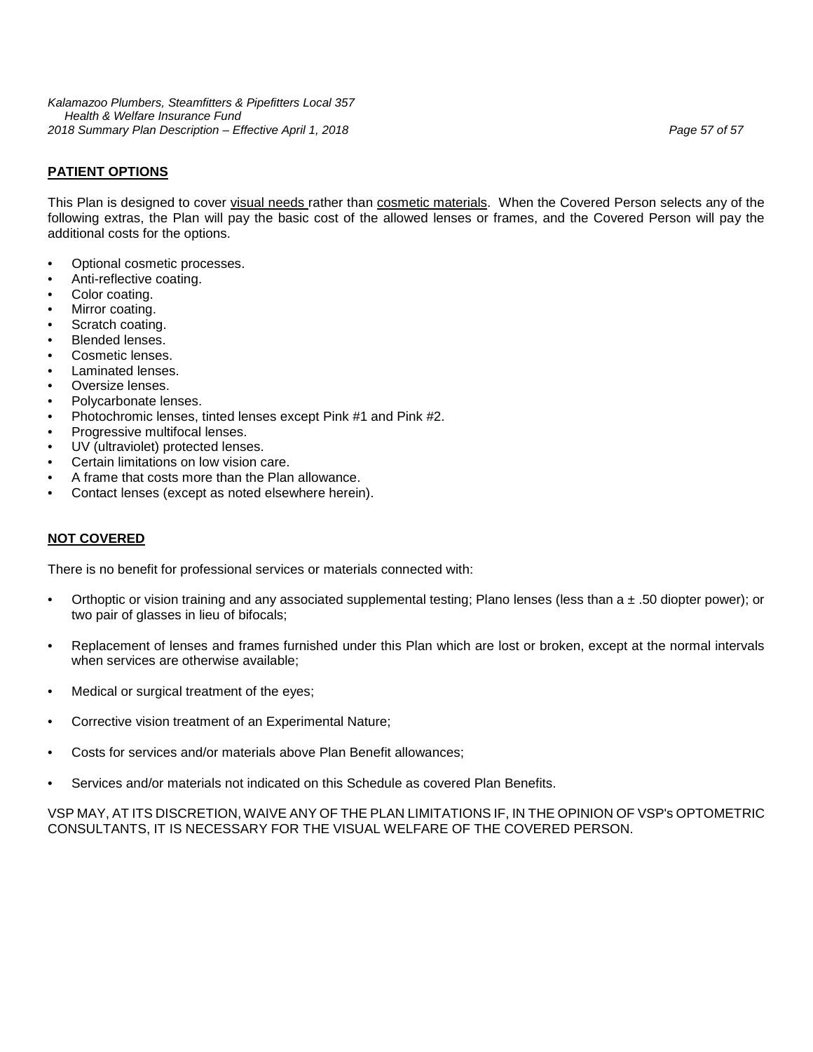## PATIENT OPTIONS

This Plan is designed to cover visual needs rather than cosmetic materials. When the Covered Person selects any of the following extras, the Plan will pay the basic cost of the allowed lenses or frames, and the Covered Person will pay the additional costs for the options.

- Optional cosmetic processes.
- Anti-reflective coating.
- Color coating.
- Mirror coating.
- Scratch coating.
- Blended lenses.
- Cosmetic lenses.
- Laminated lenses.
- Oversize lenses.
- Polycarbonate lenses.
- Photochromic lenses, tinted lenses except Pink #1 and Pink #2.
- Progressive multifocal lenses.
- UV (ultraviolet) protected lenses.
- Certain limitations on low vision care.
- A frame that costs more than the Plan allowance.
- Contact lenses (except as noted elsewhere herein).

## NOT COVERED

There is no benefit for professional services or materials connected with:

- Orthoptic or vision training and any associated supplemental testing; Plano lenses (less than a ± .50 diopter power); or two pair of glasses in lieu of bifocals;
- Replacement of lenses and frames furnished under this Plan which are lost or broken, except at the normal intervals when services are otherwise available;
- Medical or surgical treatment of the eyes;
- Corrective vision treatment of an Experimental Nature;
- Costs for services and/or materials above Plan Benefit allowances;
- Services and/or materials not indicated on this Schedule as covered Plan Benefits.

VSP MAY, AT ITS DISCRETION, WAIVE ANY OF THE PLAN LIMITATIONS IF, IN THE OPINION OF VSP's OPTOMETRIC CONSULTANTS, IT IS NECESSARY FOR THE VISUAL WELFARE OF THE COVERED PERSON.